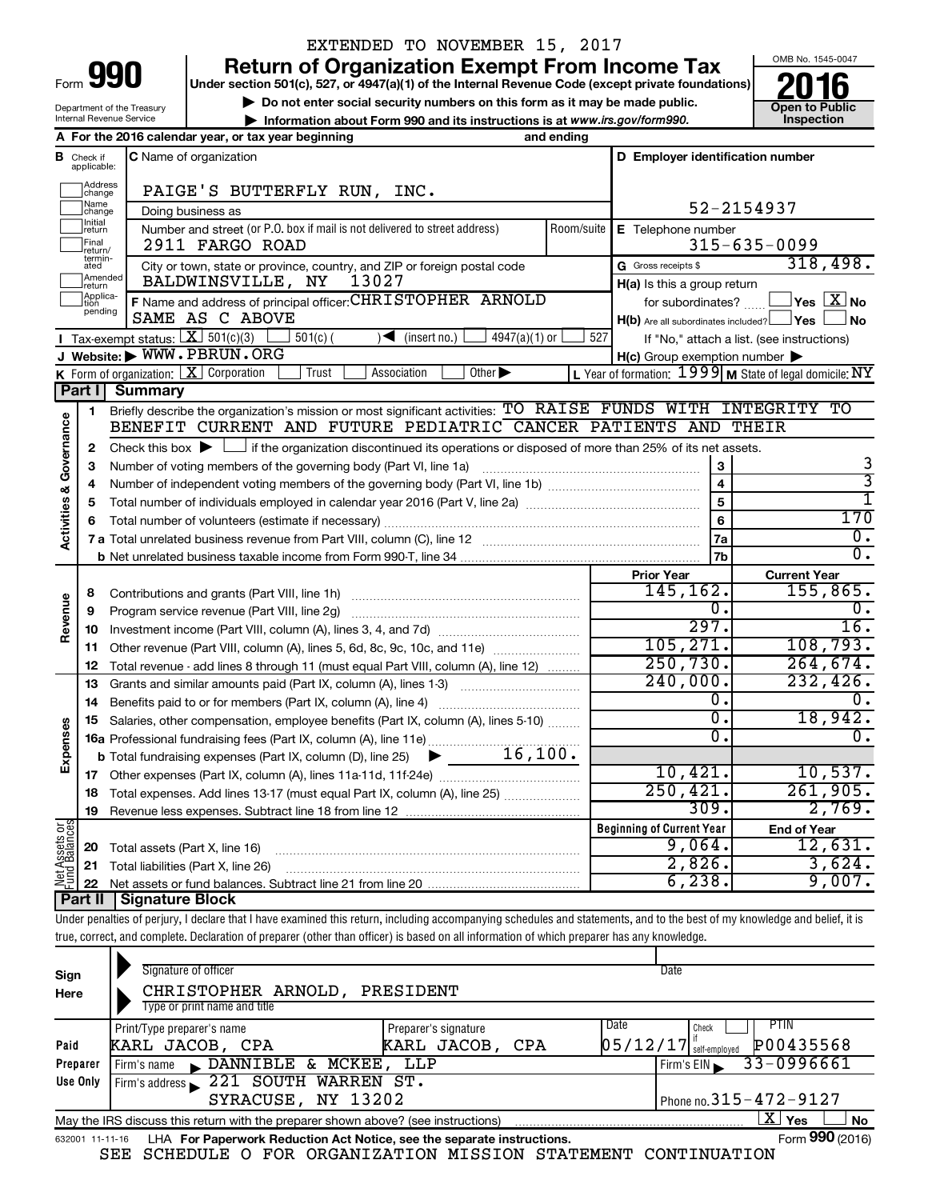EXTENDED TO NOVEMBER 15, 2017

# Form 990 — Return of Organization Exempt From Income Tax

Under section 501(c), 527, or 4947(a)(1) of the Internal Revenue Code (except private foundations)

▶ Do not enter social security numbers on this form as it may be made public.

▶ Information about Form 990 and its instructions is at www.irs.gov/form990.

Department of the Treasury
Internal Revenue Service

OMB No. 1545-0047

**2016**

Open to Public Inspection

**A** For the 2016 calendar year, or tax year beginning and ending

**B** Check if applicable: Address change, Name change, Initial return, Final return/terminated, Amended return, Application pending

**C** Name of organization: PAIGE'S BUTTERFLY RUN, INC.

Doing business as

Number and street (or P.O. box if mail is not delivered to street address): 2911 FARGO ROAD — Room/suite

City or town, state or province, country, and ZIP or foreign postal code: BALDWINSVILLE, NY 13027

**D** Employer identification number: 52-2154937

**E** Telephone number: 315-635-0099

**G** Gross receipts $ 318,498.

**F** Name and address of principal officer: CHRISTOPHER ARNOLD, SAME AS C ABOVE

**H(a)** Is this a group return for subordinates? ☐ Yes ☒ No

**H(b)** Are all subordinates included? ☐ Yes ☐ No — If "No," attach a list. (see instructions)

**H(c)** Group exemption number ▶

**I** Tax-exempt status: ☒ 501(c)(3) ☐ 501(c)( ) ◀ (insert no.) ☐ 4947(a)(1) or ☐ 527

**J** Website: ▶ WWW.PBRUN.ORG

**K** Form of organization: ☒ Corporation ☐ Trust ☐ Association ☐ Other ▶

**L** Year of formation: 1999 **M** State of legal domicile: NY

## Part I Summary

**Activities & Governance**

1. Briefly describe the organization's mission or most significant activities: TO RAISE FUNDS WITH INTEGRITY TO BENEFIT CURRENT AND FUTURE PEDIATRIC CANCER PATIENTS AND THEIR
2. Check this box ▶ ☐ if the organization discontinued its operations or disposed of more than 25% of its net assets.

| Line | Description | | Value |
|---|---|---|---|
| 3 | Number of voting members of the governing body (Part VI, line 1a) | 3 | 3 |
| 4 | Number of independent voting members of the governing body (Part VI, line 1b) | 4 | 3 |
| 5 | Total number of individuals employed in calendar year 2016 (Part V, line 2a) | 5 | 1 |
| 6 | Total number of volunteers (estimate if necessary) | 6 | 170 |
| 7a | Total unrelated business revenue from Part VIII, column (C), line 12 | 7a | 0. |
| 7b | Net unrelated business taxable income from Form 990-T, line 34 | 7b | 0. |

| Line | Description | Prior Year | Current Year |
|---|---|---|---|
| **Revenue** | | | |
| 8 | Contributions and grants (Part VIII, line 1h) | 145,162. | 155,865. |
| 9 | Program service revenue (Part VIII, line 2g) | 0. | 0. |
| 10 | Investment income (Part VIII, column (A), lines 3, 4, and 7d) | 297. | 16. |
| 11 | Other revenue (Part VIII, column (A), lines 5, 6d, 8c, 9c, 10c, and 11e) | 105,271. | 108,793. |
| 12 | Total revenue - add lines 8 through 11 (must equal Part VIII, column (A), line 12) | 250,730. | 264,674. |
| **Expenses** | | | |
| 13 | Grants and similar amounts paid (Part IX, column (A), lines 1-3) | 240,000. | 232,426. |
| 14 | Benefits paid to or for members (Part IX, column (A), line 4) | 0. | 0. |
| 15 | Salaries, other compensation, employee benefits (Part IX, column (A), lines 5-10) | 0. | 18,942. |
| 16a | Professional fundraising fees (Part IX, column (A), line 11e) | 0. | 0. |
| b | Total fundraising expenses (Part IX, column (D), line 25) ▶ 16,100. | | |
| 17 | Other expenses (Part IX, column (A), lines 11a-11d, 11f-24e) | 10,421. | 10,537. |
| 18 | Total expenses. Add lines 13-17 (must equal Part IX, column (A), line 25) | 250,421. | 261,905. |
| 19 | Revenue less expenses. Subtract line 18 from line 12 | 309. | 2,769. |

| Line | Net Assets or Fund Balances | Beginning of Current Year | End of Year |
|---|---|---|---|
| 20 | Total assets (Part X, line 16) | 9,064. | 12,631. |
| 21 | Total liabilities (Part X, line 26) | 2,826. | 3,624. |
| 22 | Net assets or fund balances. Subtract line 21 from line 20 | 6,238. | 9,007. |

## Part II Signature Block

Under penalties of perjury, I declare that I have examined this return, including accompanying schedules and statements, and to the best of my knowledge and belief, it is true, correct, and complete. Declaration of preparer (other than officer) is based on all information of which preparer has any knowledge.

**Sign Here**

Signature of officer — Date

CHRISTOPHER ARNOLD, PRESIDENT
Type or print name and title

**Paid Preparer Use Only**

| Print/Type preparer's name | Preparer's signature | Date | Check if self-employed | PTIN |
|---|---|---|---|---|
| KARL JACOB, CPA | KARL JACOB, CPA | 05/12/17 | ☐ | P00435568 |

Firm's name ▶ DANNIBLE & MCKEE, LLP — Firm's EIN ▶ 33-0996661

Firm's address ▶ 221 SOUTH WARREN ST. SYRACUSE, NY 13202 — Phone no. 315-472-9127

May the IRS discuss this return with the preparer shown above? (see instructions) ☒ Yes ☐ No

632001 11-11-16 LHA For Paperwork Reduction Act Notice, see the separate instructions. Form 990 (2016)

SEE SCHEDULE O FOR ORGANIZATION MISSION STATEMENT CONTINUATION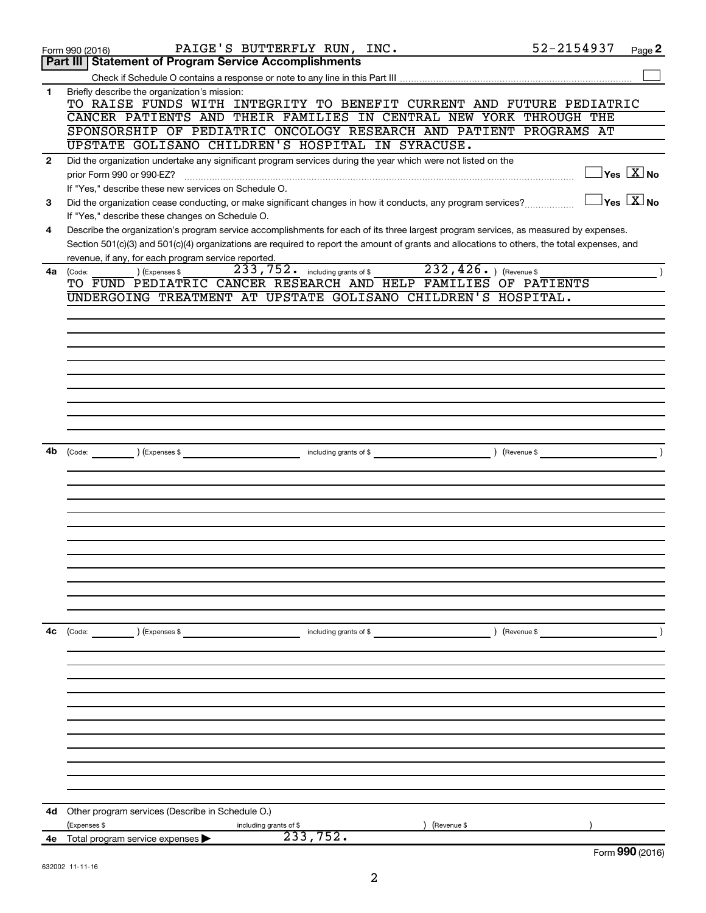Form 990 (2016) PAIGE'S BUTTERFLY RUN, INC. 52-2154937 Page 2

## Part III Statement of Program Service Accomplishments

Check if Schedule O contains a response or note to any line in this Part III

**1** Briefly describe the organization's mission:

TO RAISE FUNDS WITH INTEGRITY TO BENEFIT CURRENT AND FUTURE PEDIATRIC CANCER PATIENTS AND THEIR FAMILIES IN CENTRAL NEW YORK THROUGH THE SPONSORSHIP OF PEDIATRIC ONCOLOGY RESEARCH AND PATIENT PROGRAMS AT UPSTATE GOLISANO CHILDREN'S HOSPITAL IN SYRACUSE.

**2** Did the organization undertake any significant program services during the year which were not listed on the prior Form 990 or 990-EZ? ☐ Yes ☒ No

If "Yes," describe these new services on Schedule O.

**3** Did the organization cease conducting, or make significant changes in how it conducts, any program services? ☐ Yes ☒ No

If "Yes," describe these changes on Schedule O.

**4** Describe the organization's program service accomplishments for each of its three largest program services, as measured by expenses. Section 501(c)(3) and 501(c)(4) organizations are required to report the amount of grants and allocations to others, the total expenses, and revenue, if any, for each program service reported.

**4a** (Code: ) (Expenses $ 233,752. including grants of $ 232,426. ) (Revenue $ )

TO FUND PEDIATRIC CANCER RESEARCH AND HELP FAMILIES OF PATIENTS UNDERGOING TREATMENT AT UPSTATE GOLISANO CHILDREN'S HOSPITAL.

**4b** (Code: ) (Expenses $ including grants of $ ) (Revenue $ )

**4c** (Code: ) (Expenses $ including grants of $ ) (Revenue $ )

**4d** Other program services (Describe in Schedule O.)

(Expenses $ including grants of $ ) (Revenue $ )

**4e** Total program service expenses ▶ 233,752.

Form **990** (2016)

632002 11-11-16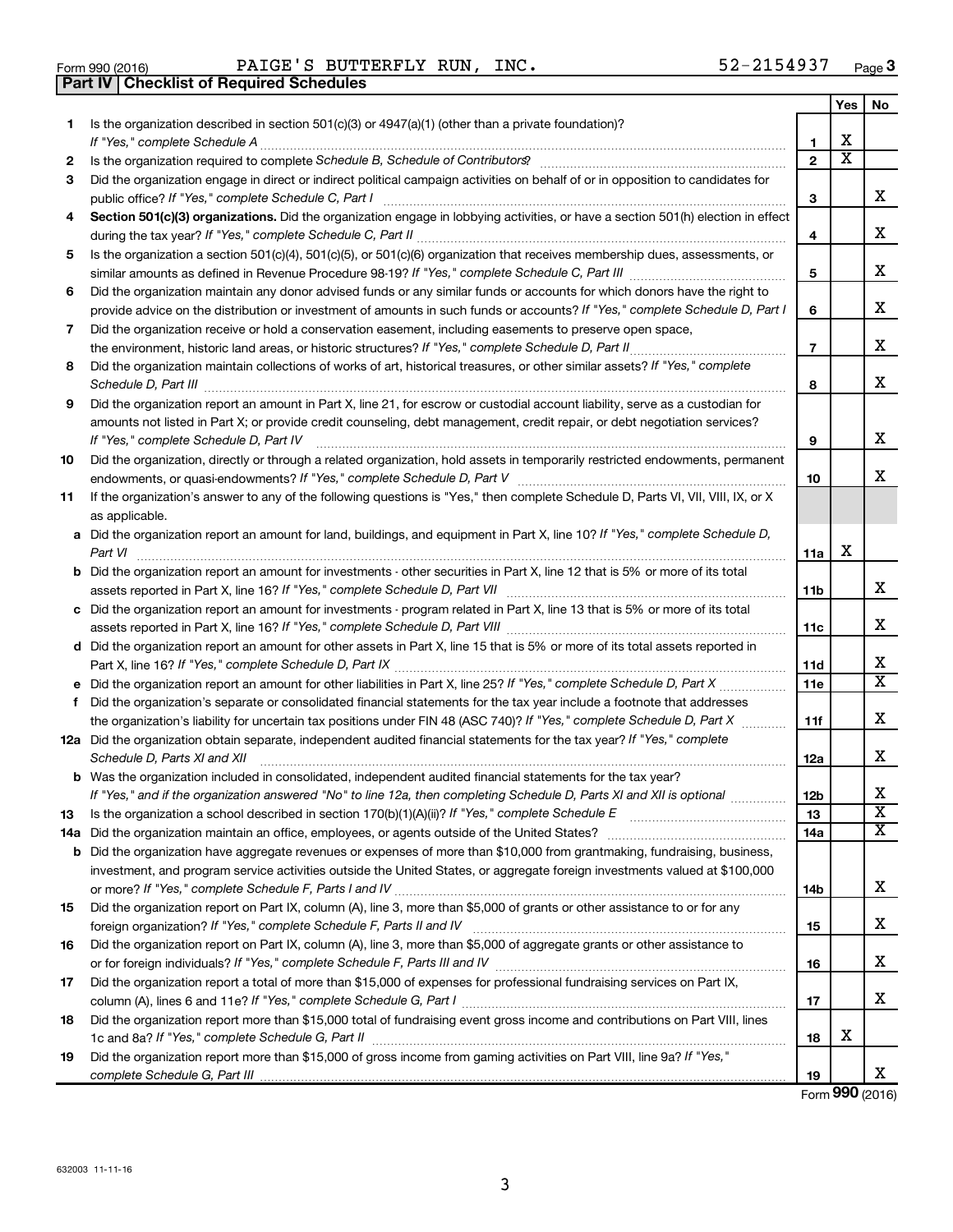Form 990 (2016) PAIGE'S BUTTERFLY RUN, INC. 52-2154937 Page 3

## Part IV Checklist of Required Schedules

| | | | Yes | No |
|---|---|---|---|---|
| 1 | Is the organization described in section 501(c)(3) or 4947(a)(1) (other than a private foundation)? *If "Yes," complete Schedule A* | 1 | X | |
| 2 | Is the organization required to complete *Schedule B, Schedule of Contributors*? | 2 | X | |
| 3 | Did the organization engage in direct or indirect political campaign activities on behalf of or in opposition to candidates for public office? *If "Yes," complete Schedule C, Part I* | 3 | | X |
| 4 | **Section 501(c)(3) organizations.** Did the organization engage in lobbying activities, or have a section 501(h) election in effect during the tax year? *If "Yes," complete Schedule C, Part II* | 4 | | X |
| 5 | Is the organization a section 501(c)(4), 501(c)(5), or 501(c)(6) organization that receives membership dues, assessments, or similar amounts as defined in Revenue Procedure 98-19? *If "Yes," complete Schedule C, Part III* | 5 | | X |
| 6 | Did the organization maintain any donor advised funds or any similar funds or accounts for which donors have the right to provide advice on the distribution or investment of amounts in such funds or accounts? *If "Yes," complete Schedule D, Part I* | 6 | | X |
| 7 | Did the organization receive or hold a conservation easement, including easements to preserve open space, the environment, historic land areas, or historic structures? *If "Yes," complete Schedule D, Part II* | 7 | | X |
| 8 | Did the organization maintain collections of works of art, historical treasures, or other similar assets? *If "Yes," complete Schedule D, Part III* | 8 | | X |
| 9 | Did the organization report an amount in Part X, line 21, for escrow or custodial account liability, serve as a custodian for amounts not listed in Part X; or provide credit counseling, debt management, credit repair, or debt negotiation services? *If "Yes," complete Schedule D, Part IV* | 9 | | X |
| 10 | Did the organization, directly or through a related organization, hold assets in temporarily restricted endowments, permanent endowments, or quasi-endowments? *If "Yes," complete Schedule D, Part V* | 10 | | X |
| 11 | If the organization's answer to any of the following questions is "Yes," then complete Schedule D, Parts VI, VII, VIII, IX, or X as applicable. | | | |
| a | Did the organization report an amount for land, buildings, and equipment in Part X, line 10? *If "Yes," complete Schedule D, Part VI* | 11a | X | |
| b | Did the organization report an amount for investments - other securities in Part X, line 12 that is 5% or more of its total assets reported in Part X, line 16? *If "Yes," complete Schedule D, Part VII* | 11b | | X |
| c | Did the organization report an amount for investments - program related in Part X, line 13 that is 5% or more of its total assets reported in Part X, line 16? *If "Yes," complete Schedule D, Part VIII* | 11c | | X |
| d | Did the organization report an amount for other assets in Part X, line 15 that is 5% or more of its total assets reported in Part X, line 16? *If "Yes," complete Schedule D, Part IX* | 11d | | X |
| e | Did the organization report an amount for other liabilities in Part X, line 25? *If "Yes," complete Schedule D, Part X* | 11e | | X |
| f | Did the organization's separate or consolidated financial statements for the tax year include a footnote that addresses the organization's liability for uncertain tax positions under FIN 48 (ASC 740)? *If "Yes," complete Schedule D, Part X* | 11f | | X |
| 12a | Did the organization obtain separate, independent audited financial statements for the tax year? *If "Yes," complete Schedule D, Parts XI and XII* | 12a | | X |
| b | Was the organization included in consolidated, independent audited financial statements for the tax year? *If "Yes," and if the organization answered "No" to line 12a, then completing Schedule D, Parts XI and XII is optional* | 12b | | X |
| 13 | Is the organization a school described in section 170(b)(1)(A)(ii)? *If "Yes," complete Schedule E* | 13 | | X |
| 14a | Did the organization maintain an office, employees, or agents outside of the United States? | 14a | | X |
| b | Did the organization have aggregate revenues or expenses of more than $10,000 from grantmaking, fundraising, business, investment, and program service activities outside the United States, or aggregate foreign investments valued at $100,000 or more? *If "Yes," complete Schedule F, Parts I and IV* | 14b | | X |
| 15 | Did the organization report on Part IX, column (A), line 3, more than $5,000 of grants or other assistance to or for any foreign organization? *If "Yes," complete Schedule F, Parts II and IV* | 15 | | X |
| 16 | Did the organization report on Part IX, column (A), line 3, more than $5,000 of aggregate grants or other assistance to or for foreign individuals? *If "Yes," complete Schedule F, Parts III and IV* | 16 | | X |
| 17 | Did the organization report a total of more than $15,000 of expenses for professional fundraising services on Part IX, column (A), lines 6 and 11e? *If "Yes," complete Schedule G, Part I* | 17 | | X |
| 18 | Did the organization report more than $15,000 total of fundraising event gross income and contributions on Part VIII, lines 1c and 8a? *If "Yes," complete Schedule G, Part II* | 18 | X | |
| 19 | Did the organization report more than $15,000 of gross income from gaming activities on Part VIII, line 9a? *If "Yes," complete Schedule G, Part III* | 19 | | X |

Form **990** (2016)

632003 11-11-16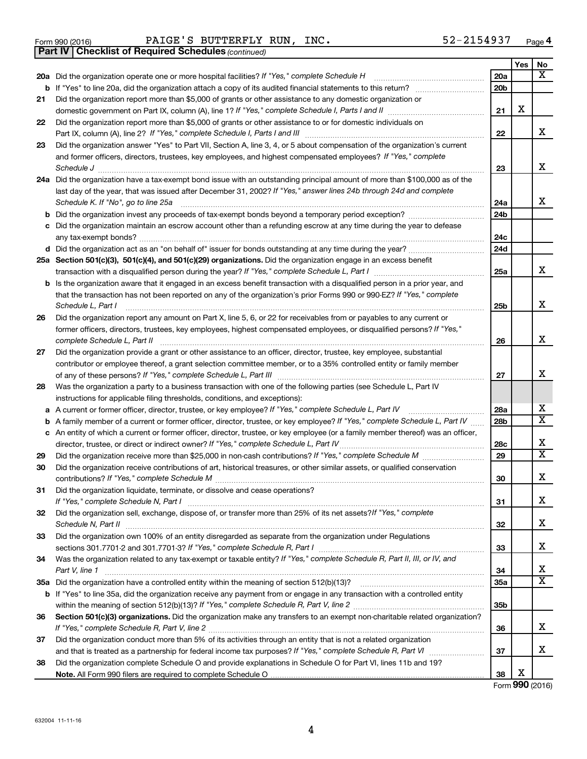Form 990 (2016) PAIGE'S BUTTERFLY RUN, INC. 52-2154937 Page 4

**Part IV | Checklist of Required Schedules** *(continued)*

| | | | Yes | No |
|---|---|---|---|---|
| **20a** | Did the organization operate one or more hospital facilities? *If "Yes," complete Schedule H* | **20a** | | X |
| **b** | If "Yes" to line 20a, did the organization attach a copy of its audited financial statements to this return? | **20b** | | |
| **21** | Did the organization report more than $5,000 of grants or other assistance to any domestic organization or domestic government on Part IX, column (A), line 1? *If "Yes," complete Schedule I, Parts I and II* | **21** | X | |
| **22** | Did the organization report more than $5,000 of grants or other assistance to or for domestic individuals on Part IX, column (A), line 2? *If "Yes," complete Schedule I, Parts I and III* | **22** | | X |
| **23** | Did the organization answer "Yes" to Part VII, Section A, line 3, 4, or 5 about compensation of the organization's current and former officers, directors, trustees, key employees, and highest compensated employees? *If "Yes," complete Schedule J* | **23** | | X |
| **24a** | Did the organization have a tax-exempt bond issue with an outstanding principal amount of more than $100,000 as of the last day of the year, that was issued after December 31, 2002? *If "Yes," answer lines 24b through 24d and complete Schedule K. If "No", go to line 25a* | **24a** | | X |
| **b** | Did the organization invest any proceeds of tax-exempt bonds beyond a temporary period exception? | **24b** | | |
| **c** | Did the organization maintain an escrow account other than a refunding escrow at any time during the year to defease any tax-exempt bonds? | **24c** | | |
| **d** | Did the organization act as an "on behalf of" issuer for bonds outstanding at any time during the year? | **24d** | | |
| **25a** | **Section 501(c)(3), 501(c)(4), and 501(c)(29) organizations.** Did the organization engage in an excess benefit transaction with a disqualified person during the year? *If "Yes," complete Schedule L, Part I* | **25a** | | X |
| **b** | Is the organization aware that it engaged in an excess benefit transaction with a disqualified person in a prior year, and that the transaction has not been reported on any of the organization's prior Forms 990 or 990-EZ? *If "Yes," complete Schedule L, Part I* | **25b** | | X |
| **26** | Did the organization report any amount on Part X, line 5, 6, or 22 for receivables from or payables to any current or former officers, directors, trustees, key employees, highest compensated employees, or disqualified persons? *If "Yes," complete Schedule L, Part II* | **26** | | X |
| **27** | Did the organization provide a grant or other assistance to an officer, director, trustee, key employee, substantial contributor or employee thereof, a grant selection committee member, or to a 35% controlled entity or family member of any of these persons? *If "Yes," complete Schedule L, Part III* | **27** | | X |
| **28** | Was the organization a party to a business transaction with one of the following parties (see Schedule L, Part IV instructions for applicable filing thresholds, conditions, and exceptions): | | | |
| **a** | A current or former officer, director, trustee, or key employee? *If "Yes," complete Schedule L, Part IV* | **28a** | | X |
| **b** | A family member of a current or former officer, director, trustee, or key employee? *If "Yes," complete Schedule L, Part IV* | **28b** | | X |
| **c** | An entity of which a current or former officer, director, trustee, or key employee (or a family member thereof) was an officer, director, trustee, or direct or indirect owner? *If "Yes," complete Schedule L, Part IV* | **28c** | | X |
| **29** | Did the organization receive more than $25,000 in non-cash contributions? *If "Yes," complete Schedule M* | **29** | | X |
| **30** | Did the organization receive contributions of art, historical treasures, or other similar assets, or qualified conservation contributions? *If "Yes," complete Schedule M* | **30** | | X |
| **31** | Did the organization liquidate, terminate, or dissolve and cease operations? *If "Yes," complete Schedule N, Part I* | **31** | | X |
| **32** | Did the organization sell, exchange, dispose of, or transfer more than 25% of its net assets? *If "Yes," complete Schedule N, Part II* | **32** | | X |
| **33** | Did the organization own 100% of an entity disregarded as separate from the organization under Regulations sections 301.7701-2 and 301.7701-3? *If "Yes," complete Schedule R, Part I* | **33** | | X |
| **34** | Was the organization related to any tax-exempt or taxable entity? *If "Yes," complete Schedule R, Part II, III, or IV, and Part V, line 1* | **34** | | X |
| **35a** | Did the organization have a controlled entity within the meaning of section 512(b)(13)? | **35a** | | X |
| **b** | If "Yes" to line 35a, did the organization receive any payment from or engage in any transaction with a controlled entity within the meaning of section 512(b)(13)? *If "Yes," complete Schedule R, Part V, line 2* | **35b** | | |
| **36** | **Section 501(c)(3) organizations.** Did the organization make any transfers to an exempt non-charitable related organization? *If "Yes," complete Schedule R, Part V, line 2* | **36** | | X |
| **37** | Did the organization conduct more than 5% of its activities through an entity that is not a related organization and that is treated as a partnership for federal income tax purposes? *If "Yes," complete Schedule R, Part VI* | **37** | | X |
| **38** | Did the organization complete Schedule O and provide explanations in Schedule O for Part VI, lines 11b and 19? **Note.** All Form 990 filers are required to complete Schedule O | **38** | X | |

Form **990** (2016)

632004 11-11-16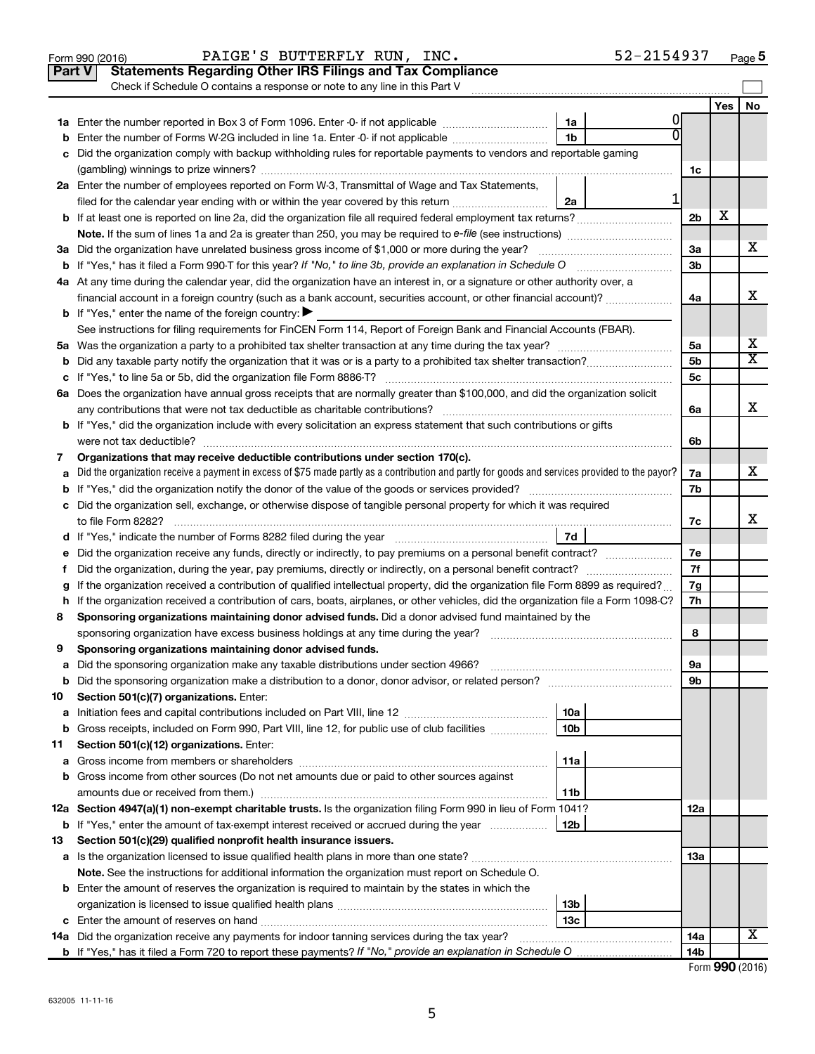Form 990 (2016) PAIGE'S BUTTERFLY RUN, INC. 52-2154937 Page 5

**Part V Statements Regarding Other IRS Filings and Tax Compliance**

Check if Schedule O contains a response or note to any line in this Part V

| | | | | | Yes | No |
|---|---|---|---|---|---|---|
| **1a** | Enter the number reported in Box 3 of Form 1096. Enter -0- if not applicable | 1a | 0 | | | |
| **b** | Enter the number of Forms W-2G included in line 1a. Enter -0- if not applicable | 1b | 0 | | | |
| **c** | Did the organization comply with backup withholding rules for reportable payments to vendors and reportable gaming (gambling) winnings to prize winners? | | | 1c | | |
| **2a** | Enter the number of employees reported on Form W-3, Transmittal of Wage and Tax Statements, filed for the calendar year ending with or within the year covered by this return | 2a | 1 | | | |
| **b** | If at least one is reported on line 2a, did the organization file all required federal employment tax returns? | | | 2b | X | |
| | **Note.** If the sum of lines 1a and 2a is greater than 250, you may be required to *e-file* (see instructions) | | | | | |
| **3a** | Did the organization have unrelated business gross income of $1,000 or more during the year? | | | 3a | | X |
| **b** | If "Yes," has it filed a Form 990-T for this year? *If "No," to line 3b, provide an explanation in Schedule O* | | | 3b | | |
| **4a** | At any time during the calendar year, did the organization have an interest in, or a signature or other authority over, a financial account in a foreign country (such as a bank account, securities account, or other financial account)? | | | 4a | | X |
| **b** | If "Yes," enter the name of the foreign country: ▶ | | | | | |
| | See instructions for filing requirements for FinCEN Form 114, Report of Foreign Bank and Financial Accounts (FBAR). | | | | | |
| **5a** | Was the organization a party to a prohibited tax shelter transaction at any time during the tax year? | | | 5a | | X |
| **b** | Did any taxable party notify the organization that it was or is a party to a prohibited tax shelter transaction? | | | 5b | | X |
| **c** | If "Yes," to line 5a or 5b, did the organization file Form 8886-T? | | | 5c | | |
| **6a** | Does the organization have annual gross receipts that are normally greater than $100,000, and did the organization solicit any contributions that were not tax deductible as charitable contributions? | | | 6a | | X |
| **b** | If "Yes," did the organization include with every solicitation an express statement that such contributions or gifts were not tax deductible? | | | 6b | | |
| **7** | **Organizations that may receive deductible contributions under section 170(c).** | | | | | |
| **a** | Did the organization receive a payment in excess of $75 made partly as a contribution and partly for goods and services provided to the payor? | | | 7a | | X |
| **b** | If "Yes," did the organization notify the donor of the value of the goods or services provided? | | | 7b | | |
| **c** | Did the organization sell, exchange, or otherwise dispose of tangible personal property for which it was required to file Form 8282? | | | 7c | | X |
| **d** | If "Yes," indicate the number of Forms 8282 filed during the year | 7d | | | | |
| **e** | Did the organization receive any funds, directly or indirectly, to pay premiums on a personal benefit contract? | | | 7e | | |
| **f** | Did the organization, during the year, pay premiums, directly or indirectly, on a personal benefit contract? | | | 7f | | |
| **g** | If the organization received a contribution of qualified intellectual property, did the organization file Form 8899 as required? | | | 7g | | |
| **h** | If the organization received a contribution of cars, boats, airplanes, or other vehicles, did the organization file a Form 1098-C? | | | 7h | | |
| **8** | **Sponsoring organizations maintaining donor advised funds.** Did a donor advised fund maintained by the sponsoring organization have excess business holdings at any time during the year? | | | 8 | | |
| **9** | **Sponsoring organizations maintaining donor advised funds.** | | | | | |
| **a** | Did the sponsoring organization make any taxable distributions under section 4966? | | | 9a | | |
| **b** | Did the sponsoring organization make a distribution to a donor, donor advisor, or related person? | | | 9b | | |
| **10** | **Section 501(c)(7) organizations.** Enter: | | | | | |
| **a** | Initiation fees and capital contributions included on Part VIII, line 12 | 10a | | | | |
| **b** | Gross receipts, included on Form 990, Part VIII, line 12, for public use of club facilities | 10b | | | | |
| **11** | **Section 501(c)(12) organizations.** Enter: | | | | | |
| **a** | Gross income from members or shareholders | 11a | | | | |
| **b** | Gross income from other sources (Do not net amounts due or paid to other sources against amounts due or received from them.) | 11b | | | | |
| **12a** | **Section 4947(a)(1) non-exempt charitable trusts.** Is the organization filing Form 990 in lieu of Form 1041? | | | 12a | | |
| **b** | If "Yes," enter the amount of tax-exempt interest received or accrued during the year | 12b | | | | |
| **13** | **Section 501(c)(29) qualified nonprofit health insurance issuers.** | | | | | |
| **a** | Is the organization licensed to issue qualified health plans in more than one state? | | | 13a | | |
| | **Note.** See the instructions for additional information the organization must report on Schedule O. | | | | | |
| **b** | Enter the amount of reserves the organization is required to maintain by the states in which the organization is licensed to issue qualified health plans | 13b | | | | |
| **c** | Enter the amount of reserves on hand | 13c | | | | |
| **14a** | Did the organization receive any payments for indoor tanning services during the tax year? | | | 14a | | X |
| **b** | If "Yes," has it filed a Form 720 to report these payments? *If "No," provide an explanation in Schedule O* | | | 14b | | |

Form **990** (2016)

632005 11-11-16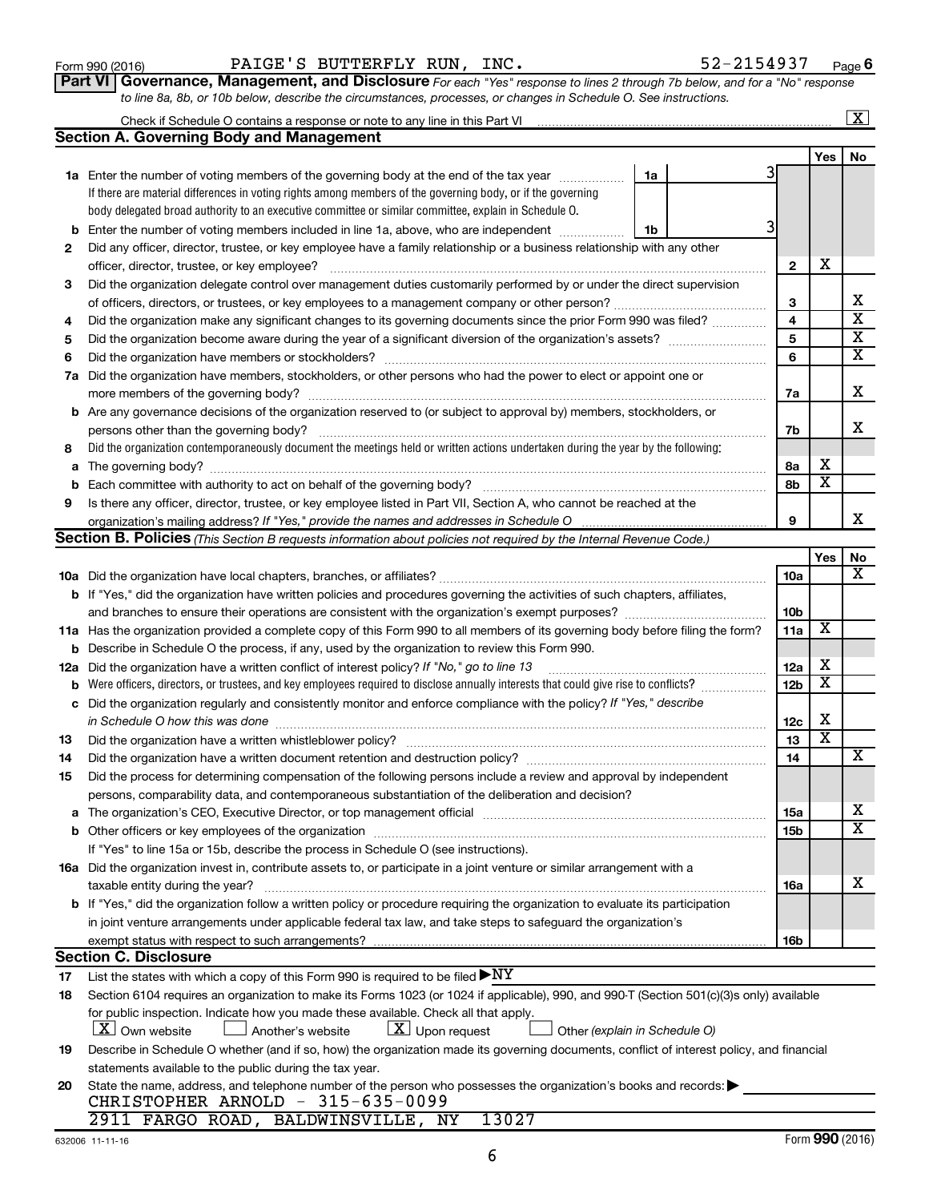Form 990 (2016) PAIGE'S BUTTERFLY RUN, INC. 52-2154937 Page 6

**Part VI Governance, Management, and Disclosure** *For each "Yes" response to lines 2 through 7b below, and for a "No" response to line 8a, 8b, or 10b below, describe the circumstances, processes, or changes in Schedule O. See instructions.*

Check if Schedule O contains a response or note to any line in this Part VI [X]

## Section A. Governing Body and Management

| | | | Yes | No |
|---|---|---|---|---|
| **1a** | Enter the number of voting members of the governing body at the end of the tax year — **1a** 3. If there are material differences in voting rights among members of the governing body, or if the governing body delegated broad authority to an executive committee or similar committee, explain in Schedule O. | | | |
| **b** | Enter the number of voting members included in line 1a, above, who are independent — **1b** 3 | | | |
| **2** | Did any officer, director, trustee, or key employee have a family relationship or a business relationship with any other officer, director, trustee, or key employee? | 2 | X | |
| **3** | Did the organization delegate control over management duties customarily performed by or under the direct supervision of officers, directors, or trustees, or key employees to a management company or other person? | 3 | | X |
| **4** | Did the organization make any significant changes to its governing documents since the prior Form 990 was filed? | 4 | | X |
| **5** | Did the organization become aware during the year of a significant diversion of the organization's assets? | 5 | | X |
| **6** | Did the organization have members or stockholders? | 6 | | X |
| **7a** | Did the organization have members, stockholders, or other persons who had the power to elect or appoint one or more members of the governing body? | 7a | | X |
| **b** | Are any governance decisions of the organization reserved to (or subject to approval by) members, stockholders, or persons other than the governing body? | 7b | | X |
| **8** | Did the organization contemporaneously document the meetings held or written actions undertaken during the year by the following: | | | |
| **a** | The governing body? | 8a | X | |
| **b** | Each committee with authority to act on behalf of the governing body? | 8b | X | |
| **9** | Is there any officer, director, trustee, or key employee listed in Part VII, Section A, who cannot be reached at the organization's mailing address? *If "Yes," provide the names and addresses in Schedule O* | 9 | | X |

## Section B. Policies *(This Section B requests information about policies not required by the Internal Revenue Code.)*

| | | | Yes | No |
|---|---|---|---|---|
| **10a** | Did the organization have local chapters, branches, or affiliates? | 10a | | X |
| **b** | If "Yes," did the organization have written policies and procedures governing the activities of such chapters, affiliates, and branches to ensure their operations are consistent with the organization's exempt purposes? | 10b | | |
| **11a** | Has the organization provided a complete copy of this Form 990 to all members of its governing body before filing the form? | 11a | X | |
| **b** | Describe in Schedule O the process, if any, used by the organization to review this Form 990. | | | |
| **12a** | Did the organization have a written conflict of interest policy? *If "No," go to line 13* | 12a | X | |
| **b** | Were officers, directors, or trustees, and key employees required to disclose annually interests that could give rise to conflicts? | 12b | X | |
| **c** | Did the organization regularly and consistently monitor and enforce compliance with the policy? *If "Yes," describe in Schedule O how this was done* | 12c | X | |
| **13** | Did the organization have a written whistleblower policy? | 13 | X | |
| **14** | Did the organization have a written document retention and destruction policy? | 14 | | X |
| **15** | Did the process for determining compensation of the following persons include a review and approval by independent persons, comparability data, and contemporaneous substantiation of the deliberation and decision? | | | |
| **a** | The organization's CEO, Executive Director, or top management official | 15a | | X |
| **b** | Other officers or key employees of the organization | 15b | | X |
| | If "Yes" to line 15a or 15b, describe the process in Schedule O (see instructions). | | | |
| **16a** | Did the organization invest in, contribute assets to, or participate in a joint venture or similar arrangement with a taxable entity during the year? | 16a | | X |
| **b** | If "Yes," did the organization follow a written policy or procedure requiring the organization to evaluate its participation in joint venture arrangements under applicable federal tax law, and take steps to safeguard the organization's exempt status with respect to such arrangements? | 16b | | |

## Section C. Disclosure

**17** List the states with which a copy of this Form 990 is required to be filed ▶ NY

**18** Section 6104 requires an organization to make its Forms 1023 (or 1024 if applicable), 990, and 990-T (Section 501(c)(3)s only) available for public inspection. Indicate how you made these available. Check all that apply.

[X] Own website [ ] Another's website [X] Upon request [ ] Other *(explain in Schedule O)*

**19** Describe in Schedule O whether (and if so, how) the organization made its governing documents, conflict of interest policy, and financial statements available to the public during the tax year.

**20** State the name, address, and telephone number of the person who possesses the organization's books and records: ▶

CHRISTOPHER ARNOLD - 315-635-0099
2911 FARGO ROAD, BALDWINSVILLE, NY 13027

632006 11-11-16 Form **990** (2016)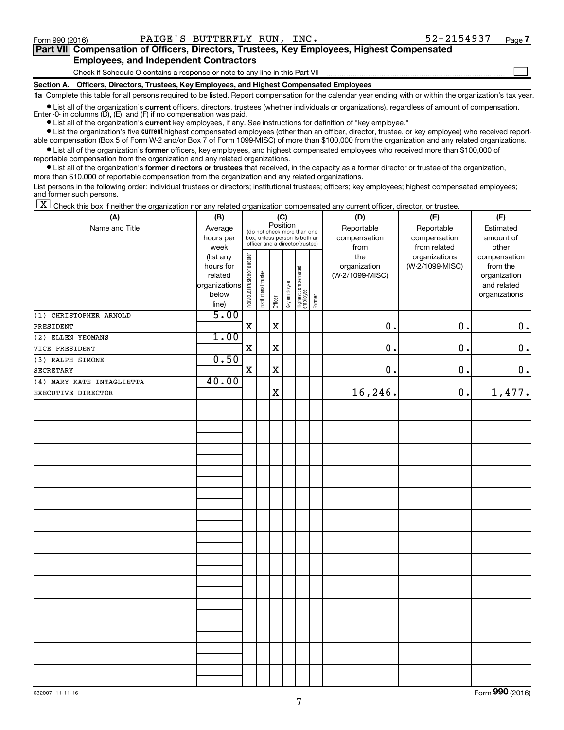Form 990 (2016) PAIGE'S BUTTERFLY RUN, INC. 52-2154937

**Part VII Compensation of Officers, Directors, Trustees, Key Employees, Highest Compensated Employees, and Independent Contractors**

Check if Schedule O contains a response or note to any line in this Part VII ☐

**Section A. Officers, Directors, Trustees, Key Employees, and Highest Compensated Employees**

**1a** Complete this table for all persons required to be listed. Report compensation for the calendar year ending with or within the organization's tax year.

- List all of the organization's **current** officers, directors, trustees (whether individuals or organizations), regardless of amount of compensation. Enter -0- in columns (D), (E), and (F) if no compensation was paid.
- List all of the organization's **current** key employees, if any. See instructions for definition of "key employee."
- List the organization's five **current** highest compensated employees (other than an officer, director, trustee, or key employee) who received reportable compensation (Box 5 of Form W-2 and/or Box 7 of Form 1099-MISC) of more than $100,000 from the organization and any related organizations.
- List all of the organization's **former** officers, key employees, and highest compensated employees who received more than $100,000 of reportable compensation from the organization and any related organizations.
- List all of the organization's **former directors or trustees** that received, in the capacity as a former director or trustee of the organization, more than $10,000 of reportable compensation from the organization and any related organizations.

List persons in the following order: individual trustees or directors; institutional trustees; officers; key employees; highest compensated employees; and former such persons.

☒ Check this box if neither the organization nor any related organization compensated any current officer, director, or trustee.

| (A) Name and Title | (B) Average hours per week (list any hours for related organizations below line) | (C) Position: Individual trustee or director | Institutional trustee | Officer | Key employee | Highest compensated employee | Former | (D) Reportable compensation from the organization (W-2/1099-MISC) | (E) Reportable compensation from related organizations (W-2/1099-MISC) | (F) Estimated amount of other compensation from the organization and related organizations |
|---|---|---|---|---|---|---|---|---|---|---|
| (1) CHRISTOPHER ARNOLD<br>PRESIDENT | 5.00 | X | | X | | | | 0. | 0. | 0. |
| (2) ELLEN YEOMANS<br>VICE PRESIDENT | 1.00 | X | | X | | | | 0. | 0. | 0. |
| (3) RALPH SIMONE<br>SECRETARY | 0.50 | X | | X | | | | 0. | 0. | 0. |
| (4) MARY KATE INTAGLIETTA<br>EXECUTIVE DIRECTOR | 40.00 | | | X | | | | 16,246. | 0. | 1,477. |

632007 11-11-16 Form **990** (2016)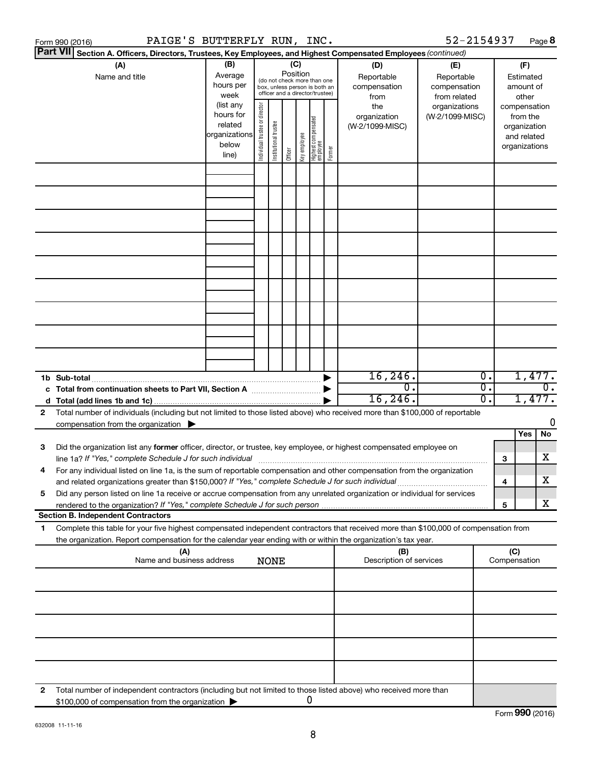Form 990 (2016) PAIGE'S BUTTERFLY RUN, INC. 52-2154937 Page 8

**Part VII Section A. Officers, Directors, Trustees, Key Employees, and Highest Compensated Employees** *(continued)*

| (A) Name and title | (B) Average hours per week (list any hours for related organizations below line) | (C) Position (do not check more than one box, unless person is both an officer and a director/trustee): Individual trustee or director | Institutional trustee | Officer | Key employee | Highest compensated employee | Former | (D) Reportable compensation from the organization (W-2/1099-MISC) | (E) Reportable compensation from related organizations (W-2/1099-MISC) | (F) Estimated amount of other compensation from the organization and related organizations |
|---|---|---|---|---|---|---|---|---|---|---|
| | | | | | | | | | | |
| | | | | | | | | | | |
| | | | | | | | | | | |
| | | | | | | | | | | |
| | | | | | | | | | | |
| | | | | | | | | | | |
| | | | | | | | | | | |
| | | | | | | | | | | |
| | | | | | | | | | | |
| **1b Sub-total** | | | | | | | | 16,246. | 0. | 1,477. |
| **c Total from continuation sheets to Part VII, Section A** | | | | | | | | 0. | 0. | 0. |
| **d Total (add lines 1b and 1c)** | | | | | | | | 16,246. | 0. | 1,477. |

**2** Total number of individuals (including but not limited to those listed above) who received more than $100,000 of reportable compensation from the organization ▶ 0

| | | | Yes | No |
|---|---|---|---|---|
| **3** | Did the organization list any **former** officer, director, or trustee, key employee, or highest compensated employee on line 1a? *If "Yes," complete Schedule J for such individual* | 3 | | X |
| **4** | For any individual listed on line 1a, is the sum of reportable compensation and other compensation from the organization and related organizations greater than $150,000? *If "Yes," complete Schedule J for such individual* | 4 | | X |
| **5** | Did any person listed on line 1a receive or accrue compensation from any unrelated organization or individual for services rendered to the organization? *If "Yes," complete Schedule J for such person* | 5 | | X |

**Section B. Independent Contractors**

**1** Complete this table for your five highest compensated independent contractors that received more than $100,000 of compensation from the organization. Report compensation for the calendar year ending with or within the organization's tax year.

| (A) Name and business address | (B) Description of services | (C) Compensation |
|---|---|---|
| NONE | | |
| | | |
| | | |
| | | |
| | | |

**2** Total number of independent contractors (including but not limited to those listed above) who received more than $100,000 of compensation from the organization ▶ 0

Form **990** (2016)

632008 11-11-16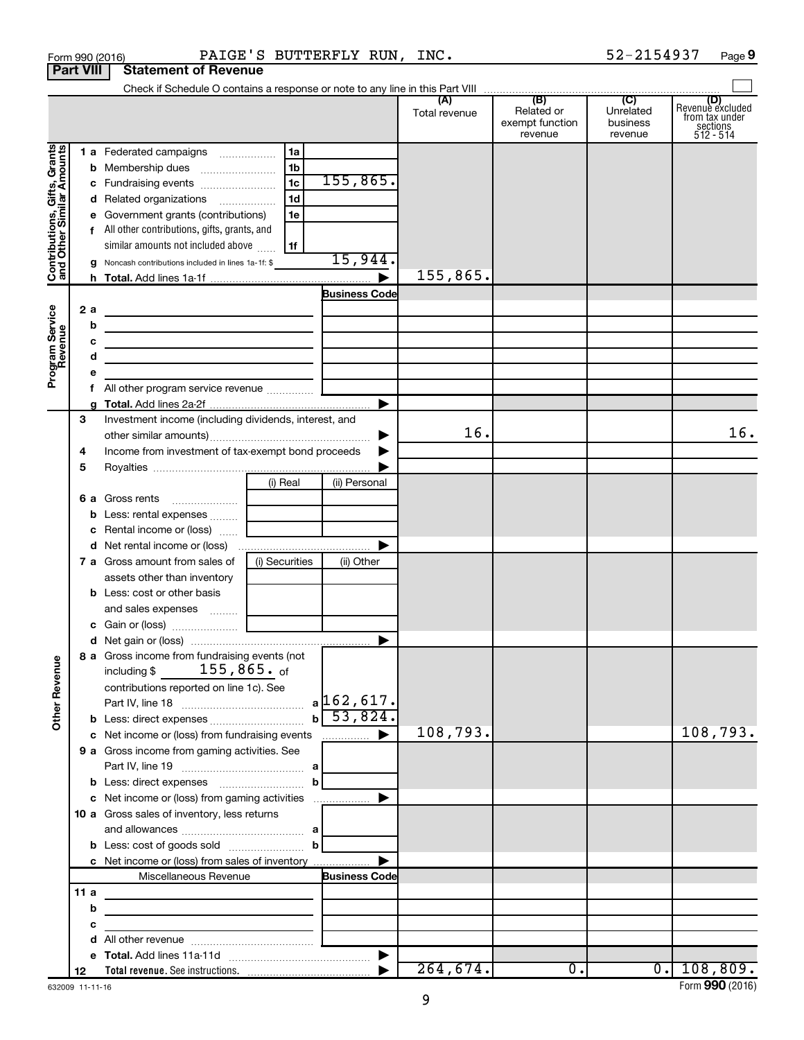Form 990 (2016) PAIGE'S BUTTERFLY RUN, INC. 52-2154937 Page 9

**Part VIII Statement of Revenue**

Check if Schedule O contains a response or note to any line in this Part VIII

| | | | | (A) Total revenue | (B) Related or exempt function revenue | (C) Unrelated business revenue | (D) Revenue excluded from tax under sections 512 - 514 |
|---|---|---|---|---|---|---|---|
| **Contributions, Gifts, Grants and Other Similar Amounts** | 1 a Federated campaigns | 1a | | | | | |
| | b Membership dues | 1b | | | | | |
| | c Fundraising events | 1c | 155,865. | | | | |
| | d Related organizations | 1d | | | | | |
| | e Government grants (contributions) | 1e | | | | | |
| | f All other contributions, gifts, grants, and similar amounts not included above | 1f | | | | | |
| | g Noncash contributions included in lines 1a-1f: $ | | 15,944. | | | | |
| | h **Total.** Add lines 1a-1f | | ▶ | 155,865. | | | |
| **Program Service Revenue** | | | Business Code | | | | |
| | 2 a | | | | | | |
| | b | | | | | | |
| | c | | | | | | |
| | d | | | | | | |
| | e | | | | | | |
| | f All other program service revenue | | | | | | |
| | g **Total.** Add lines 2a-2f | | ▶ | | | | |
| **Other Revenue** | 3 Investment income (including dividends, interest, and other similar amounts) | | ▶ | 16. | | | 16. |
| | 4 Income from investment of tax-exempt bond proceeds | | ▶ | | | | |
| | 5 Royalties | | ▶ | | | | |
| | | (i) Real | (ii) Personal | | | | |
| | 6 a Gross rents | | | | | | |
| | b Less: rental expenses | | | | | | |
| | c Rental income or (loss) | | | | | | |
| | d Net rental income or (loss) | | ▶ | | | | |
| | 7 a Gross amount from sales of assets other than inventory | (i) Securities | (ii) Other | | | | |
| | b Less: cost or other basis and sales expenses | | | | | | |
| | c Gain or (loss) | | | | | | |
| | d Net gain or (loss) | | ▶ | | | | |
| | 8 a Gross income from fundraising events (not including $ 155,865. of contributions reported on line 1c). See Part IV, line 18 | a | 162,617. | | | | |
| | b Less: direct expenses | b | 53,824. | | | | |
| | c Net income or (loss) from fundraising events | | ▶ | 108,793. | | | 108,793. |
| | 9 a Gross income from gaming activities. See Part IV, line 19 | a | | | | | |
| | b Less: direct expenses | b | | | | | |
| | c Net income or (loss) from gaming activities | | ▶ | | | | |
| | 10 a Gross sales of inventory, less returns and allowances | a | | | | | |
| | b Less: cost of goods sold | b | | | | | |
| | c Net income or (loss) from sales of inventory | | ▶ | | | | |
| | Miscellaneous Revenue | | Business Code | | | | |
| | 11 a | | | | | | |
| | b | | | | | | |
| | c | | | | | | |
| | d All other revenue | | | | | | |
| | e **Total.** Add lines 11a-11d | | ▶ | | | | |
| | 12 **Total revenue.** See instructions. | | ▶ | 264,674. | 0. | 0. | 108,809. |

632009 11-11-16 Form **990** (2016)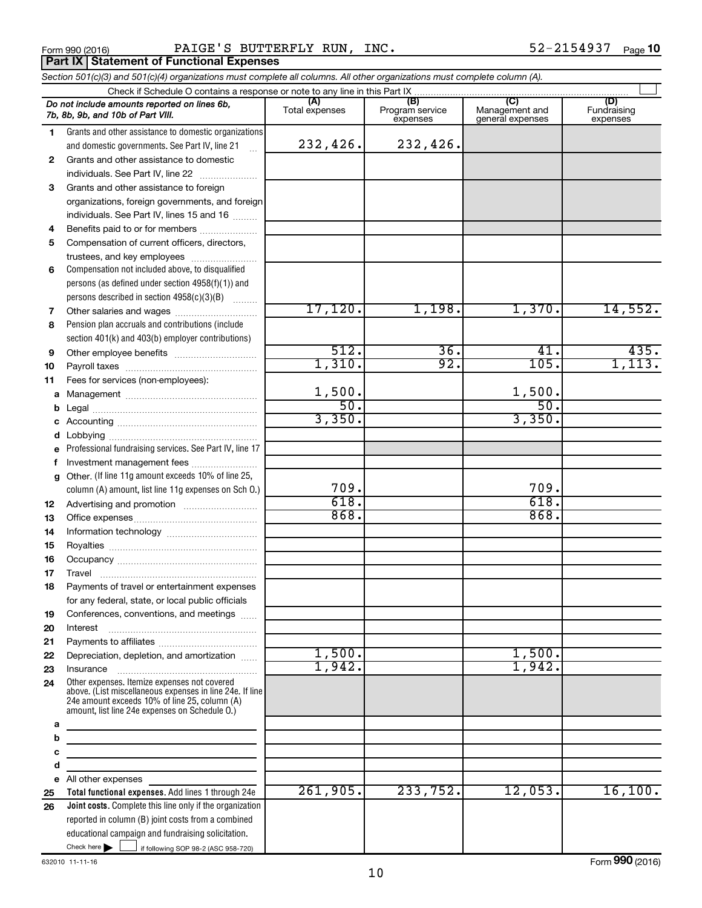Form 990 (2016) PAIGE'S BUTTERFLY RUN, INC. 52-2154937 Page 10

**Part IX Statement of Functional Expenses**

*Section 501(c)(3) and 501(c)(4) organizations must complete all columns. All other organizations must complete column (A).*

Check if Schedule O contains a response or note to any line in this Part IX

| *Do not include amounts reported on lines 6b, 7b, 8b, 9b, and 10b of Part VIII.* | (A) Total expenses | (B) Program service expenses | (C) Management and general expenses | (D) Fundraising expenses |
|---|---|---|---|---|
| 1 Grants and other assistance to domestic organizations and domestic governments. See Part IV, line 21 | 232,426. | 232,426. | | |
| 2 Grants and other assistance to domestic individuals. See Part IV, line 22 | | | | |
| 3 Grants and other assistance to foreign organizations, foreign governments, and foreign individuals. See Part IV, lines 15 and 16 | | | | |
| 4 Benefits paid to or for members | | | | |
| 5 Compensation of current officers, directors, trustees, and key employees | | | | |
| 6 Compensation not included above, to disqualified persons (as defined under section 4958(f)(1)) and persons described in section 4958(c)(3)(B) | | | | |
| 7 Other salaries and wages | 17,120. | 1,198. | 1,370. | 14,552. |
| 8 Pension plan accruals and contributions (include section 401(k) and 403(b) employer contributions) | | | | |
| 9 Other employee benefits | 512. | 36. | 41. | 435. |
| 10 Payroll taxes | 1,310. | 92. | 105. | 1,113. |
| 11 Fees for services (non-employees): | | | | |
| a Management | 1,500. | | 1,500. | |
| b Legal | 50. | | 50. | |
| c Accounting | 3,350. | | 3,350. | |
| d Lobbying | | | | |
| e Professional fundraising services. See Part IV, line 17 | | | | |
| f Investment management fees | | | | |
| g Other. (If line 11g amount exceeds 10% of line 25, column (A) amount, list line 11g expenses on Sch O.) | 709. | | 709. | |
| 12 Advertising and promotion | 618. | | 618. | |
| 13 Office expenses | 868. | | 868. | |
| 14 Information technology | | | | |
| 15 Royalties | | | | |
| 16 Occupancy | | | | |
| 17 Travel | | | | |
| 18 Payments of travel or entertainment expenses for any federal, state, or local public officials | | | | |
| 19 Conferences, conventions, and meetings | | | | |
| 20 Interest | | | | |
| 21 Payments to affiliates | | | | |
| 22 Depreciation, depletion, and amortization | 1,500. | | 1,500. | |
| 23 Insurance | 1,942. | | 1,942. | |
| 24 Other expenses. Itemize expenses not covered above. (List miscellaneous expenses in line 24e. If line 24e amount exceeds 10% of line 25, column (A) amount, list line 24e expenses on Schedule O.) | | | | |
| a | | | | |
| b | | | | |
| c | | | | |
| d | | | | |
| e All other expenses | | | | |
| 25 **Total functional expenses.** Add lines 1 through 24e | 261,905. | 233,752. | 12,053. | 16,100. |
| 26 **Joint costs.** Complete this line only if the organization reported in column (B) joint costs from a combined educational campaign and fundraising solicitation. Check here ☐ if following SOP 98-2 (ASC 958-720) | | | | |

632010 11-11-16

Form **990** (2016)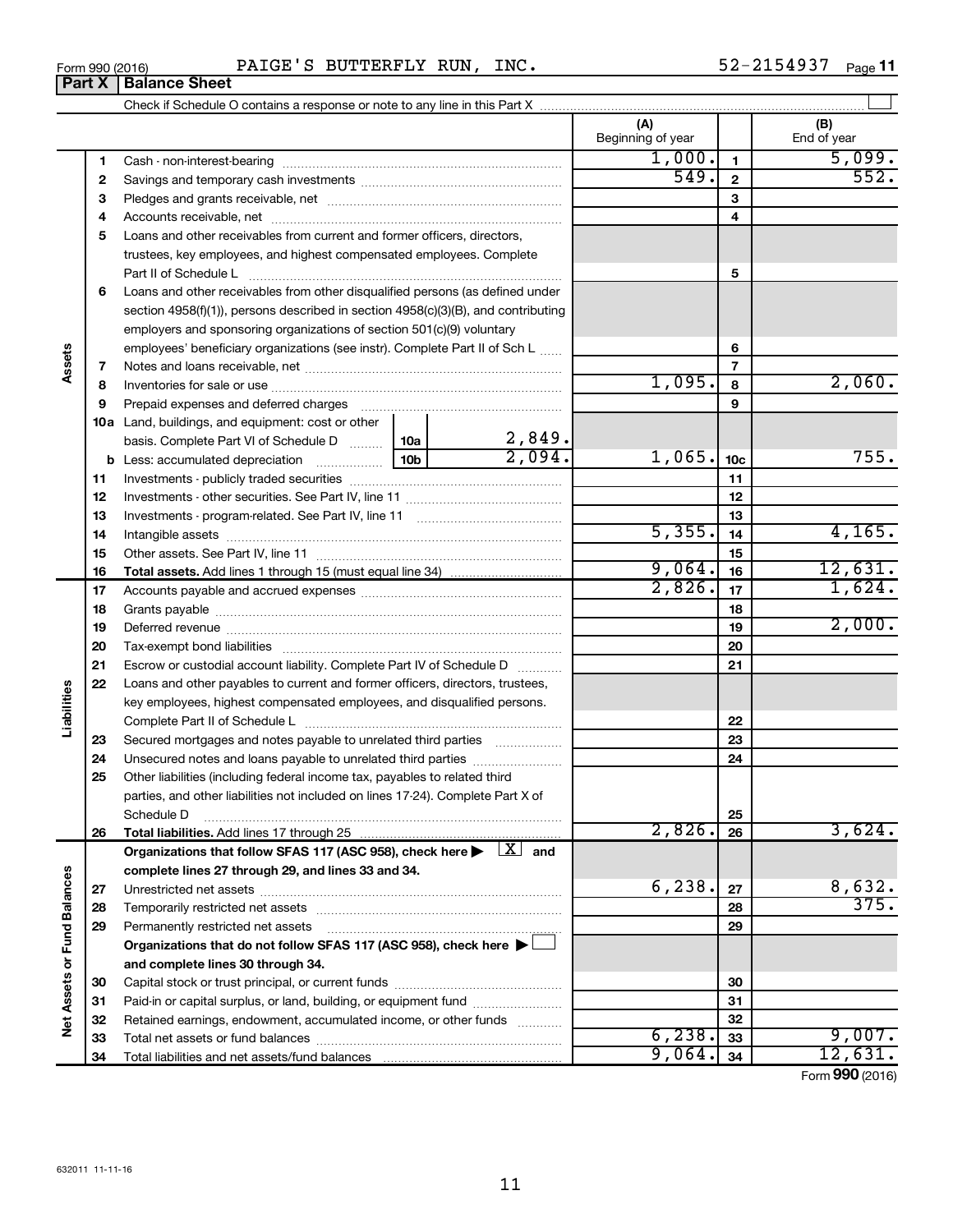Form 990 (2016) PAIGE'S BUTTERFLY RUN, INC. 52-2154937

## Part X Balance Sheet

Check if Schedule O contains a response or note to any line in this Part X

| | | | | (A) Beginning of year | | (B) End of year |
|---|---|---|---|---|---|---|
| Assets | 1 | Cash - non-interest-bearing | | 1,000. | 1 | 5,099. |
| | 2 | Savings and temporary cash investments | | 549. | 2 | 552. |
| | 3 | Pledges and grants receivable, net | | | 3 | |
| | 4 | Accounts receivable, net | | | 4 | |
| | 5 | Loans and other receivables from current and former officers, directors, trustees, key employees, and highest compensated employees. Complete Part II of Schedule L | | | 5 | |
| | 6 | Loans and other receivables from other disqualified persons (as defined under section 4958(f)(1)), persons described in section 4958(c)(3)(B), and contributing employers and sponsoring organizations of section 501(c)(9) voluntary employees' beneficiary organizations (see instr). Complete Part II of Sch L | | | 6 | |
| | 7 | Notes and loans receivable, net | | | 7 | |
| | 8 | Inventories for sale or use | | 1,095. | 8 | 2,060. |
| | 9 | Prepaid expenses and deferred charges | | | 9 | |
| | 10a | Land, buildings, and equipment: cost or other basis. Complete Part VI of Schedule D | 10a 2,849. | | | |
| | b | Less: accumulated depreciation | 10b 2,094. | 1,065. | 10c | 755. |
| | 11 | Investments - publicly traded securities | | | 11 | |
| | 12 | Investments - other securities. See Part IV, line 11 | | | 12 | |
| | 13 | Investments - program-related. See Part IV, line 11 | | | 13 | |
| | 14 | Intangible assets | | 5,355. | 14 | 4,165. |
| | 15 | Other assets. See Part IV, line 11 | | | 15 | |
| | 16 | **Total assets.** Add lines 1 through 15 (must equal line 34) | | 9,064. | 16 | 12,631. |
| Liabilities | 17 | Accounts payable and accrued expenses | | 2,826. | 17 | 1,624. |
| | 18 | Grants payable | | | 18 | |
| | 19 | Deferred revenue | | | 19 | 2,000. |
| | 20 | Tax-exempt bond liabilities | | | 20 | |
| | 21 | Escrow or custodial account liability. Complete Part IV of Schedule D | | | 21 | |
| | 22 | Loans and other payables to current and former officers, directors, trustees, key employees, highest compensated employees, and disqualified persons. Complete Part II of Schedule L | | | 22 | |
| | 23 | Secured mortgages and notes payable to unrelated third parties | | | 23 | |
| | 24 | Unsecured notes and loans payable to unrelated third parties | | | 24 | |
| | 25 | Other liabilities (including federal income tax, payables to related third parties, and other liabilities not included on lines 17-24). Complete Part X of Schedule D | | | 25 | |
| | 26 | **Total liabilities.** Add lines 17 through 25 | | 2,826. | 26 | 3,624. |
| Net Assets or Fund Balances | | **Organizations that follow SFAS 117 (ASC 958), check here ▶ [X] and complete lines 27 through 29, and lines 33 and 34.** | | | | |
| | 27 | Unrestricted net assets | | 6,238. | 27 | 8,632. |
| | 28 | Temporarily restricted net assets | | | 28 | 375. |
| | 29 | Permanently restricted net assets | | | 29 | |
| | | **Organizations that do not follow SFAS 117 (ASC 958), check here ▶ [ ] and complete lines 30 through 34.** | | | | |
| | 30 | Capital stock or trust principal, or current funds | | | 30 | |
| | 31 | Paid-in or capital surplus, or land, building, or equipment fund | | | 31 | |
| | 32 | Retained earnings, endowment, accumulated income, or other funds | | | 32 | |
| | 33 | Total net assets or fund balances | | 6,238. | 33 | 9,007. |
| | 34 | Total liabilities and net assets/fund balances | | 9,064. | 34 | 12,631. |

Form **990** (2016)

632011 11-11-16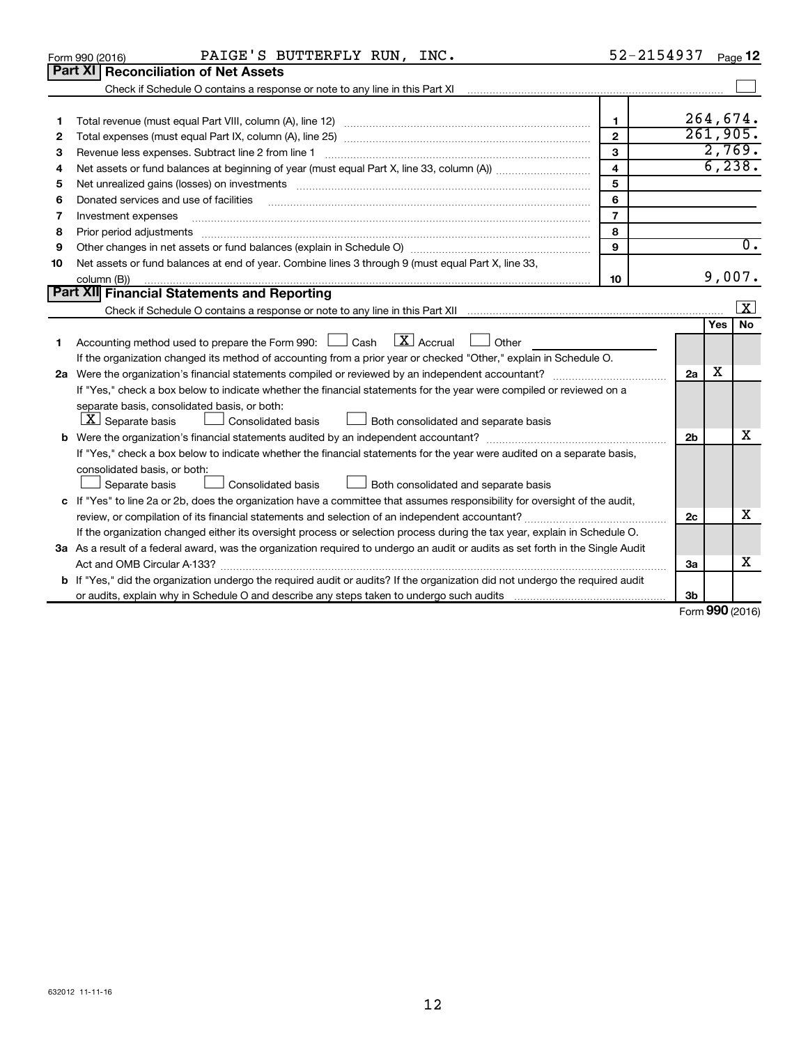Form 990 (2016) PAIGE'S BUTTERFLY RUN, INC. 52-2154937 Page 12

## Part XI Reconciliation of Net Assets

Check if Schedule O contains a response or note to any line in this Part XI ☐

| | | | |
|---|---|---|---|
| 1 | Total revenue (must equal Part VIII, column (A), line 12) | 1 | 264,674. |
| 2 | Total expenses (must equal Part IX, column (A), line 25) | 2 | 261,905. |
| 3 | Revenue less expenses. Subtract line 2 from line 1 | 3 | 2,769. |
| 4 | Net assets or fund balances at beginning of year (must equal Part X, line 33, column (A)) | 4 | 6,238. |
| 5 | Net unrealized gains (losses) on investments | 5 | |
| 6 | Donated services and use of facilities | 6 | |
| 7 | Investment expenses | 7 | |
| 8 | Prior period adjustments | 8 | |
| 9 | Other changes in net assets or fund balances (explain in Schedule O) | 9 | 0. |
| 10 | Net assets or fund balances at end of year. Combine lines 3 through 9 (must equal Part X, line 33, column (B)) | 10 | 9,007. |

## Part XII Financial Statements and Reporting

Check if Schedule O contains a response or note to any line in this Part XII ☒

| | | | Yes | No |
|---|---|---|---|---|
| 1 | Accounting method used to prepare the Form 990: ☐ Cash ☒ Accrual ☐ Other<br>If the organization changed its method of accounting from a prior year or checked "Other," explain in Schedule O. | | | |
| 2a | Were the organization's financial statements compiled or reviewed by an independent accountant?<br>If "Yes," check a box below to indicate whether the financial statements for the year were compiled or reviewed on a separate basis, consolidated basis, or both:<br>☒ Separate basis ☐ Consolidated basis ☐ Both consolidated and separate basis | 2a | X | |
| b | Were the organization's financial statements audited by an independent accountant?<br>If "Yes," check a box below to indicate whether the financial statements for the year were audited on a separate basis, consolidated basis, or both:<br>☐ Separate basis ☐ Consolidated basis ☐ Both consolidated and separate basis | 2b | | X |
| c | If "Yes" to line 2a or 2b, does the organization have a committee that assumes responsibility for oversight of the audit, review, or compilation of its financial statements and selection of an independent accountant?<br>If the organization changed either its oversight process or selection process during the tax year, explain in Schedule O. | 2c | | X |
| 3a | As a result of a federal award, was the organization required to undergo an audit or audits as set forth in the Single Audit Act and OMB Circular A-133? | 3a | | X |
| b | If "Yes," did the organization undergo the required audit or audits? If the organization did not undergo the required audit or audits, explain why in Schedule O and describe any steps taken to undergo such audits | 3b | | |

Form **990** (2016)

632012 11-11-16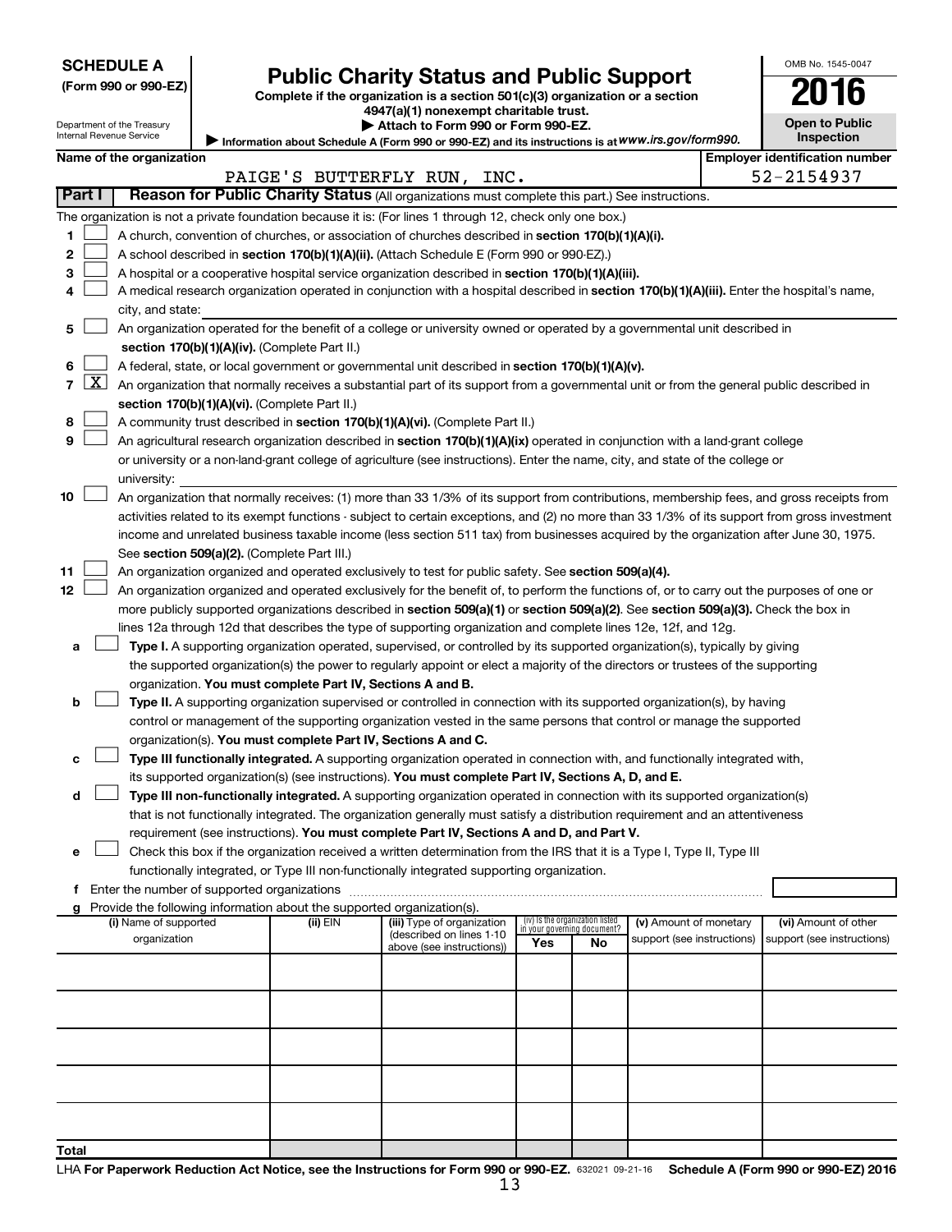**SCHEDULE A**
**(Form 990 or 990-EZ)**

Department of the Treasury
Internal Revenue Service

# Public Charity Status and Public Support

**Complete if the organization is a section 501(c)(3) organization or a section 4947(a)(1) nonexempt charitable trust.**
**▶ Attach to Form 990 or Form 990-EZ.**
**▶ Information about Schedule A (Form 990 or 990-EZ) and its instructions is at** *www.irs.gov/form990.*

OMB No. 1545-0047
**2016**
**Open to Public Inspection**

**Name of the organization**
PAIGE'S BUTTERFLY RUN, INC.

**Employer identification number**
52-2154937

## Part I — Reason for Public Charity Status (All organizations must complete this part.) See instructions.

The organization is not a private foundation because it is: (For lines 1 through 12, check only one box.)

1. ☐ A church, convention of churches, or association of churches described in **section 170(b)(1)(A)(i).**
2. ☐ A school described in **section 170(b)(1)(A)(ii).** (Attach Schedule E (Form 990 or 990-EZ).)
3. ☐ A hospital or a cooperative hospital service organization described in **section 170(b)(1)(A)(iii).**
4. ☐ A medical research organization operated in conjunction with a hospital described in **section 170(b)(1)(A)(iii).** Enter the hospital's name, city, and state:
5. ☐ An organization operated for the benefit of a college or university owned or operated by a governmental unit described in **section 170(b)(1)(A)(iv).** (Complete Part II.)
6. ☐ A federal, state, or local government or governmental unit described in **section 170(b)(1)(A)(v).**
7. ☒ An organization that normally receives a substantial part of its support from a governmental unit or from the general public described in **section 170(b)(1)(A)(vi).** (Complete Part II.)
8. ☐ A community trust described in **section 170(b)(1)(A)(vi).** (Complete Part II.)
9. ☐ An agricultural research organization described in **section 170(b)(1)(A)(ix)** operated in conjunction with a land-grant college or university or a non-land-grant college of agriculture (see instructions). Enter the name, city, and state of the college or university:
10. ☐ An organization that normally receives: (1) more than 33 1/3% of its support from contributions, membership fees, and gross receipts from activities related to its exempt functions - subject to certain exceptions, and (2) no more than 33 1/3% of its support from gross investment income and unrelated business taxable income (less section 511 tax) from businesses acquired by the organization after June 30, 1975. See **section 509(a)(2).** (Complete Part III.)
11. ☐ An organization organized and operated exclusively to test for public safety. See **section 509(a)(4).**
12. ☐ An organization organized and operated exclusively for the benefit of, to perform the functions of, or to carry out the purposes of one or more publicly supported organizations described in **section 509(a)(1)** or **section 509(a)(2).** See **section 509(a)(3).** Check the box in lines 12a through 12d that describes the type of supporting organization and complete lines 12e, 12f, and 12g.
   - **a** ☐ **Type I.** A supporting organization operated, supervised, or controlled by its supported organization(s), typically by giving the supported organization(s) the power to regularly appoint or elect a majority of the directors or trustees of the supporting organization. **You must complete Part IV, Sections A and B.**
   - **b** ☐ **Type II.** A supporting organization supervised or controlled in connection with its supported organization(s), by having control or management of the supporting organization vested in the same persons that control or manage the supported organization(s). **You must complete Part IV, Sections A and C.**
   - **c** ☐ **Type III functionally integrated.** A supporting organization operated in connection with, and functionally integrated with, its supported organization(s) (see instructions). **You must complete Part IV, Sections A, D, and E.**
   - **d** ☐ **Type III non-functionally integrated.** A supporting organization operated in connection with its supported organization(s) that is not functionally integrated. The organization generally must satisfy a distribution requirement and an attentiveness requirement (see instructions). **You must complete Part IV, Sections A and D, and Part V.**
   - **e** ☐ Check this box if the organization received a written determination from the IRS that it is a Type I, Type II, Type III functionally integrated, or Type III non-functionally integrated supporting organization.
   - **f** Enter the number of supported organizations
   - **g** Provide the following information about the supported organization(s).

| (i) Name of supported organization | (ii) EIN | (iii) Type of organization (described on lines 1-10 above (see instructions)) | (iv) Is the organization listed in your governing document? Yes | No | (v) Amount of monetary support (see instructions) | (vi) Amount of other support (see instructions) |
|---|---|---|---|---|---|---|
| | | | | | | |
| | | | | | | |
| | | | | | | |
| | | | | | | |
| | | | | | | |
| **Total** | | | | | | |

LHA **For Paperwork Reduction Act Notice, see the Instructions for Form 990 or 990-EZ.** 632021 09-21-16 **Schedule A (Form 990 or 990-EZ) 2016**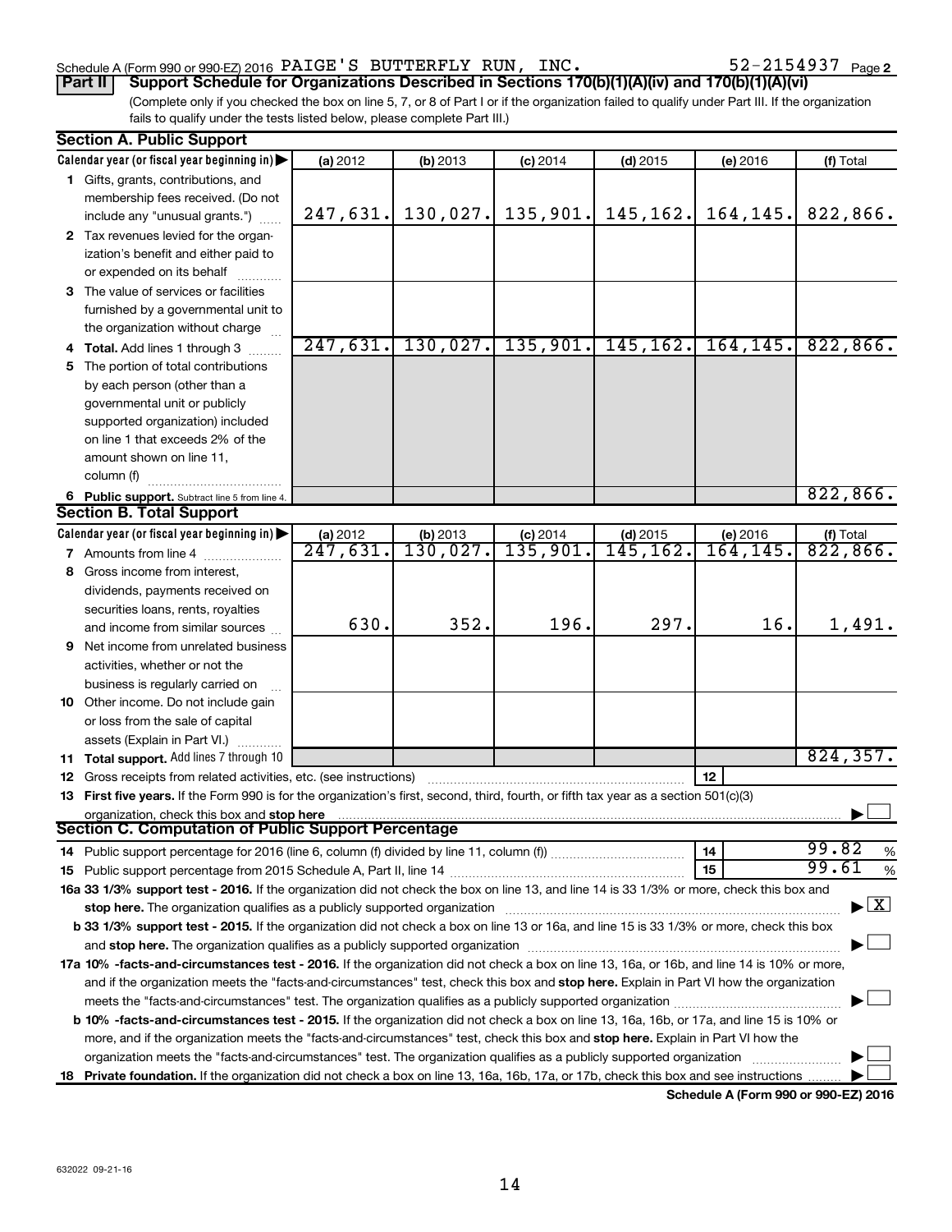Schedule A (Form 990 or 990-EZ) 2016 PAIGE'S BUTTERFLY RUN, INC. 52-2154937 Page 2

**Part II Support Schedule for Organizations Described in Sections 170(b)(1)(A)(iv) and 170(b)(1)(A)(vi)**

(Complete only if you checked the box on line 5, 7, or 8 of Part I or if the organization failed to qualify under Part III. If the organization fails to qualify under the tests listed below, please complete Part III.)

**Section A. Public Support**

| Calendar year (or fiscal year beginning in) | (a) 2012 | (b) 2013 | (c) 2014 | (d) 2015 | (e) 2016 | (f) Total |
|---|---|---|---|---|---|---|
| 1 Gifts, grants, contributions, and membership fees received. (Do not include any "unusual grants.") | 247,631. | 130,027. | 135,901. | 145,162. | 164,145. | 822,866. |
| 2 Tax revenues levied for the organization's benefit and either paid to or expended on its behalf | | | | | | |
| 3 The value of services or facilities furnished by a governmental unit to the organization without charge | | | | | | |
| 4 Total. Add lines 1 through 3 | 247,631. | 130,027. | 135,901. | 145,162. | 164,145. | 822,866. |
| 5 The portion of total contributions by each person (other than a governmental unit or publicly supported organization) included on line 1 that exceeds 2% of the amount shown on line 11, column (f) | | | | | | |
| 6 Public support. Subtract line 5 from line 4. | | | | | | 822,866. |

**Section B. Total Support**

| Calendar year (or fiscal year beginning in) | (a) 2012 | (b) 2013 | (c) 2014 | (d) 2015 | (e) 2016 | (f) Total |
|---|---|---|---|---|---|---|
| 7 Amounts from line 4 | 247,631. | 130,027. | 135,901. | 145,162. | 164,145. | 822,866. |
| 8 Gross income from interest, dividends, payments received on securities loans, rents, royalties and income from similar sources | 630. | 352. | 196. | 297. | 16. | 1,491. |
| 9 Net income from unrelated business activities, whether or not the business is regularly carried on | | | | | | |
| 10 Other income. Do not include gain or loss from the sale of capital assets (Explain in Part VI.) | | | | | | |
| 11 Total support. Add lines 7 through 10 | | | | | | 824,357. |

12 Gross receipts from related activities, etc. (see instructions) | 12 |

13 **First five years.** If the Form 990 is for the organization's first, second, third, fourth, or fifth tax year as a section 501(c)(3) organization, check this box and **stop here** ☐

**Section C. Computation of Public Support Percentage**

14 Public support percentage for 2016 (line 6, column (f) divided by line 11, column (f)) | 14 | 99.82 %

15 Public support percentage from 2015 Schedule A, Part II, line 14 | 15 | 99.61 %

**16a 33 1/3% support test - 2016.** If the organization did not check the box on line 13, and line 14 is 33 1/3% or more, check this box and **stop here.** The organization qualifies as a publicly supported organization ☒

**b 33 1/3% support test - 2015.** If the organization did not check a box on line 13 or 16a, and line 15 is 33 1/3% or more, check this box and **stop here.** The organization qualifies as a publicly supported organization ☐

**17a 10% -facts-and-circumstances test - 2016.** If the organization did not check a box on line 13, 16a, or 16b, and line 14 is 10% or more, and if the organization meets the "facts-and-circumstances" test, check this box and **stop here.** Explain in Part VI how the organization meets the "facts-and-circumstances" test. The organization qualifies as a publicly supported organization ☐

**b 10% -facts-and-circumstances test - 2015.** If the organization did not check a box on line 13, 16a, 16b, or 17a, and line 15 is 10% or more, and if the organization meets the "facts-and-circumstances" test, check this box and **stop here.** Explain in Part VI how the organization meets the "facts-and-circumstances" test. The organization qualifies as a publicly supported organization ☐

**18 Private foundation.** If the organization did not check a box on line 13, 16a, 16b, 17a, or 17b, check this box and see instructions ☐

**Schedule A (Form 990 or 990-EZ) 2016**

632022 09-21-16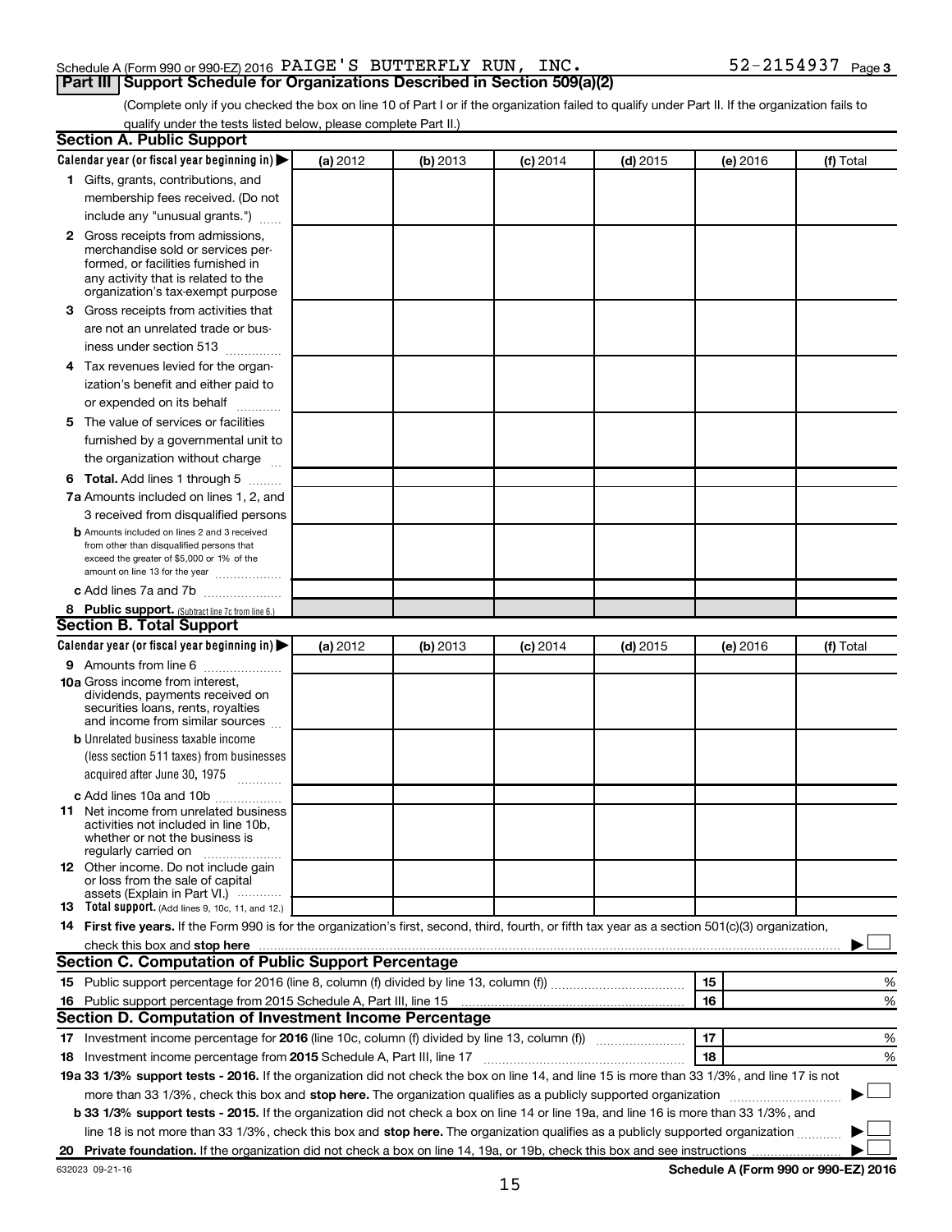Schedule A (Form 990 or 990-EZ) 2016 PAIGE'S BUTTERFLY RUN, INC. 52-2154937 Page 3

## Part III Support Schedule for Organizations Described in Section 509(a)(2)

(Complete only if you checked the box on line 10 of Part I or if the organization failed to qualify under Part II. If the organization fails to qualify under the tests listed below, please complete Part II.)

### Section A. Public Support

| Calendar year (or fiscal year beginning in) ▶ | (a) 2012 | (b) 2013 | (c) 2014 | (d) 2015 | (e) 2016 | (f) Total |
|---|---|---|---|---|---|---|
| **1** Gifts, grants, contributions, and membership fees received. (Do not include any "unusual grants.") | | | | | | |
| **2** Gross receipts from admissions, merchandise sold or services performed, or facilities furnished in any activity that is related to the organization's tax-exempt purpose | | | | | | |
| **3** Gross receipts from activities that are not an unrelated trade or business under section 513 | | | | | | |
| **4** Tax revenues levied for the organization's benefit and either paid to or expended on its behalf | | | | | | |
| **5** The value of services or facilities furnished by a governmental unit to the organization without charge | | | | | | |
| **6 Total.** Add lines 1 through 5 | | | | | | |
| **7a** Amounts included on lines 1, 2, and 3 received from disqualified persons | | | | | | |
| **b** Amounts included on lines 2 and 3 received from other than disqualified persons that exceed the greater of $5,000 or 1% of the amount on line 13 for the year | | | | | | |
| **c** Add lines 7a and 7b | | | | | | |
| **8 Public support.** (Subtract line 7c from line 6.) | | | | | | |

### Section B. Total Support

| Calendar year (or fiscal year beginning in) ▶ | (a) 2012 | (b) 2013 | (c) 2014 | (d) 2015 | (e) 2016 | (f) Total |
|---|---|---|---|---|---|---|
| **9** Amounts from line 6 | | | | | | |
| **10a** Gross income from interest, dividends, payments received on securities loans, rents, royalties and income from similar sources | | | | | | |
| **b** Unrelated business taxable income (less section 511 taxes) from businesses acquired after June 30, 1975 | | | | | | |
| **c** Add lines 10a and 10b | | | | | | |
| **11** Net income from unrelated business activities not included in line 10b, whether or not the business is regularly carried on | | | | | | |
| **12** Other income. Do not include gain or loss from the sale of capital assets (Explain in Part VI.) | | | | | | |
| **13 Total support.** (Add lines 9, 10c, 11, and 12.) | | | | | | |

**14 First five years.** If the Form 990 is for the organization's first, second, third, fourth, or fifth tax year as a section 501(c)(3) organization, check this box and **stop here** ▶ ☐

### Section C. Computation of Public Support Percentage

| | | | |
|---|---|---|---|
| **15** Public support percentage for 2016 (line 8, column (f) divided by line 13, column (f)) | 15 | | % |
| **16** Public support percentage from 2015 Schedule A, Part III, line 15 | 16 | | % |

### Section D. Computation of Investment Income Percentage

| | | | |
|---|---|---|---|
| **17** Investment income percentage for **2016** (line 10c, column (f) divided by line 13, column (f)) | 17 | | % |
| **18** Investment income percentage from **2015** Schedule A, Part III, line 17 | 18 | | % |

**19a 33 1/3% support tests - 2016.** If the organization did not check the box on line 14, and line 15 is more than 33 1/3%, and line 17 is not more than 33 1/3%, check this box and **stop here.** The organization qualifies as a publicly supported organization ▶ ☐

**b 33 1/3% support tests - 2015.** If the organization did not check a box on line 14 or line 19a, and line 16 is more than 33 1/3%, and line 18 is not more than 33 1/3%, check this box and **stop here.** The organization qualifies as a publicly supported organization ▶ ☐

**20 Private foundation.** If the organization did not check a box on line 14, 19a, or 19b, check this box and see instructions ▶ ☐

632023 09-21-16 **Schedule A (Form 990 or 990-EZ) 2016**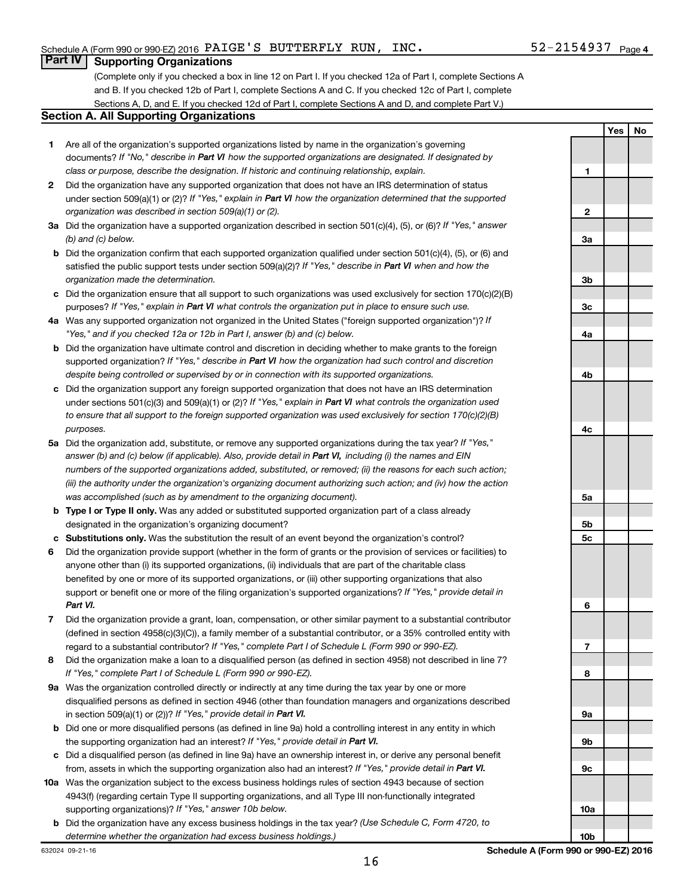Schedule A (Form 990 or 990-EZ) 2016 PAIGE'S BUTTERFLY RUN, INC. 52-2154937 Page 4

## Part IV Supporting Organizations

(Complete only if you checked a box in line 12 on Part I. If you checked 12a of Part I, complete Sections A and B. If you checked 12b of Part I, complete Sections A and C. If you checked 12c of Part I, complete Sections A, D, and E. If you checked 12d of Part I, complete Sections A and D, and complete Part V.)

### Section A. All Supporting Organizations

| | | | Yes | No |
|---|---|---|---|---|
| **1** | Are all of the organization's supported organizations listed by name in the organization's governing documents? *If "No," describe in **Part VI** how the supported organizations are designated. If designated by class or purpose, describe the designation. If historic and continuing relationship, explain.* | 1 | | |
| **2** | Did the organization have any supported organization that does not have an IRS determination of status under section 509(a)(1) or (2)? *If "Yes," explain in **Part VI** how the organization determined that the supported organization was described in section 509(a)(1) or (2).* | 2 | | |
| **3a** | Did the organization have a supported organization described in section 501(c)(4), (5), or (6)? *If "Yes," answer (b) and (c) below.* | 3a | | |
| **b** | Did the organization confirm that each supported organization qualified under section 501(c)(4), (5), or (6) and satisfied the public support tests under section 509(a)(2)? *If "Yes," describe in **Part VI** when and how the organization made the determination.* | 3b | | |
| **c** | Did the organization ensure that all support to such organizations was used exclusively for section 170(c)(2)(B) purposes? *If "Yes," explain in **Part VI** what controls the organization put in place to ensure such use.* | 3c | | |
| **4a** | Was any supported organization not organized in the United States ("foreign supported organization")? *If "Yes," and if you checked 12a or 12b in Part I, answer (b) and (c) below.* | 4a | | |
| **b** | Did the organization have ultimate control and discretion in deciding whether to make grants to the foreign supported organization? *If "Yes," describe in **Part VI** how the organization had such control and discretion despite being controlled or supervised by or in connection with its supported organizations.* | 4b | | |
| **c** | Did the organization support any foreign supported organization that does not have an IRS determination under sections 501(c)(3) and 509(a)(1) or (2)? *If "Yes," explain in **Part VI** what controls the organization used to ensure that all support to the foreign supported organization was used exclusively for section 170(c)(2)(B) purposes.* | 4c | | |
| **5a** | Did the organization add, substitute, or remove any supported organizations during the tax year? *If "Yes," answer (b) and (c) below (if applicable). Also, provide detail in **Part VI,** including (i) the names and EIN numbers of the supported organizations added, substituted, or removed; (ii) the reasons for each such action; (iii) the authority under the organization's organizing document authorizing such action; and (iv) how the action was accomplished (such as by amendment to the organizing document).* | 5a | | |
| **b** | **Type I or Type II only.** Was any added or substituted supported organization part of a class already designated in the organization's organizing document? | 5b | | |
| **c** | **Substitutions only.** Was the substitution the result of an event beyond the organization's control? | 5c | | |
| **6** | Did the organization provide support (whether in the form of grants or the provision of services or facilities) to anyone other than (i) its supported organizations, (ii) individuals that are part of the charitable class benefited by one or more of its supported organizations, or (iii) other supporting organizations that also support or benefit one or more of the filing organization's supported organizations? *If "Yes," provide detail in **Part VI.*** | 6 | | |
| **7** | Did the organization provide a grant, loan, compensation, or other similar payment to a substantial contributor (defined in section 4958(c)(3)(C)), a family member of a substantial contributor, or a 35% controlled entity with regard to a substantial contributor? *If "Yes," complete Part I of Schedule L (Form 990 or 990-EZ).* | 7 | | |
| **8** | Did the organization make a loan to a disqualified person (as defined in section 4958) not described in line 7? *If "Yes," complete Part I of Schedule L (Form 990 or 990-EZ).* | 8 | | |
| **9a** | Was the organization controlled directly or indirectly at any time during the tax year by one or more disqualified persons as defined in section 4946 (other than foundation managers and organizations described in section 509(a)(1) or (2))? *If "Yes," provide detail in **Part VI.*** | 9a | | |
| **b** | Did one or more disqualified persons (as defined in line 9a) hold a controlling interest in any entity in which the supporting organization had an interest? *If "Yes," provide detail in **Part VI.*** | 9b | | |
| **c** | Did a disqualified person (as defined in line 9a) have an ownership interest in, or derive any personal benefit from, assets in which the supporting organization also had an interest? *If "Yes," provide detail in **Part VI.*** | 9c | | |
| **10a** | Was the organization subject to the excess business holdings rules of section 4943 because of section 4943(f) (regarding certain Type II supporting organizations, and all Type III non-functionally integrated supporting organizations)? *If "Yes," answer 10b below.* | 10a | | |
| **b** | Did the organization have any excess business holdings in the tax year? *(Use Schedule C, Form 4720, to determine whether the organization had excess business holdings.)* | 10b | | |

632024 09-21-16 **Schedule A (Form 990 or 990-EZ) 2016**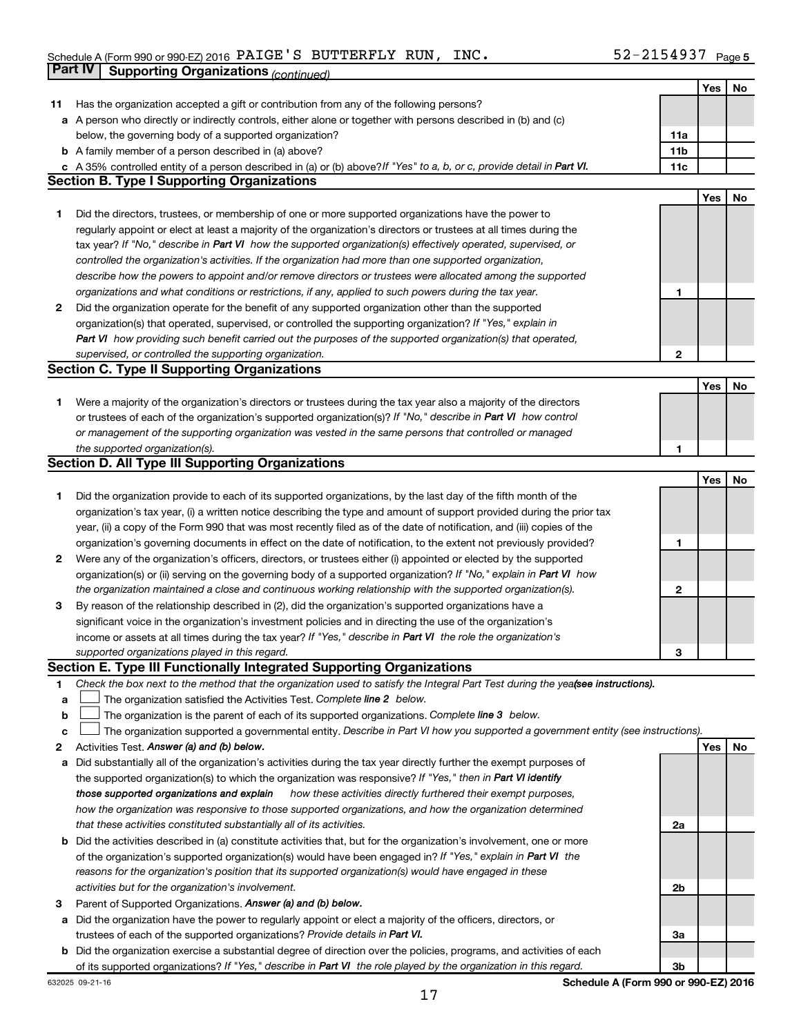Schedule A (Form 990 or 990-EZ) 2016 PAIGE'S BUTTERFLY RUN, INC. 52-2154937 Page 5

**Part IV | Supporting Organizations** *(continued)*

| | | | Yes | No |
|---|---|---|---|---|
| **11** | Has the organization accepted a gift or contribution from any of the following persons? | | | |
| **a** | A person who directly or indirectly controls, either alone or together with persons described in (b) and (c) below, the governing body of a supported organization? | **11a** | | |
| **b** | A family member of a person described in (a) above? | **11b** | | |
| **c** | A 35% controlled entity of a person described in (a) or (b) above? *If "Yes" to a, b, or c, provide detail in **Part VI.*** | **11c** | | |

### Section B. Type I Supporting Organizations

| | | | Yes | No |
|---|---|---|---|---|
| **1** | Did the directors, trustees, or membership of one or more supported organizations have the power to regularly appoint or elect at least a majority of the organization's directors or trustees at all times during the tax year? *If "No," describe in **Part VI** how the supported organization(s) effectively operated, supervised, or controlled the organization's activities. If the organization had more than one supported organization, describe how the powers to appoint and/or remove directors or trustees were allocated among the supported organizations and what conditions or restrictions, if any, applied to such powers during the tax year.* | **1** | | |
| **2** | Did the organization operate for the benefit of any supported organization other than the supported organization(s) that operated, supervised, or controlled the supporting organization? *If "Yes," explain in **Part VI** how providing such benefit carried out the purposes of the supported organization(s) that operated, supervised, or controlled the supporting organization.* | **2** | | |

### Section C. Type II Supporting Organizations

| | | | Yes | No |
|---|---|---|---|---|
| **1** | Were a majority of the organization's directors or trustees during the tax year also a majority of the directors or trustees of each of the organization's supported organization(s)? *If "No," describe in **Part VI** how control or management of the supporting organization was vested in the same persons that controlled or managed the supported organization(s).* | **1** | | |

### Section D. All Type III Supporting Organizations

| | | | Yes | No |
|---|---|---|---|---|
| **1** | Did the organization provide to each of its supported organizations, by the last day of the fifth month of the organization's tax year, (i) a written notice describing the type and amount of support provided during the prior tax year, (ii) a copy of the Form 990 that was most recently filed as of the date of notification, and (iii) copies of the organization's governing documents in effect on the date of notification, to the extent not previously provided? | **1** | | |
| **2** | Were any of the organization's officers, directors, or trustees either (i) appointed or elected by the supported organization(s) or (ii) serving on the governing body of a supported organization? *If "No," explain in **Part VI** how the organization maintained a close and continuous working relationship with the supported organization(s).* | **2** | | |
| **3** | By reason of the relationship described in (2), did the organization's supported organizations have a significant voice in the organization's investment policies and in directing the use of the organization's income or assets at all times during the tax year? *If "Yes," describe in **Part VI** the role the organization's supported organizations played in this regard.* | **3** | | |

### Section E. Type III Functionally Integrated Supporting Organizations

**1** *Check the box next to the method that the organization used to satisfy the Integral Part Test during the year **(see instructions).***

- **a** ☐ The organization satisfied the Activities Test. *Complete **line 2** below.*
- **b** ☐ The organization is the parent of each of its supported organizations. *Complete **line 3** below.*
- **c** ☐ The organization supported a governmental entity. *Describe in Part VI how you supported a government entity (see instructions).*

| | | | Yes | No |
|---|---|---|---|---|
| **2** | Activities Test. ***Answer (a) and (b) below.*** | | | |
| **a** | Did substantially all of the organization's activities during the tax year directly further the exempt purposes of the supported organization(s) to which the organization was responsive? *If "Yes," then in **Part VI identify those supported organizations and explain** how these activities directly furthered their exempt purposes, how the organization was responsive to those supported organizations, and how the organization determined that these activities constituted substantially all of its activities.* | **2a** | | |
| **b** | Did the activities described in (a) constitute activities that, but for the organization's involvement, one or more of the organization's supported organization(s) would have been engaged in? *If "Yes," explain in **Part VI** the reasons for the organization's position that its supported organization(s) would have engaged in these activities but for the organization's involvement.* | **2b** | | |
| **3** | Parent of Supported Organizations. ***Answer (a) and (b) below.*** | | | |
| **a** | Did the organization have the power to regularly appoint or elect a majority of the officers, directors, or trustees of each of the supported organizations? *Provide details in **Part VI.*** | **3a** | | |
| **b** | Did the organization exercise a substantial degree of direction over the policies, programs, and activities of each of its supported organizations? *If "Yes," describe in **Part VI** the role played by the organization in this regard.* | **3b** | | |

632025 09-21-16 **Schedule A (Form 990 or 990-EZ) 2016**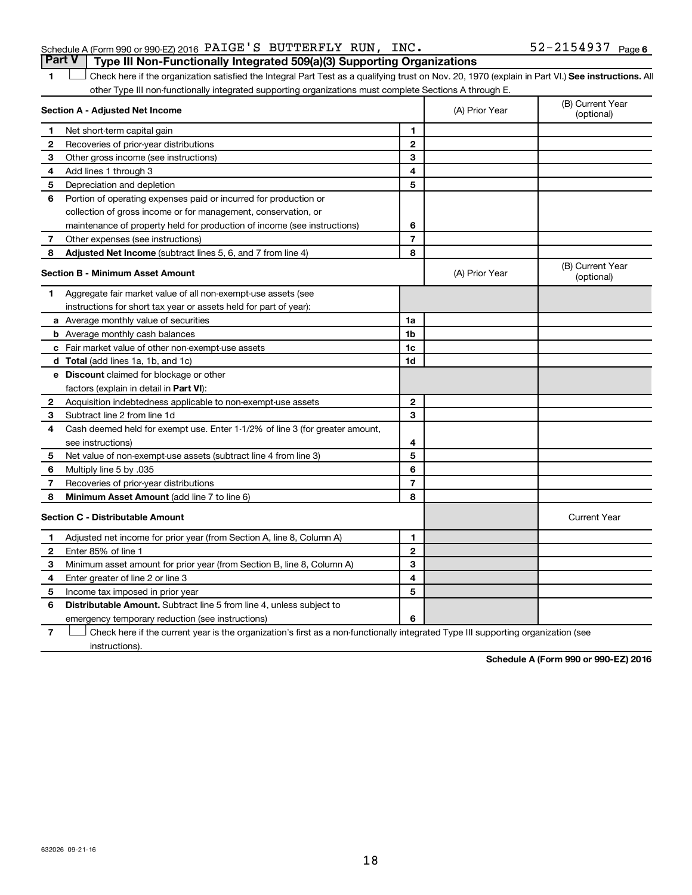Schedule A (Form 990 or 990-EZ) 2016 PAIGE'S BUTTERFLY RUN, INC. 52-2154937 Page 6

## Part V  Type III Non-Functionally Integrated 509(a)(3) Supporting Organizations

1 ☐ Check here if the organization satisfied the Integral Part Test as a qualifying trust on Nov. 20, 1970 (explain in Part VI.) **See instructions.** All other Type III non-functionally integrated supporting organizations must complete Sections A through E.

| **Section A - Adjusted Net Income** | | | (A) Prior Year | (B) Current Year (optional) |
|---|---|---|---|---|
| 1 | Net short-term capital gain | 1 | | |
| 2 | Recoveries of prior-year distributions | 2 | | |
| 3 | Other gross income (see instructions) | 3 | | |
| 4 | Add lines 1 through 3 | 4 | | |
| 5 | Depreciation and depletion | 5 | | |
| 6 | Portion of operating expenses paid or incurred for production or collection of gross income or for management, conservation, or maintenance of property held for production of income (see instructions) | 6 | | |
| 7 | Other expenses (see instructions) | 7 | | |
| 8 | **Adjusted Net Income** (subtract lines 5, 6, and 7 from line 4) | 8 | | |

| **Section B - Minimum Asset Amount** | | | (A) Prior Year | (B) Current Year (optional) |
|---|---|---|---|---|
| 1 | Aggregate fair market value of all non-exempt-use assets (see instructions for short tax year or assets held for part of year): | | | |
| a | Average monthly value of securities | 1a | | |
| b | Average monthly cash balances | 1b | | |
| c | Fair market value of other non-exempt-use assets | 1c | | |
| d | **Total** (add lines 1a, 1b, and 1c) | 1d | | |
| e | **Discount** claimed for blockage or other factors (explain in detail in **Part VI**): | | | |
| 2 | Acquisition indebtedness applicable to non-exempt-use assets | 2 | | |
| 3 | Subtract line 2 from line 1d | 3 | | |
| 4 | Cash deemed held for exempt use. Enter 1-1/2% of line 3 (for greater amount, see instructions) | 4 | | |
| 5 | Net value of non-exempt-use assets (subtract line 4 from line 3) | 5 | | |
| 6 | Multiply line 5 by .035 | 6 | | |
| 7 | Recoveries of prior-year distributions | 7 | | |
| 8 | **Minimum Asset Amount** (add line 7 to line 6) | 8 | | |

| **Section C - Distributable Amount** | | | | Current Year |
|---|---|---|---|---|
| 1 | Adjusted net income for prior year (from Section A, line 8, Column A) | 1 | | |
| 2 | Enter 85% of line 1 | 2 | | |
| 3 | Minimum asset amount for prior year (from Section B, line 8, Column A) | 3 | | |
| 4 | Enter greater of line 2 or line 3 | 4 | | |
| 5 | Income tax imposed in prior year | 5 | | |
| 6 | **Distributable Amount.** Subtract line 5 from line 4, unless subject to emergency temporary reduction (see instructions) | 6 | | |

7 ☐ Check here if the current year is the organization's first as a non-functionally integrated Type III supporting organization (see instructions).

**Schedule A (Form 990 or 990-EZ) 2016**

632026 09-21-16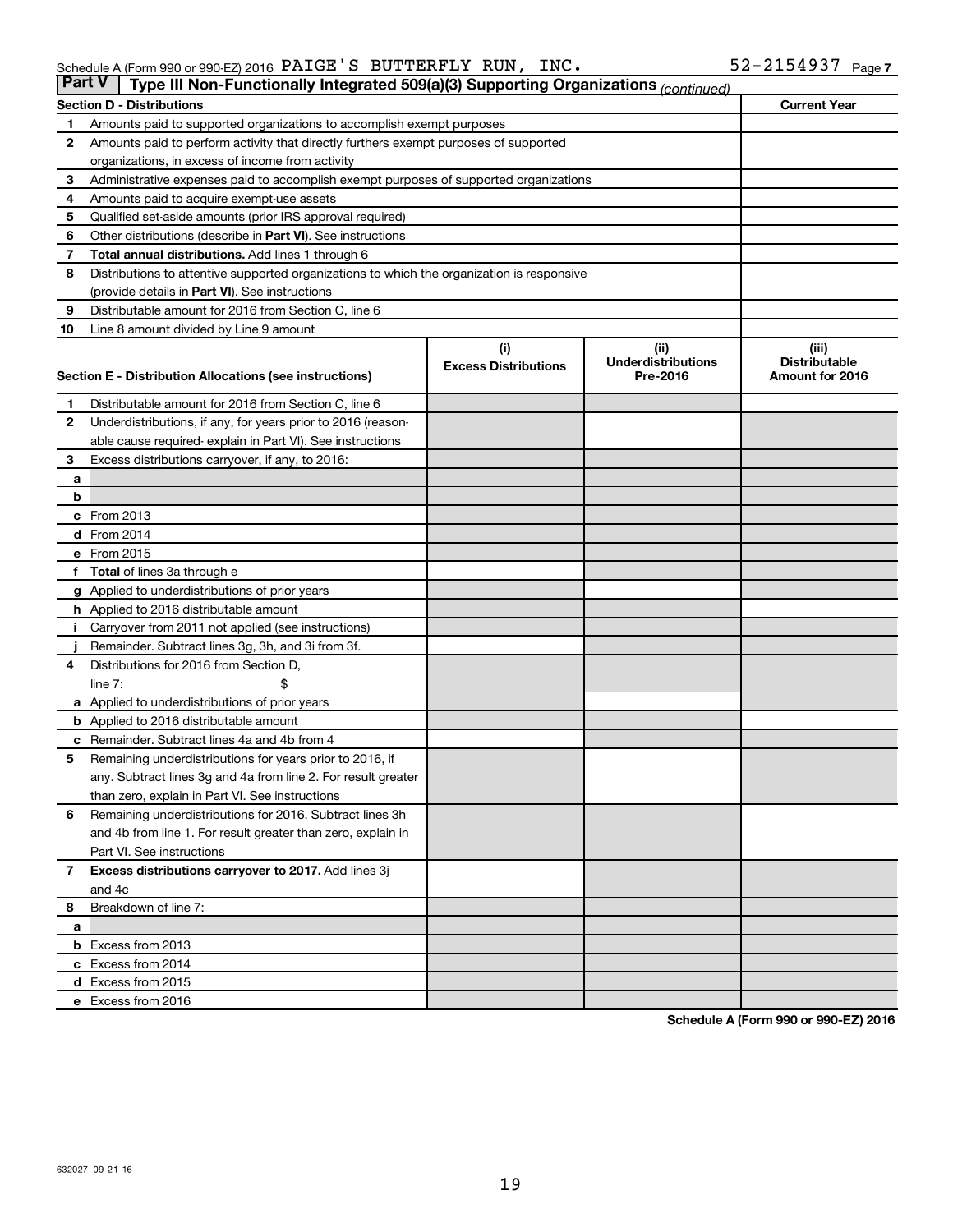Schedule A (Form 990 or 990-EZ) 2016 PAIGE'S BUTTERFLY RUN, INC. 52-2154937 Page 7

**Part V | Type III Non-Functionally Integrated 509(a)(3) Supporting Organizations** *(continued)*

| Section D - Distributions | | Current Year |
|---|---|---|
| 1 | Amounts paid to supported organizations to accomplish exempt purposes | |
| 2 | Amounts paid to perform activity that directly furthers exempt purposes of supported organizations, in excess of income from activity | |
| 3 | Administrative expenses paid to accomplish exempt purposes of supported organizations | |
| 4 | Amounts paid to acquire exempt-use assets | |
| 5 | Qualified set-aside amounts (prior IRS approval required) | |
| 6 | Other distributions (describe in **Part VI**). See instructions | |
| 7 | **Total annual distributions.** Add lines 1 through 6 | |
| 8 | Distributions to attentive supported organizations to which the organization is responsive (provide details in **Part VI**). See instructions | |
| 9 | Distributable amount for 2016 from Section C, line 6 | |
| 10 | Line 8 amount divided by Line 9 amount | |

| Section E - Distribution Allocations (see instructions) | (i) Excess Distributions | (ii) Underdistributions Pre-2016 | (iii) Distributable Amount for 2016 |
|---|---|---|---|
| **1** Distributable amount for 2016 from Section C, line 6 | | | |
| **2** Underdistributions, if any, for years prior to 2016 (reasonable cause required- explain in Part VI). See instructions | | | |
| **3** Excess distributions carryover, if any, to 2016: | | | |
| **a** | | | |
| **b** | | | |
| **c** From 2013 | | | |
| **d** From 2014 | | | |
| **e** From 2015 | | | |
| **f** **Total** of lines 3a through e | | | |
| **g** Applied to underdistributions of prior years | | | |
| **h** Applied to 2016 distributable amount | | | |
| **i** Carryover from 2011 not applied (see instructions) | | | |
| **j** Remainder. Subtract lines 3g, 3h, and 3i from 3f. | | | |
| **4** Distributions for 2016 from Section D, line 7: $ | | | |
| **a** Applied to underdistributions of prior years | | | |
| **b** Applied to 2016 distributable amount | | | |
| **c** Remainder. Subtract lines 4a and 4b from 4 | | | |
| **5** Remaining underdistributions for years prior to 2016, if any. Subtract lines 3g and 4a from line 2. For result greater than zero, explain in Part VI. See instructions | | | |
| **6** Remaining underdistributions for 2016. Subtract lines 3h and 4b from line 1. For result greater than zero, explain in Part VI. See instructions | | | |
| **7** **Excess distributions carryover to 2017.** Add lines 3j and 4c | | | |
| **8** Breakdown of line 7: | | | |
| **a** | | | |
| **b** Excess from 2013 | | | |
| **c** Excess from 2014 | | | |
| **d** Excess from 2015 | | | |
| **e** Excess from 2016 | | | |

**Schedule A (Form 990 or 990-EZ) 2016**

632027 09-21-16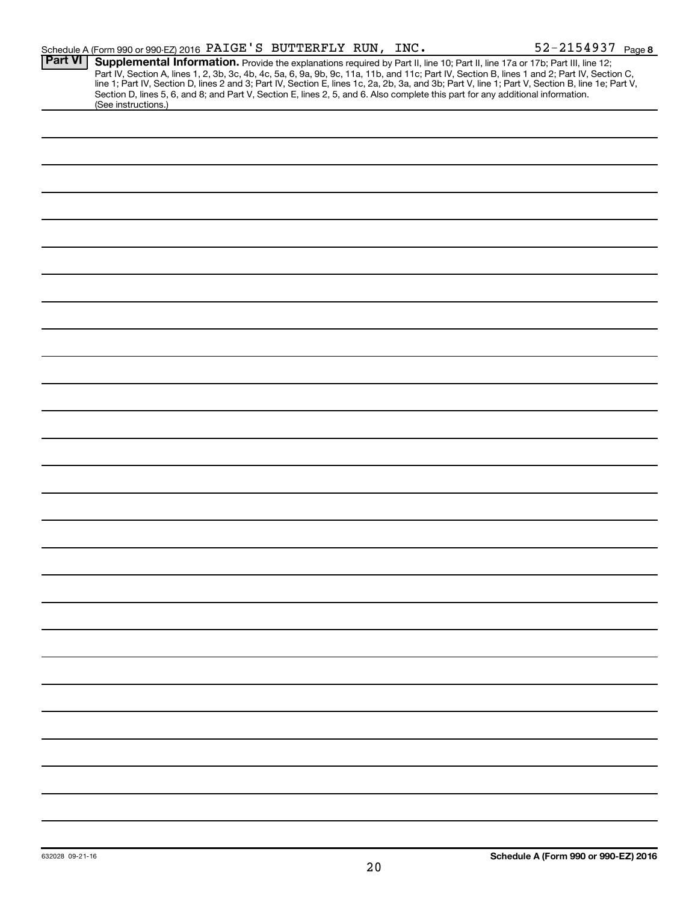Schedule A (Form 990 or 990-EZ) 2016 PAIGE'S BUTTERFLY RUN, INC. 52-2154937 Page 8

## Part VI Supplemental Information.

Provide the explanations required by Part II, line 10; Part II, line 17a or 17b; Part III, line 12; Part IV, Section A, lines 1, 2, 3b, 3c, 4b, 4c, 5a, 6, 9a, 9b, 9c, 11a, 11b, and 11c; Part IV, Section B, lines 1 and 2; Part IV, Section C, line 1; Part IV, Section D, lines 2 and 3; Part IV, Section E, lines 1c, 2a, 2b, 3a, and 3b; Part V, line 1; Part V, Section B, line 1e; Part V, Section D, lines 5, 6, and 8; and Part V, Section E, lines 2, 5, and 6. Also complete this part for any additional information. (See instructions.)

632028 09-21-16

Schedule A (Form 990 or 990-EZ) 2016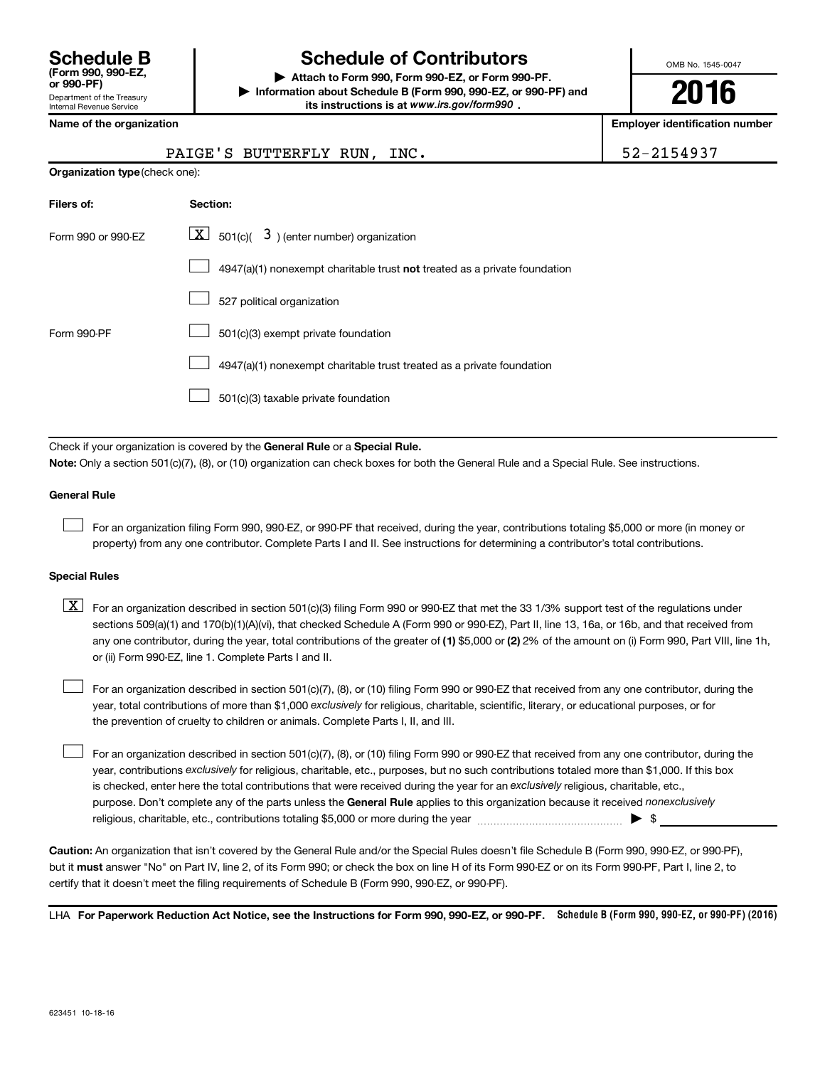# Schedule B (Form 990, 990-EZ, or 990-PF)

Department of the Treasury
Internal Revenue Service

## Schedule of Contributors

▶ **Attach to Form 990, Form 990-EZ, or Form 990-PF.**
▶ **Information about Schedule B (Form 990, 990-EZ, or 990-PF) and its instructions is at** ***www.irs.gov/form990*** **.**

OMB No. 1545-0047

**2016**

| Name of the organization | Employer identification number |
|---|---|
| PAIGE'S BUTTERFLY RUN, INC. | 52-2154937 |

**Organization type** (check one):

| Filers of: | Section: |
|---|---|
| Form 990 or 990-EZ | [X] 501(c)( 3 ) (enter number) organization |
| | [ ] 4947(a)(1) nonexempt charitable trust **not** treated as a private foundation |
| | [ ] 527 political organization |
| Form 990-PF | [ ] 501(c)(3) exempt private foundation |
| | [ ] 4947(a)(1) nonexempt charitable trust treated as a private foundation |
| | [ ] 501(c)(3) taxable private foundation |

Check if your organization is covered by the **General Rule** or a **Special Rule.**

**Note:** Only a section 501(c)(7), (8), or (10) organization can check boxes for both the General Rule and a Special Rule. See instructions.

### General Rule

[ ] For an organization filing Form 990, 990-EZ, or 990-PF that received, during the year, contributions totaling $5,000 or more (in money or property) from any one contributor. Complete Parts I and II. See instructions for determining a contributor's total contributions.

### Special Rules

[X] For an organization described in section 501(c)(3) filing Form 990 or 990-EZ that met the 33 1/3% support test of the regulations under sections 509(a)(1) and 170(b)(1)(A)(vi), that checked Schedule A (Form 990 or 990-EZ), Part II, line 13, 16a, or 16b, and that received from any one contributor, during the year, total contributions of the greater of **(1)** $5,000 or **(2)** 2% of the amount on (i) Form 990, Part VIII, line 1h, or (ii) Form 990-EZ, line 1. Complete Parts I and II.

[ ] For an organization described in section 501(c)(7), (8), or (10) filing Form 990 or 990-EZ that received from any one contributor, during the year, total contributions of more than $1,000 *exclusively* for religious, charitable, scientific, literary, or educational purposes, or for the prevention of cruelty to children or animals. Complete Parts I, II, and III.

[ ] For an organization described in section 501(c)(7), (8), or (10) filing Form 990 or 990-EZ that received from any one contributor, during the year, contributions *exclusively* for religious, charitable, etc., purposes, but no such contributions totaled more than $1,000. If this box is checked, enter here the total contributions that were received during the year for an *exclusively* religious, charitable, etc., purpose. Don't complete any of the parts unless the **General Rule** applies to this organization because it received *nonexclusively* religious, charitable, etc., contributions totaling $5,000 or more during the year ▶ $ \_\_\_\_\_\_\_\_\_\_\_\_

**Caution:** An organization that isn't covered by the General Rule and/or the Special Rules doesn't file Schedule B (Form 990, 990-EZ, or 990-PF), but it **must** answer "No" on Part IV, line 2, of its Form 990; or check the box on line H of its Form 990-EZ or on its Form 990-PF, Part I, line 2, to certify that it doesn't meet the filing requirements of Schedule B (Form 990, 990-EZ, or 990-PF).

LHA **For Paperwork Reduction Act Notice, see the Instructions for Form 990, 990-EZ, or 990-PF.** **Schedule B (Form 990, 990-EZ, or 990-PF) (2016)**

623451 10-18-16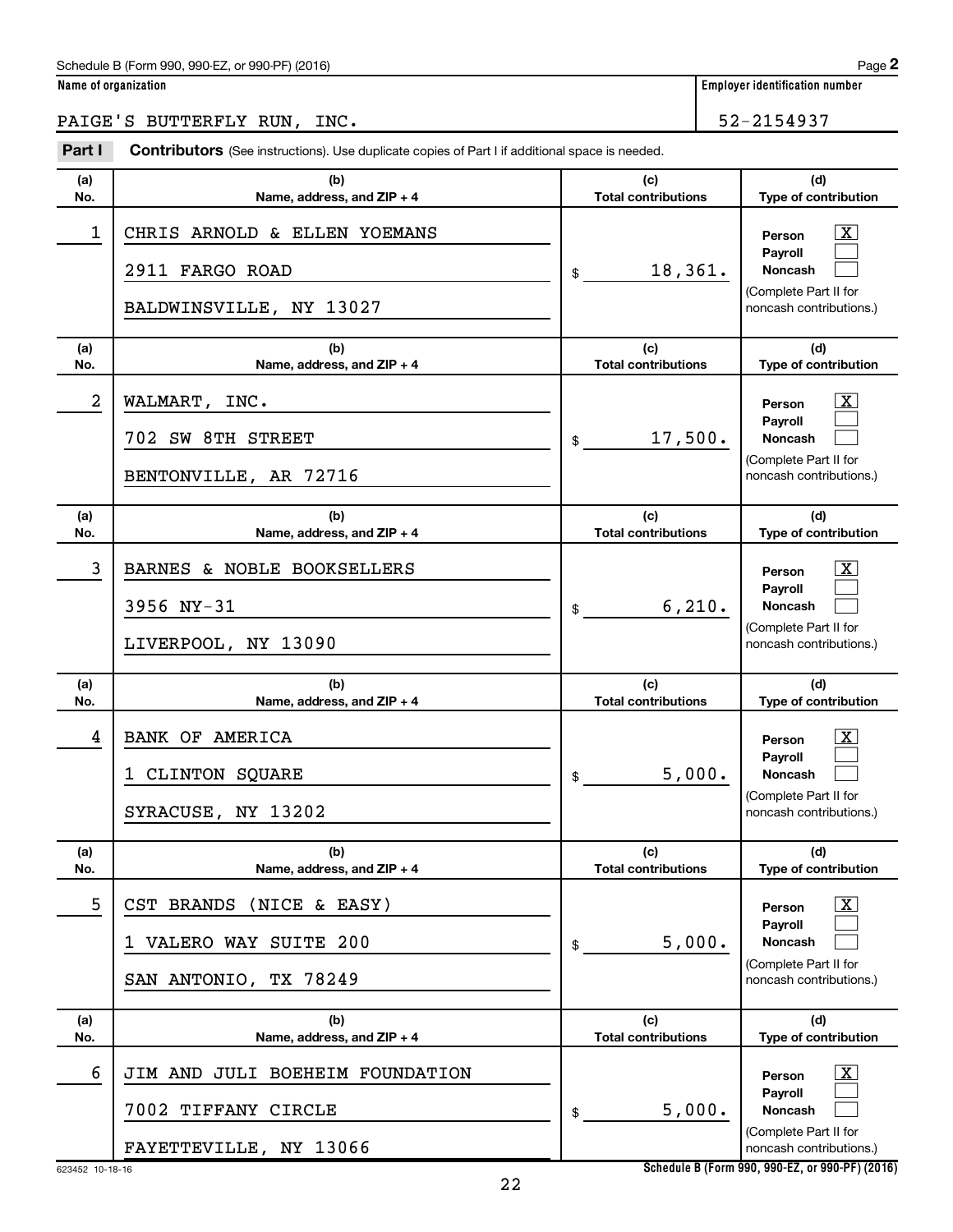Schedule B (Form 990, 990-EZ, or 990-PF) (2016) Page **2**

**Name of organization**

PAIGE'S BUTTERFLY RUN, INC.

**Employer identification number**

52-2154937

**Part I** **Contributors** (See instructions). Use duplicate copies of Part I if additional space is needed.

| (a) No. | (b) Name, address, and ZIP + 4 | (c) Total contributions | (d) Type of contribution |
|---|---|---|---|
| 1 | CHRIS ARNOLD & ELLEN YOEMANS<br>2911 FARGO ROAD<br>BALDWINSVILLE, NY 13027 | $ 18,361. | Person [X]<br>Payroll [ ]<br>Noncash [ ]<br>(Complete Part II for noncash contributions.) |
| 2 | WALMART, INC.<br>702 SW 8TH STREET<br>BENTONVILLE, AR 72716 | $ 17,500. | Person [X]<br>Payroll [ ]<br>Noncash [ ]<br>(Complete Part II for noncash contributions.) |
| 3 | BARNES & NOBLE BOOKSELLERS<br>3956 NY-31<br>LIVERPOOL, NY 13090 | $ 6,210. | Person [X]<br>Payroll [ ]<br>Noncash [ ]<br>(Complete Part II for noncash contributions.) |
| 4 | BANK OF AMERICA<br>1 CLINTON SQUARE<br>SYRACUSE, NY 13202 | $ 5,000. | Person [X]<br>Payroll [ ]<br>Noncash [ ]<br>(Complete Part II for noncash contributions.) |
| 5 | CST BRANDS (NICE & EASY)<br>1 VALERO WAY SUITE 200<br>SAN ANTONIO, TX 78249 | $ 5,000. | Person [X]<br>Payroll [ ]<br>Noncash [ ]<br>(Complete Part II for noncash contributions.) |
| 6 | JIM AND JULI BOEHEIM FOUNDATION<br>7002 TIFFANY CIRCLE<br>FAYETTEVILLE, NY 13066 | $ 5,000. | Person [X]<br>Payroll [ ]<br>Noncash [ ]<br>(Complete Part II for noncash contributions.) |

623452 10-18-16 **Schedule B (Form 990, 990-EZ, or 990-PF) (2016)**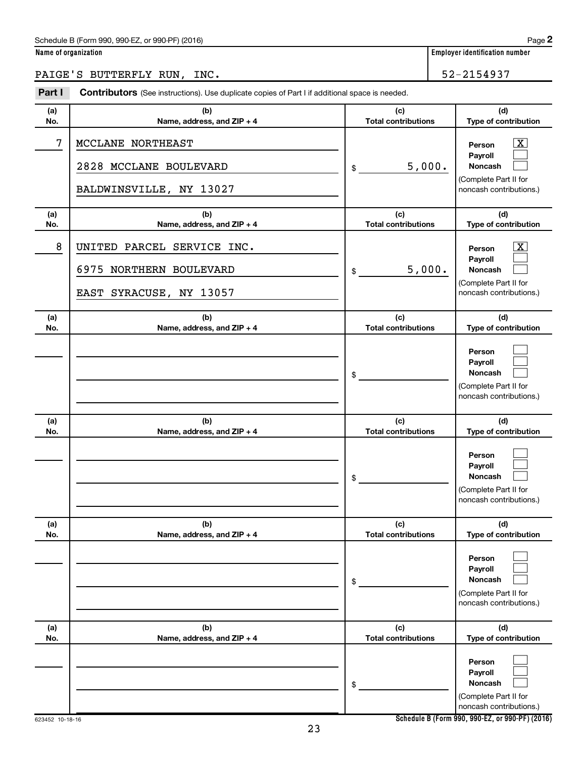Schedule B (Form 990, 990-EZ, or 990-PF) (2016) Page **2**

| Name of organization | Employer identification number |
|---|---|
| PAIGE'S BUTTERFLY RUN, INC. | 52-2154937 |

**Part I** **Contributors** (See instructions). Use duplicate copies of Part I if additional space is needed.

| (a) No. | (b) Name, address, and ZIP + 4 | (c) Total contributions | (d) Type of contribution |
|---|---|---|---|
| 7 | MCCLANE NORTHEAST<br>2828 MCCLANE BOULEVARD<br>BALDWINSVILLE, NY 13027 | $ 5,000. | Person [X]<br>Payroll [ ]<br>Noncash [ ]<br>(Complete Part II for noncash contributions.) |
| 8 | UNITED PARCEL SERVICE INC.<br>6975 NORTHERN BOULEVARD<br>EAST SYRACUSE, NY 13057 | $ 5,000. | Person [X]<br>Payroll [ ]<br>Noncash [ ]<br>(Complete Part II for noncash contributions.) |
| | | $ | Person [ ]<br>Payroll [ ]<br>Noncash [ ]<br>(Complete Part II for noncash contributions.) |
| | | $ | Person [ ]<br>Payroll [ ]<br>Noncash [ ]<br>(Complete Part II for noncash contributions.) |
| | | $ | Person [ ]<br>Payroll [ ]<br>Noncash [ ]<br>(Complete Part II for noncash contributions.) |
| | | $ | Person [ ]<br>Payroll [ ]<br>Noncash [ ]<br>(Complete Part II for noncash contributions.) |

623452 10-18-16

**Schedule B (Form 990, 990-EZ, or 990-PF) (2016)**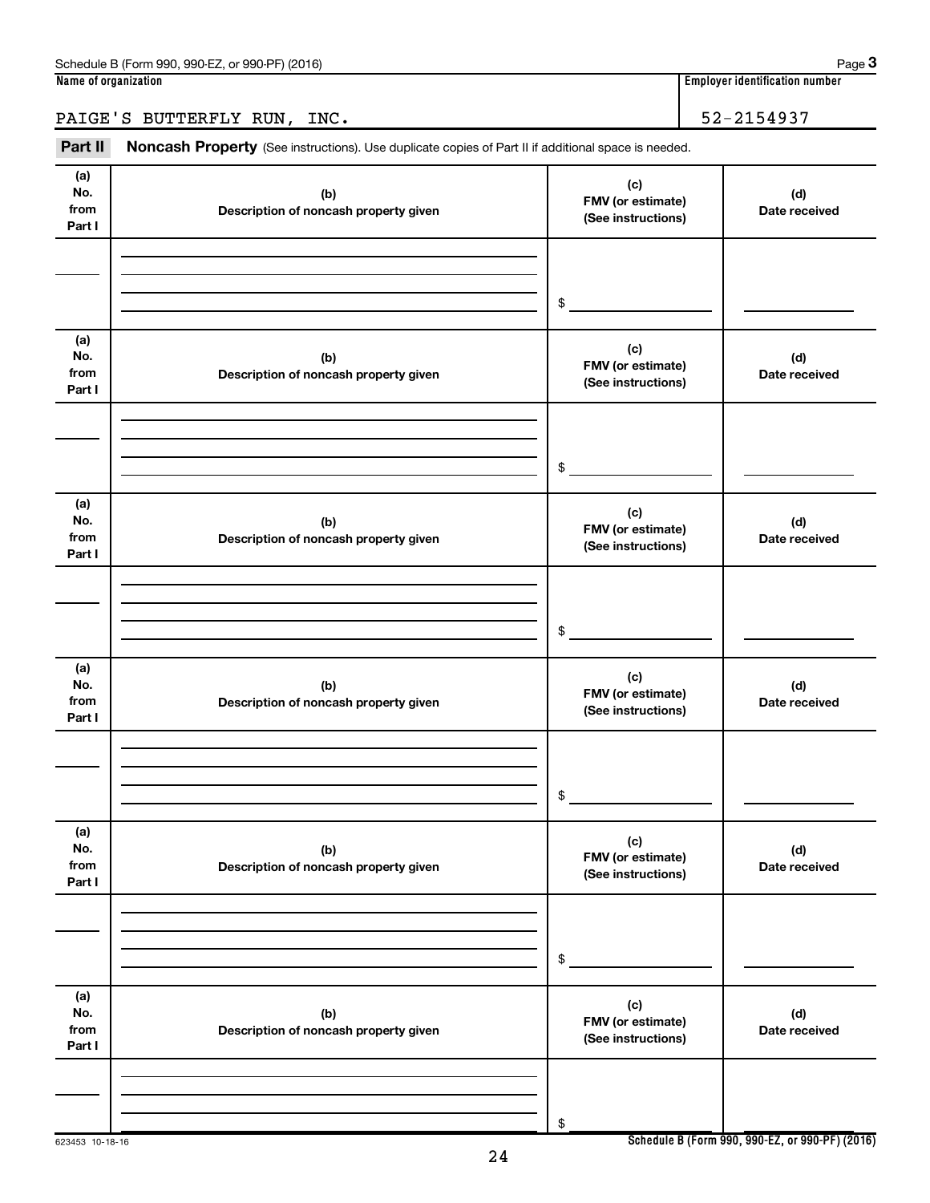Schedule B (Form 990, 990-EZ, or 990-PF) (2016) Page **3**

**Name of organization** | **Employer identification number**

PAIGE'S BUTTERFLY RUN, INC. | 52-2154937

**Part II** **Noncash Property** (See instructions). Use duplicate copies of Part II if additional space is needed.

| (a) No. from Part I | (b) Description of noncash property given | (c) FMV (or estimate) (See instructions) | (d) Date received |
|---|---|---|---|
| | | $ | |

| (a) No. from Part I | (b) Description of noncash property given | (c) FMV (or estimate) (See instructions) | (d) Date received |
|---|---|---|---|
| | | $ | |

| (a) No. from Part I | (b) Description of noncash property given | (c) FMV (or estimate) (See instructions) | (d) Date received |
|---|---|---|---|
| | | $ | |

| (a) No. from Part I | (b) Description of noncash property given | (c) FMV (or estimate) (See instructions) | (d) Date received |
|---|---|---|---|
| | | $ | |

| (a) No. from Part I | (b) Description of noncash property given | (c) FMV (or estimate) (See instructions) | (d) Date received |
|---|---|---|---|
| | | $ | |

| (a) No. from Part I | (b) Description of noncash property given | (c) FMV (or estimate) (See instructions) | (d) Date received |
|---|---|---|---|
| | | $ | |

623453 10-18-16

**Schedule B (Form 990, 990-EZ, or 990-PF) (2016)**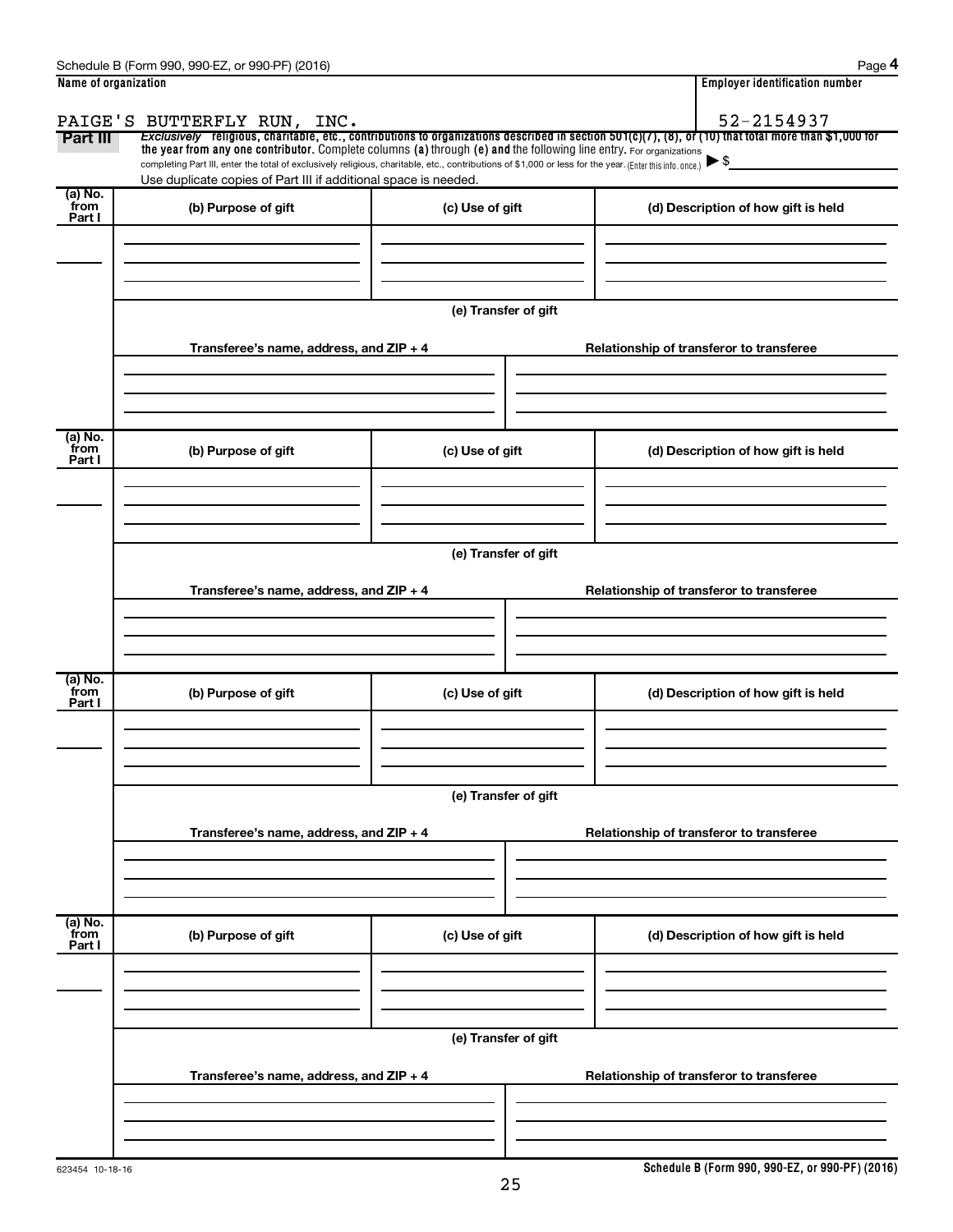Schedule B (Form 990, 990-EZ, or 990-PF) (2016) Page **4**

**Name of organization** | **Employer identification number**

PAIGE'S BUTTERFLY RUN, INC. | 52-2154937

**Part III** *Exclusively* **religious, charitable, etc., contributions to organizations described in section 501(c)(7), (8), or (10) that total more than $1,000 for the year from any one contributor.** Complete columns **(a)** through **(e) and** the following line entry. For organizations completing Part III, enter the total of exclusively religious, charitable, etc., contributions of $1,000 or less for the year. (Enter this info. once.) ▶ $

Use duplicate copies of Part III if additional space is needed.

| (a) No. from Part I | (b) Purpose of gift | (c) Use of gift | (d) Description of how gift is held |
|---|---|---|---|
| | | | |

**(e) Transfer of gift**

| Transferee's name, address, and ZIP + 4 | Relationship of transferor to transferee |
|---|---|
| | |

| (a) No. from Part I | (b) Purpose of gift | (c) Use of gift | (d) Description of how gift is held |
|---|---|---|---|
| | | | |

**(e) Transfer of gift**

| Transferee's name, address, and ZIP + 4 | Relationship of transferor to transferee |
|---|---|
| | |

| (a) No. from Part I | (b) Purpose of gift | (c) Use of gift | (d) Description of how gift is held |
|---|---|---|---|
| | | | |

**(e) Transfer of gift**

| Transferee's name, address, and ZIP + 4 | Relationship of transferor to transferee |
|---|---|
| | |

| (a) No. from Part I | (b) Purpose of gift | (c) Use of gift | (d) Description of how gift is held |
|---|---|---|---|
| | | | |

**(e) Transfer of gift**

| Transferee's name, address, and ZIP + 4 | Relationship of transferor to transferee |
|---|---|
| | |

623454 10-18-16

**Schedule B (Form 990, 990-EZ, or 990-PF) (2016)**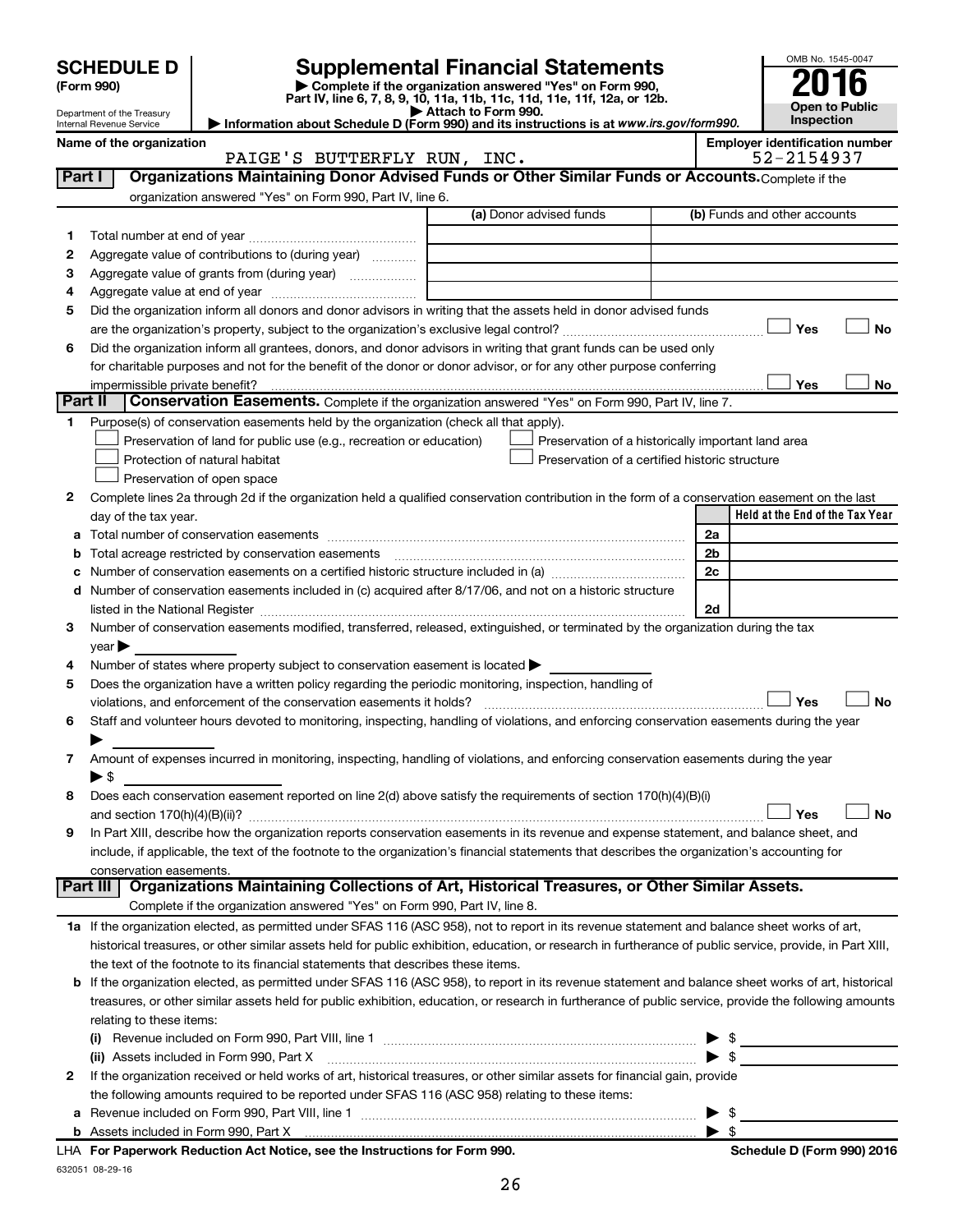# SCHEDULE D (Form 990)

Department of the Treasury
Internal Revenue Service

## Supplemental Financial Statements

▶ Complete if the organization answered "Yes" on Form 990, Part IV, line 6, 7, 8, 9, 10, 11a, 11b, 11c, 11d, 11e, 11f, 12a, or 12b.
▶ Attach to Form 990.
▶ Information about Schedule D (Form 990) and its instructions is at *www.irs.gov/form990.*

OMB No. 1545-0047
**2016**
**Open to Public Inspection**

**Name of the organization:** PAIGE'S BUTTERFLY RUN, INC.
**Employer identification number:** 52-2154937

**Part I — Organizations Maintaining Donor Advised Funds or Other Similar Funds or Accounts.** Complete if the organization answered "Yes" on Form 990, Part IV, line 6.

| | | (a) Donor advised funds | (b) Funds and other accounts |
|---|---|---|---|
| 1 | Total number at end of year | | |
| 2 | Aggregate value of contributions to (during year) | | |
| 3 | Aggregate value of grants from (during year) | | |
| 4 | Aggregate value at end of year | | |

5 Did the organization inform all donors and donor advisors in writing that the assets held in donor advised funds are the organization's property, subject to the organization's exclusive legal control? ☐ Yes ☐ No

6 Did the organization inform all grantees, donors, and donor advisors in writing that grant funds can be used only for charitable purposes and not for the benefit of the donor or donor advisor, or for any other purpose conferring impermissible private benefit? ☐ Yes ☐ No

**Part II — Conservation Easements.** Complete if the organization answered "Yes" on Form 990, Part IV, line 7.

1 Purpose(s) of conservation easements held by the organization (check all that apply).
- ☐ Preservation of land for public use (e.g., recreation or education)
- ☐ Protection of natural habitat
- ☐ Preservation of open space
- ☐ Preservation of a historically important land area
- ☐ Preservation of a certified historic structure

2 Complete lines 2a through 2d if the organization held a qualified conservation contribution in the form of a conservation easement on the last day of the tax year.

| | | | Held at the End of the Tax Year |
|---|---|---|---|
| a | Total number of conservation easements | 2a | |
| b | Total acreage restricted by conservation easements | 2b | |
| c | Number of conservation easements on a certified historic structure included in (a) | 2c | |
| d | Number of conservation easements included in (c) acquired after 8/17/06, and not on a historic structure listed in the National Register | 2d | |

3 Number of conservation easements modified, transferred, released, extinguished, or terminated by the organization during the tax year ▶

4 Number of states where property subject to conservation easement is located ▶

5 Does the organization have a written policy regarding the periodic monitoring, inspection, handling of violations, and enforcement of the conservation easements it holds? ☐ Yes ☐ No

6 Staff and volunteer hours devoted to monitoring, inspecting, handling of violations, and enforcing conservation easements during the year ▶

7 Amount of expenses incurred in monitoring, inspecting, handling of violations, and enforcing conservation easements during the year ▶ $

8 Does each conservation easement reported on line 2(d) above satisfy the requirements of section 170(h)(4)(B)(i) and section 170(h)(4)(B)(ii)? ☐ Yes ☐ No

9 In Part XIII, describe how the organization reports conservation easements in its revenue and expense statement, and balance sheet, and include, if applicable, the text of the footnote to the organization's financial statements that describes the organization's accounting for conservation easements.

**Part III — Organizations Maintaining Collections of Art, Historical Treasures, or Other Similar Assets.** Complete if the organization answered "Yes" on Form 990, Part IV, line 8.

1a If the organization elected, as permitted under SFAS 116 (ASC 958), not to report in its revenue statement and balance sheet works of art, historical treasures, or other similar assets held for public exhibition, education, or research in furtherance of public service, provide, in Part XIII, the text of the footnote to its financial statements that describes these items.

b If the organization elected, as permitted under SFAS 116 (ASC 958), to report in its revenue statement and balance sheet works of art, historical treasures, or other similar assets held for public exhibition, education, or research in furtherance of public service, provide the following amounts relating to these items:

(i) Revenue included on Form 990, Part VIII, line 1 ▶ $

(ii) Assets included in Form 990, Part X ▶ $

2 If the organization received or held works of art, historical treasures, or other similar assets for financial gain, provide the following amounts required to be reported under SFAS 116 (ASC 958) relating to these items:

a Revenue included on Form 990, Part VIII, line 1 ▶ $

b Assets included in Form 990, Part X ▶ $

LHA **For Paperwork Reduction Act Notice, see the Instructions for Form 990.** **Schedule D (Form 990) 2016**

632051 08-29-16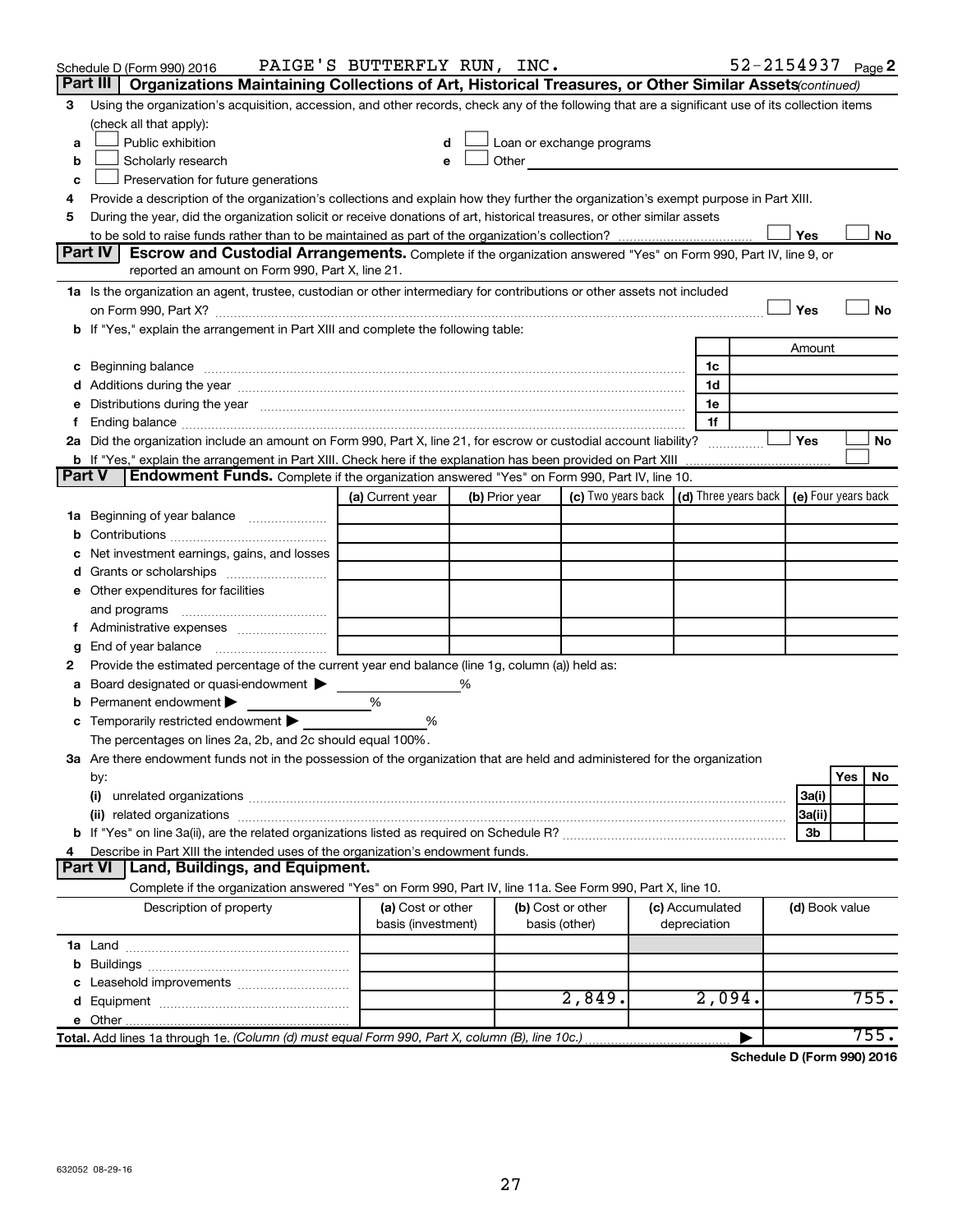Schedule D (Form 990) 2016 PAIGE'S BUTTERFLY RUN, INC. 52-2154937 Page 2

## Part III Organizations Maintaining Collections of Art, Historical Treasures, or Other Similar Assets (continued)

**3** Using the organization's acquisition, accession, and other records, check any of the following that are a significant use of its collection items (check all that apply):

- **a** ☐ Public exhibition
- **b** ☐ Scholarly research
- **c** ☐ Preservation for future generations
- **d** ☐ Loan or exchange programs
- **e** ☐ Other

**4** Provide a description of the organization's collections and explain how they further the organization's exempt purpose in Part XIII.

**5** During the year, did the organization solicit or receive donations of art, historical treasures, or other similar assets to be sold to raise funds rather than to be maintained as part of the organization's collection? ☐ Yes ☐ No

## Part IV Escrow and Custodial Arrangements.

Complete if the organization answered "Yes" on Form 990, Part IV, line 9, or reported an amount on Form 990, Part X, line 21.

**1a** Is the organization an agent, trustee, custodian or other intermediary for contributions or other assets not included on Form 990, Part X? ☐ Yes ☐ No

**b** If "Yes," explain the arrangement in Part XIII and complete the following table:

| | | Amount |
|---|---|---|
| **c** Beginning balance | 1c | |
| **d** Additions during the year | 1d | |
| **e** Distributions during the year | 1e | |
| **f** Ending balance | 1f | |

**2a** Did the organization include an amount on Form 990, Part X, line 21, for escrow or custodial account liability? ☐ Yes ☐ No

**b** If "Yes," explain the arrangement in Part XIII. Check here if the explanation has been provided on Part XIII ☐

## Part V Endowment Funds.

Complete if the organization answered "Yes" on Form 990, Part IV, line 10.

| | (a) Current year | (b) Prior year | (c) Two years back | (d) Three years back | (e) Four years back |
|---|---|---|---|---|---|
| **1a** Beginning of year balance | | | | | |
| **b** Contributions | | | | | |
| **c** Net investment earnings, gains, and losses | | | | | |
| **d** Grants or scholarships | | | | | |
| **e** Other expenditures for facilities and programs | | | | | |
| **f** Administrative expenses | | | | | |
| **g** End of year balance | | | | | |

**2** Provide the estimated percentage of the current year end balance (line 1g, column (a)) held as:

- **a** Board designated or quasi-endowment ▶ %
- **b** Permanent endowment ▶ %
- **c** Temporarily restricted endowment ▶ %

The percentages on lines 2a, 2b, and 2c should equal 100%.

**3a** Are there endowment funds not in the possession of the organization that are held and administered for the organization by:

| | | Yes | No |
|---|---|---|---|
| **(i)** unrelated organizations | 3a(i) | | |
| **(ii)** related organizations | 3a(ii) | | |
| **b** If "Yes" on line 3a(ii), are the related organizations listed as required on Schedule R? | 3b | | |

**4** Describe in Part XIII the intended uses of the organization's endowment funds.

## Part VI Land, Buildings, and Equipment.

Complete if the organization answered "Yes" on Form 990, Part IV, line 11a. See Form 990, Part X, line 10.

| Description of property | (a) Cost or other basis (investment) | (b) Cost or other basis (other) | (c) Accumulated depreciation | (d) Book value |
|---|---|---|---|---|
| **1a** Land | | | | |
| **b** Buildings | | | | |
| **c** Leasehold improvements | | | | |
| **d** Equipment | | 2,849. | 2,094. | 755. |
| **e** Other | | | | |
| **Total.** Add lines 1a through 1e. *(Column (d) must equal Form 990, Part X, column (B), line 10c.)* | | | ▶ | 755. |

**Schedule D (Form 990) 2016**

632052 08-29-16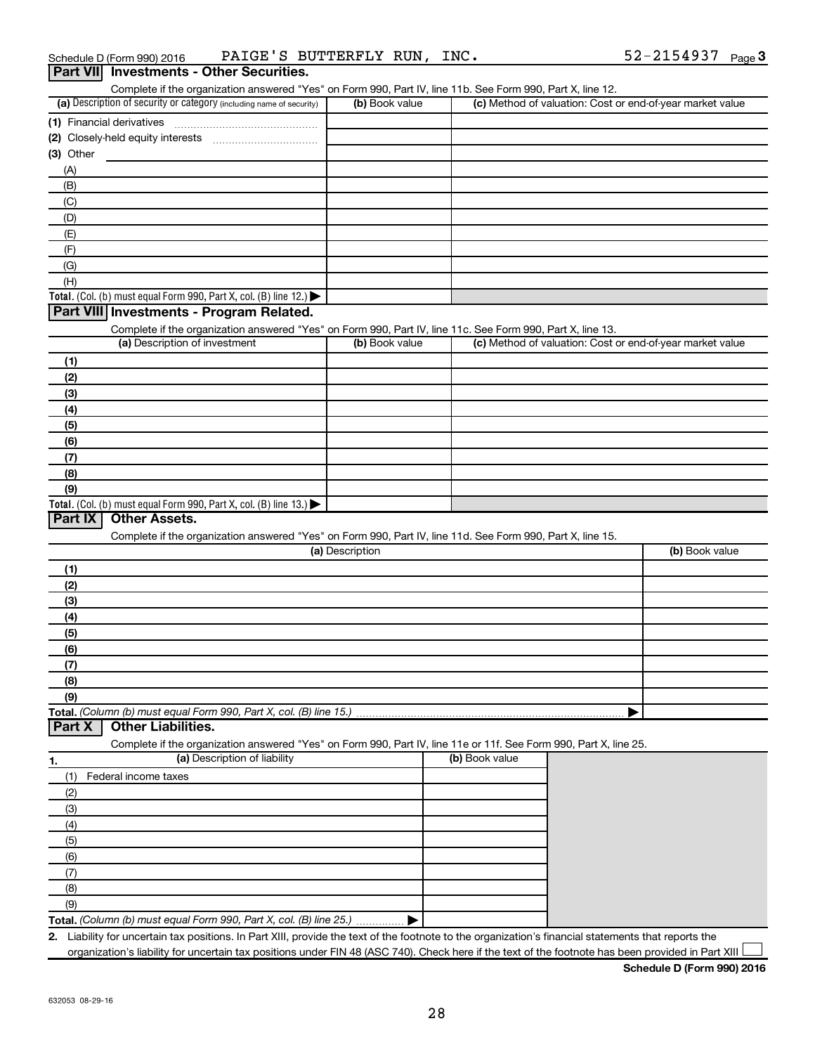Schedule D (Form 990) 2016 PAIGE'S BUTTERFLY RUN, INC. 52-2154937 Page 3

## Part VII Investments - Other Securities.

Complete if the organization answered "Yes" on Form 990, Part IV, line 11b. See Form 990, Part X, line 12.

| (a) Description of security or category (including name of security) | (b) Book value | (c) Method of valuation: Cost or end-of-year market value |
|---|---|---|
| (1) Financial derivatives | | |
| (2) Closely-held equity interests | | |
| (3) Other | | |
| (A) | | |
| (B) | | |
| (C) | | |
| (D) | | |
| (E) | | |
| (F) | | |
| (G) | | |
| (H) | | |
| **Total.** (Col. (b) must equal Form 990, Part X, col. (B) line 12.) ▶ | | |

## Part VIII Investments - Program Related.

Complete if the organization answered "Yes" on Form 990, Part IV, line 11c. See Form 990, Part X, line 13.

| (a) Description of investment | (b) Book value | (c) Method of valuation: Cost or end-of-year market value |
|---|---|---|
| (1) | | |
| (2) | | |
| (3) | | |
| (4) | | |
| (5) | | |
| (6) | | |
| (7) | | |
| (8) | | |
| (9) | | |
| **Total.** (Col. (b) must equal Form 990, Part X, col. (B) line 13.) ▶ | | |

## Part IX Other Assets.

Complete if the organization answered "Yes" on Form 990, Part IV, line 11d. See Form 990, Part X, line 15.

| (a) Description | (b) Book value |
|---|---|
| (1) | |
| (2) | |
| (3) | |
| (4) | |
| (5) | |
| (6) | |
| (7) | |
| (8) | |
| (9) | |
| **Total.** *(Column (b) must equal Form 990, Part X, col. (B) line 15.)* ▶ | |

## Part X Other Liabilities.

Complete if the organization answered "Yes" on Form 990, Part IV, line 11e or 11f. See Form 990, Part X, line 25.

| 1. (a) Description of liability | (b) Book value |
|---|---|
| (1) Federal income taxes | |
| (2) | |
| (3) | |
| (4) | |
| (5) | |
| (6) | |
| (7) | |
| (8) | |
| (9) | |
| **Total.** *(Column (b) must equal Form 990, Part X, col. (B) line 25.)* ▶ | |

**2.** Liability for uncertain tax positions. In Part XIII, provide the text of the footnote to the organization's financial statements that reports the organization's liability for uncertain tax positions under FIN 48 (ASC 740). Check here if the text of the footnote has been provided in Part XIII ☐

**Schedule D (Form 990) 2016**

632053 08-29-16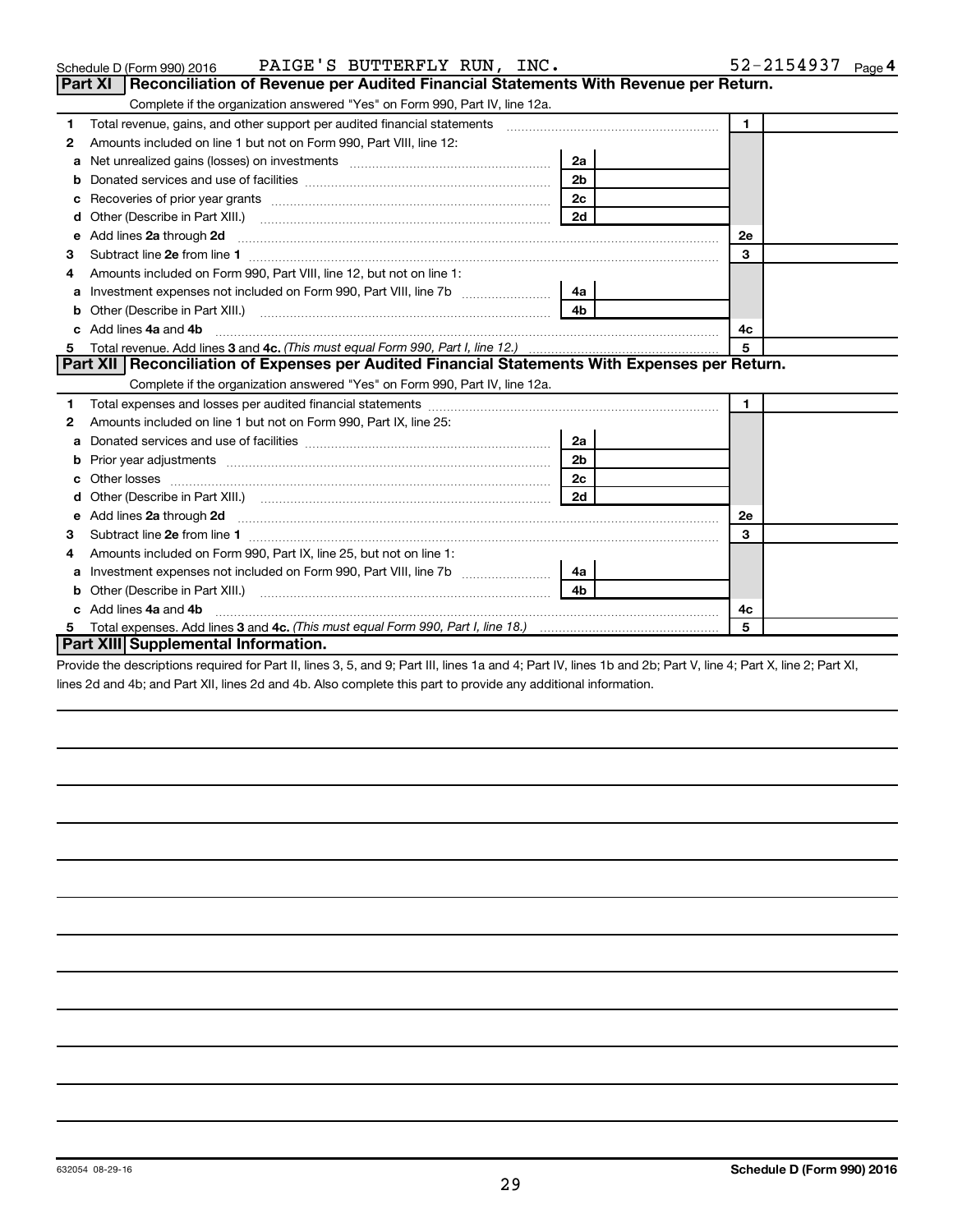Schedule D (Form 990) 2016 PAIGE'S BUTTERFLY RUN, INC. 52-2154937 Page 4

## Part XI Reconciliation of Revenue per Audited Financial Statements With Revenue per Return.

Complete if the organization answered "Yes" on Form 990, Part IV, line 12a.

| | | | | | |
|---|---|---|---|---|---|
| 1 | Total revenue, gains, and other support per audited financial statements | | | 1 | |
| 2 | Amounts included on line 1 but not on Form 990, Part VIII, line 12: | | | | |
| a | Net unrealized gains (losses) on investments | 2a | | | |
| b | Donated services and use of facilities | 2b | | | |
| c | Recoveries of prior year grants | 2c | | | |
| d | Other (Describe in Part XIII.) | 2d | | | |
| e | Add lines **2a** through **2d** | | | 2e | |
| 3 | Subtract line **2e** from line **1** | | | 3 | |
| 4 | Amounts included on Form 990, Part VIII, line 12, but not on line 1: | | | | |
| a | Investment expenses not included on Form 990, Part VIII, line 7b | 4a | | | |
| b | Other (Describe in Part XIII.) | 4b | | | |
| c | Add lines **4a** and **4b** | | | 4c | |
| 5 | Total revenue. Add lines **3** and **4c.** *(This must equal Form 990, Part I, line 12.)* | | | 5 | |

## Part XII Reconciliation of Expenses per Audited Financial Statements With Expenses per Return.

Complete if the organization answered "Yes" on Form 990, Part IV, line 12a.

| | | | | | |
|---|---|---|---|---|---|
| 1 | Total expenses and losses per audited financial statements | | | 1 | |
| 2 | Amounts included on line 1 but not on Form 990, Part IX, line 25: | | | | |
| a | Donated services and use of facilities | 2a | | | |
| b | Prior year adjustments | 2b | | | |
| c | Other losses | 2c | | | |
| d | Other (Describe in Part XIII.) | 2d | | | |
| e | Add lines **2a** through **2d** | | | 2e | |
| 3 | Subtract line **2e** from line **1** | | | 3 | |
| 4 | Amounts included on Form 990, Part IX, line 25, but not on line 1: | | | | |
| a | Investment expenses not included on Form 990, Part VIII, line 7b | 4a | | | |
| b | Other (Describe in Part XIII.) | 4b | | | |
| c | Add lines **4a** and **4b** | | | 4c | |
| 5 | Total expenses. Add lines **3** and **4c.** *(This must equal Form 990, Part I, line 18.)* | | | 5 | |

## Part XIII Supplemental Information.

Provide the descriptions required for Part II, lines 3, 5, and 9; Part III, lines 1a and 4; Part IV, lines 1b and 2b; Part V, line 4; Part X, line 2; Part XI, lines 2d and 4b; and Part XII, lines 2d and 4b. Also complete this part to provide any additional information.

632054 08-29-16 **Schedule D (Form 990) 2016**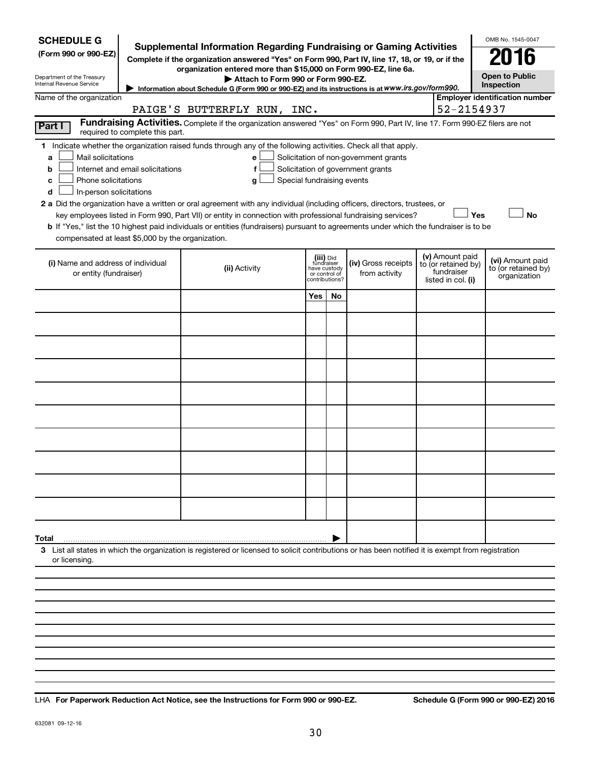**SCHEDULE G**
**(Form 990 or 990-EZ)**

Department of the Treasury
Internal Revenue Service

# Supplemental Information Regarding Fundraising or Gaming Activities

**Complete if the organization answered "Yes" on Form 990, Part IV, line 17, 18, or 19, or if the organization entered more than $15,000 on Form 990-EZ, line 6a.**

**▶ Attach to Form 990 or Form 990-EZ.**

▶ Information about Schedule G (Form 990 or 990-EZ) and its instructions is at *www.irs.gov/form990.*

OMB No. 1545-0047

**2016**

**Open to Public Inspection**

Name of the organization: PAIGE'S BUTTERFLY RUN, INC.

**Employer identification number:** 52-2154937

**Part I** **Fundraising Activities.** Complete if the organization answered "Yes" on Form 990, Part IV, line 17. Form 990-EZ filers are not required to complete this part.

**1** Indicate whether the organization raised funds through any of the following activities. Check all that apply.

- **a** ☐ Mail solicitations
- **b** ☐ Internet and email solicitations
- **c** ☐ Phone solicitations
- **d** ☐ In-person solicitations
- **e** ☐ Solicitation of non-government grants
- **f** ☐ Solicitation of government grants
- **g** ☐ Special fundraising events

**2 a** Did the organization have a written or oral agreement with any individual (including officers, directors, trustees, or key employees listed in Form 990, Part VII) or entity in connection with professional fundraising services? ☐ **Yes** ☐ **No**

**b** If "Yes," list the 10 highest paid individuals or entities (fundraisers) pursuant to agreements under which the fundraiser is to be compensated at least $5,000 by the organization.

| (i) Name and address of individual or entity (fundraiser) | (ii) Activity | (iii) Did fundraiser have custody or control of contributions? | | (iv) Gross receipts from activity | (v) Amount paid to (or retained by) fundraiser listed in col. (i) | (vi) Amount paid to (or retained by) organization |
|---|---|---|---|---|---|---|
| | | Yes | No | | | |
| | | | | | | |
| | | | | | | |
| | | | | | | |
| | | | | | | |
| | | | | | | |
| | | | | | | |
| | | | | | | |
| | | | | | | |
| | | | | | | |
| **Total** ▶ | | | | | | |

**3** List all states in which the organization is registered or licensed to solicit contributions or has been notified it is exempt from registration or licensing.

LHA **For Paperwork Reduction Act Notice, see the Instructions for Form 990 or 990-EZ.** **Schedule G (Form 990 or 990-EZ) 2016**

632081 09-12-16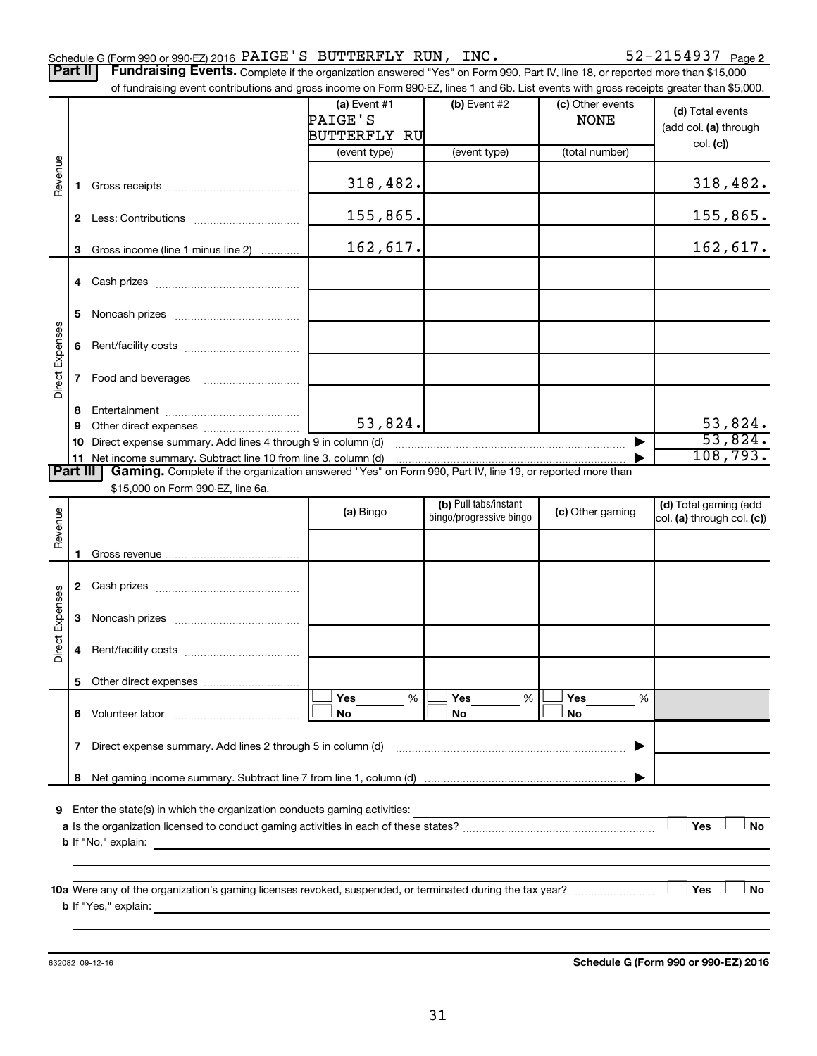Schedule G (Form 990 or 990-EZ) 2016 PAIGE'S BUTTERFLY RUN, INC. 52-2154937 Page 2

**Part II** **Fundraising Events.** Complete if the organization answered "Yes" on Form 990, Part IV, line 18, or reported more than $15,000 of fundraising event contributions and gross income on Form 990-EZ, lines 1 and 6b. List events with gross receipts greater than $5,000.

| | | (a) Event #1 PAIGE'S BUTTERFLY RU (event type) | (b) Event #2 (event type) | (c) Other events NONE (total number) | (d) Total events (add col. (a) through col. (c)) |
|---|---|---|---|---|---|
| Revenue | 1 Gross receipts | 318,482. | | | 318,482. |
| | 2 Less: Contributions | 155,865. | | | 155,865. |
| | 3 Gross income (line 1 minus line 2) | 162,617. | | | 162,617. |
| Direct Expenses | 4 Cash prizes | | | | |
| | 5 Noncash prizes | | | | |
| | 6 Rent/facility costs | | | | |
| | 7 Food and beverages | | | | |
| | 8 Entertainment | | | | |
| | 9 Other direct expenses | 53,824. | | | 53,824. |
| | 10 Direct expense summary. Add lines 4 through 9 in column (d) | | | ▶ | 53,824. |
| | 11 Net income summary. Subtract line 10 from line 3, column (d) | | | ▶ | 108,793. |

**Part III** **Gaming.** Complete if the organization answered "Yes" on Form 990, Part IV, line 19, or reported more than $15,000 on Form 990-EZ, line 6a.

| | | (a) Bingo | (b) Pull tabs/instant bingo/progressive bingo | (c) Other gaming | (d) Total gaming (add col. (a) through col. (c)) |
|---|---|---|---|---|---|
| Revenue | 1 Gross revenue | | | | |
| Direct Expenses | 2 Cash prizes | | | | |
| | 3 Noncash prizes | | | | |
| | 4 Rent/facility costs | | | | |
| | 5 Other direct expenses | | | | |
| | 6 Volunteer labor | ☐ Yes ___ % ☐ No | ☐ Yes ___ % ☐ No | ☐ Yes ___ % ☐ No | |
| | 7 Direct expense summary. Add lines 2 through 5 in column (d) | | | ▶ | |
| | 8 Net gaming income summary. Subtract line 7 from line 1, column (d) | | | ▶ | |

**9** Enter the state(s) in which the organization conducts gaming activities: ______

**a** Is the organization licensed to conduct gaming activities in each of these states? ☐ Yes ☐ No

**b** If "No," explain: ______

**10a** Were any of the organization's gaming licenses revoked, suspended, or terminated during the tax year? ☐ Yes ☐ No

**b** If "Yes," explain: ______

632082 09-12-16 **Schedule G (Form 990 or 990-EZ) 2016**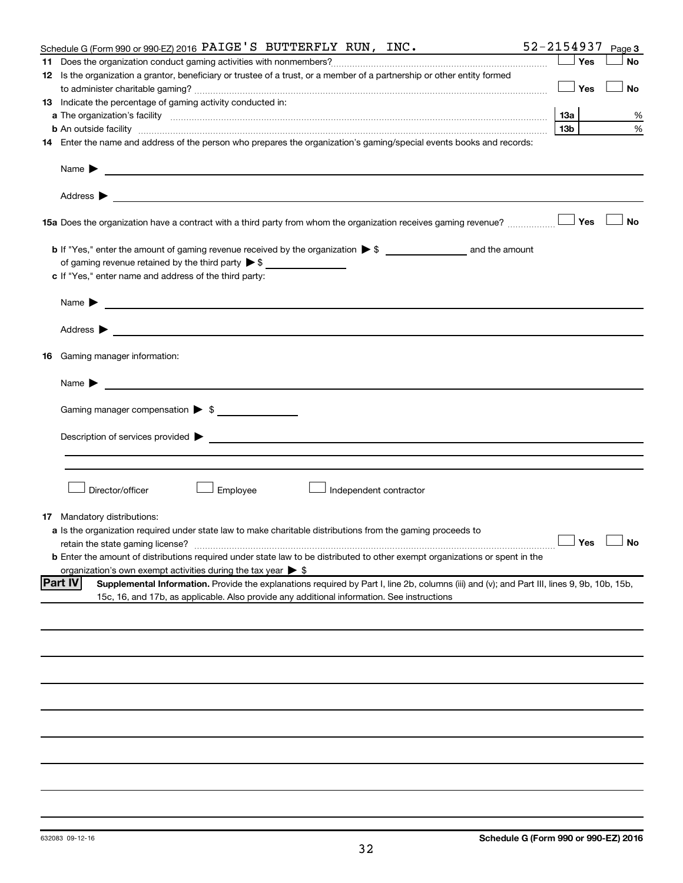Schedule G (Form 990 or 990-EZ) 2016 PAIGE'S BUTTERFLY RUN, INC. 52-2154937 Page 3

**11** Does the organization conduct gaming activities with nonmembers? ☐ Yes ☐ No

**12** Is the organization a grantor, beneficiary or trustee of a trust, or a member of a partnership or other entity formed to administer charitable gaming? ☐ Yes ☐ No

**13** Indicate the percentage of gaming activity conducted in:

**a** The organization's facility **13a** %

**b** An outside facility **13b** %

**14** Enter the name and address of the person who prepares the organization's gaming/special events books and records:

Name ▶

Address ▶

**15a** Does the organization have a contract with a third party from whom the organization receives gaming revenue? ☐ Yes ☐ No

**b** If "Yes," enter the amount of gaming revenue received by the organization ▶ $ __________ and the amount of gaming revenue retained by the third party ▶ $ __________

**c** If "Yes," enter name and address of the third party:

Name ▶

Address ▶

**16** Gaming manager information:

Name ▶

Gaming manager compensation ▶ $ __________

Description of services provided ▶

☐ Director/officer ☐ Employee ☐ Independent contractor

**17** Mandatory distributions:

**a** Is the organization required under state law to make charitable distributions from the gaming proceeds to retain the state gaming license? ☐ Yes ☐ No

**b** Enter the amount of distributions required under state law to be distributed to other exempt organizations or spent in the organization's own exempt activities during the tax year ▶ $

**Part IV** **Supplemental Information.** Provide the explanations required by Part I, line 2b, columns (iii) and (v); and Part III, lines 9, 9b, 10b, 15b, 15c, 16, and 17b, as applicable. Also provide any additional information. See instructions

632083 09-12-16 **Schedule G (Form 990 or 990-EZ) 2016**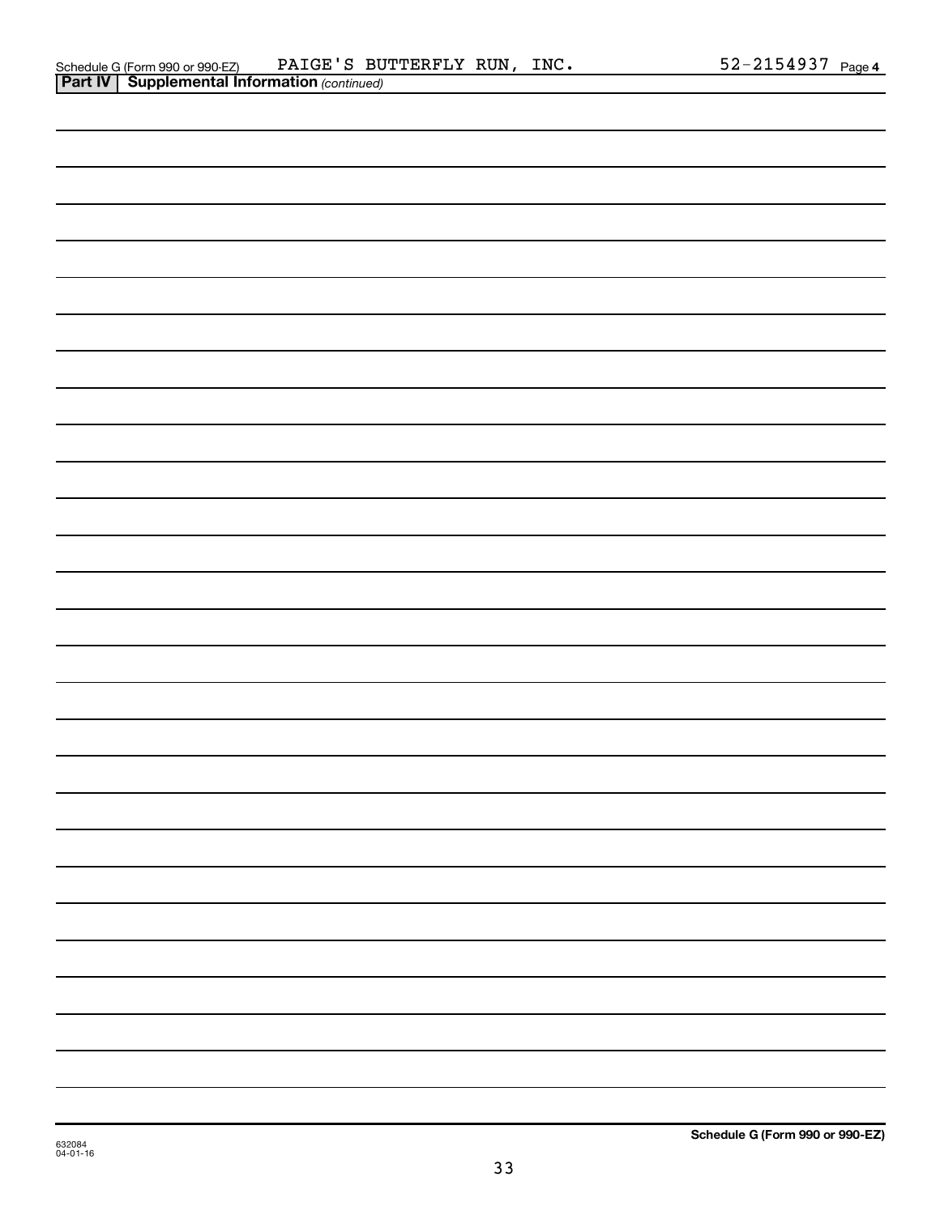Schedule G (Form 990 or 990-EZ) PAIGE'S BUTTERFLY RUN, INC. 52-2154937 Page **4**

**Part IV | Supplemental Information** *(continued)*

**Schedule G (Form 990 or 990-EZ)**

632084
04-01-16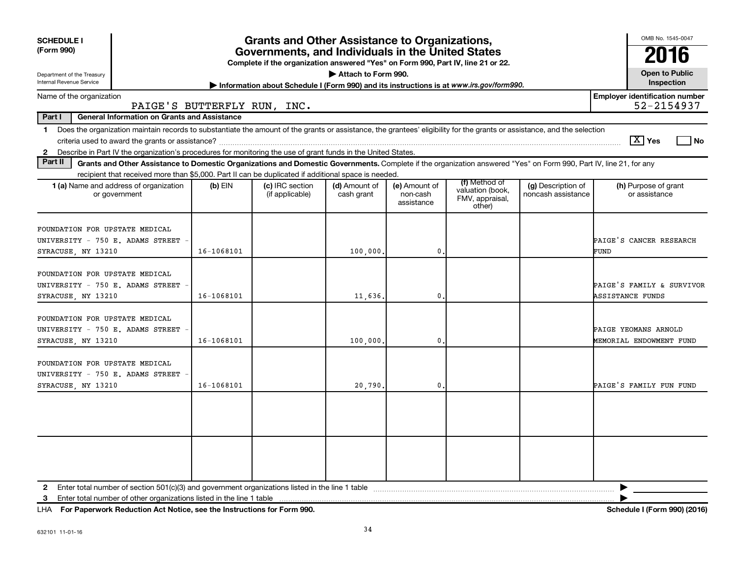**SCHEDULE I**
**(Form 990)**

Department of the Treasury
Internal Revenue Service

# Grants and Other Assistance to Organizations, Governments, and Individuals in the United States

**Complete if the organization answered "Yes" on Form 990, Part IV, line 21 or 22.**

**▶ Attach to Form 990.**

**▶ Information about Schedule I (Form 990) and its instructions is at *www.irs.gov/form990*.**

OMB No. 1545-0047

**2016**

**Open to Public Inspection**

Name of the organization: PAIGE'S BUTTERFLY RUN, INC.

**Employer identification number** 52-2154937

**Part I — General Information on Grants and Assistance**

1 Does the organization maintain records to substantiate the amount of the grants or assistance, the grantees' eligibility for the grants or assistance, and the selection criteria used to award the grants or assistance? [X] Yes [ ] No

2 Describe in Part IV the organization's procedures for monitoring the use of grant funds in the United States.

**Part II — Grants and Other Assistance to Domestic Organizations and Domestic Governments.** Complete if the organization answered "Yes" on Form 990, Part IV, line 21, for any recipient that received more than $5,000. Part II can be duplicated if additional space is needed.

| 1 (a) Name and address of organization or government | (b) EIN | (c) IRC section (if applicable) | (d) Amount of cash grant | (e) Amount of non-cash assistance | (f) Method of valuation (book, FMV, appraisal, other) | (g) Description of noncash assistance | (h) Purpose of grant or assistance |
|---|---|---|---|---|---|---|---|
| FOUNDATION FOR UPSTATE MEDICAL UNIVERSITY - 750 E. ADAMS STREET - SYRACUSE, NY 13210 | 16-1068101 | | 100,000. | 0. | | | PAIGE'S CANCER RESEARCH FUND |
| FOUNDATION FOR UPSTATE MEDICAL UNIVERSITY - 750 E. ADAMS STREET - SYRACUSE, NY 13210 | 16-1068101 | | 11,636. | 0. | | | PAIGE'S FAMILY & SURVIVOR ASSISTANCE FUNDS |
| FOUNDATION FOR UPSTATE MEDICAL UNIVERSITY - 750 E. ADAMS STREET - SYRACUSE, NY 13210 | 16-1068101 | | 100,000. | 0. | | | PAIGE YEOMANS ARNOLD MEMORIAL ENDOWMENT FUND |
| FOUNDATION FOR UPSTATE MEDICAL UNIVERSITY - 750 E. ADAMS STREET - SYRACUSE, NY 13210 | 16-1068101 | | 20,790. | 0. | | | PAIGE'S FAMILY FUN FUND |
| | | | | | | | |
| | | | | | | | |

2 Enter total number of section 501(c)(3) and government organizations listed in the line 1 table ▶

3 Enter total number of other organizations listed in the line 1 table ▶

LHA **For Paperwork Reduction Act Notice, see the Instructions for Form 990.** **Schedule I (Form 990) (2016)**

632101 11-01-16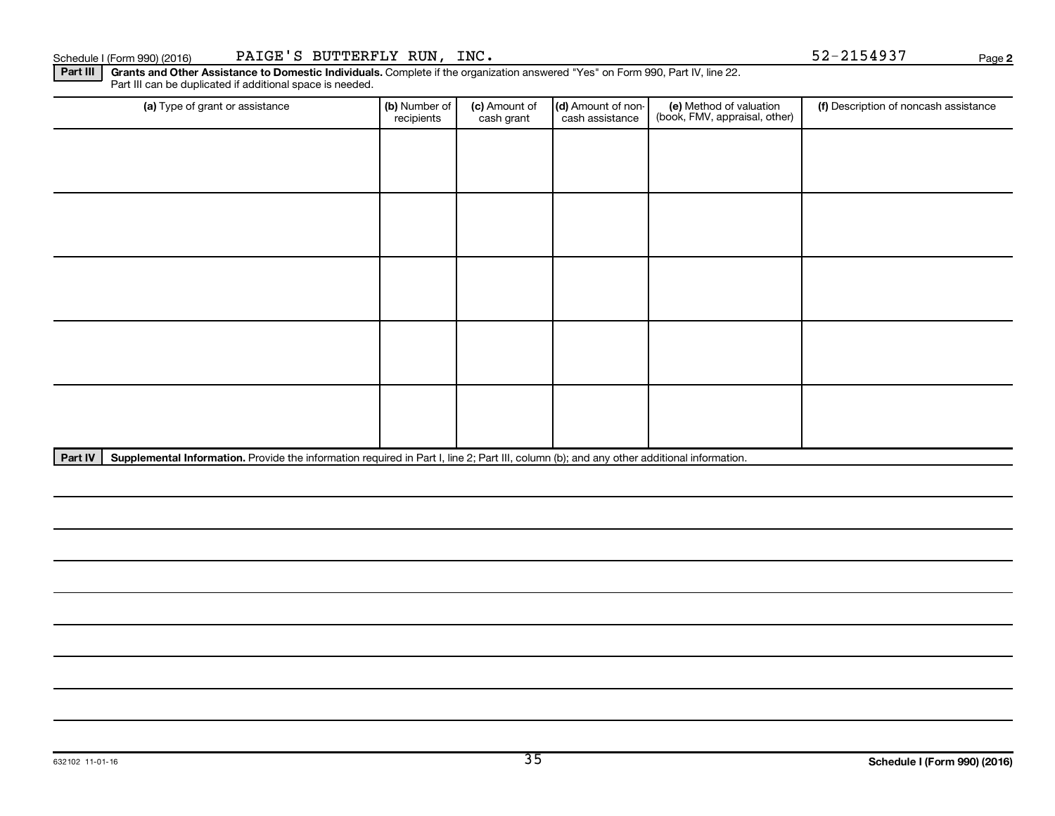Schedule I (Form 990) (2016) PAIGE'S BUTTERFLY RUN, INC. 52-2154937 Page **2**

**Part III** **Grants and Other Assistance to Domestic Individuals.** Complete if the organization answered "Yes" on Form 990, Part IV, line 22. Part III can be duplicated if additional space is needed.

| (a) Type of grant or assistance | (b) Number of recipients | (c) Amount of cash grant | (d) Amount of non-cash assistance | (e) Method of valuation (book, FMV, appraisal, other) | (f) Description of noncash assistance |
|---|---|---|---|---|---|
| | | | | | |
| | | | | | |
| | | | | | |
| | | | | | |
| | | | | | |

**Part IV** **Supplemental Information.** Provide the information required in Part I, line 2; Part III, column (b); and any other additional information.

632102 11-01-16 **Schedule I (Form 990) (2016)**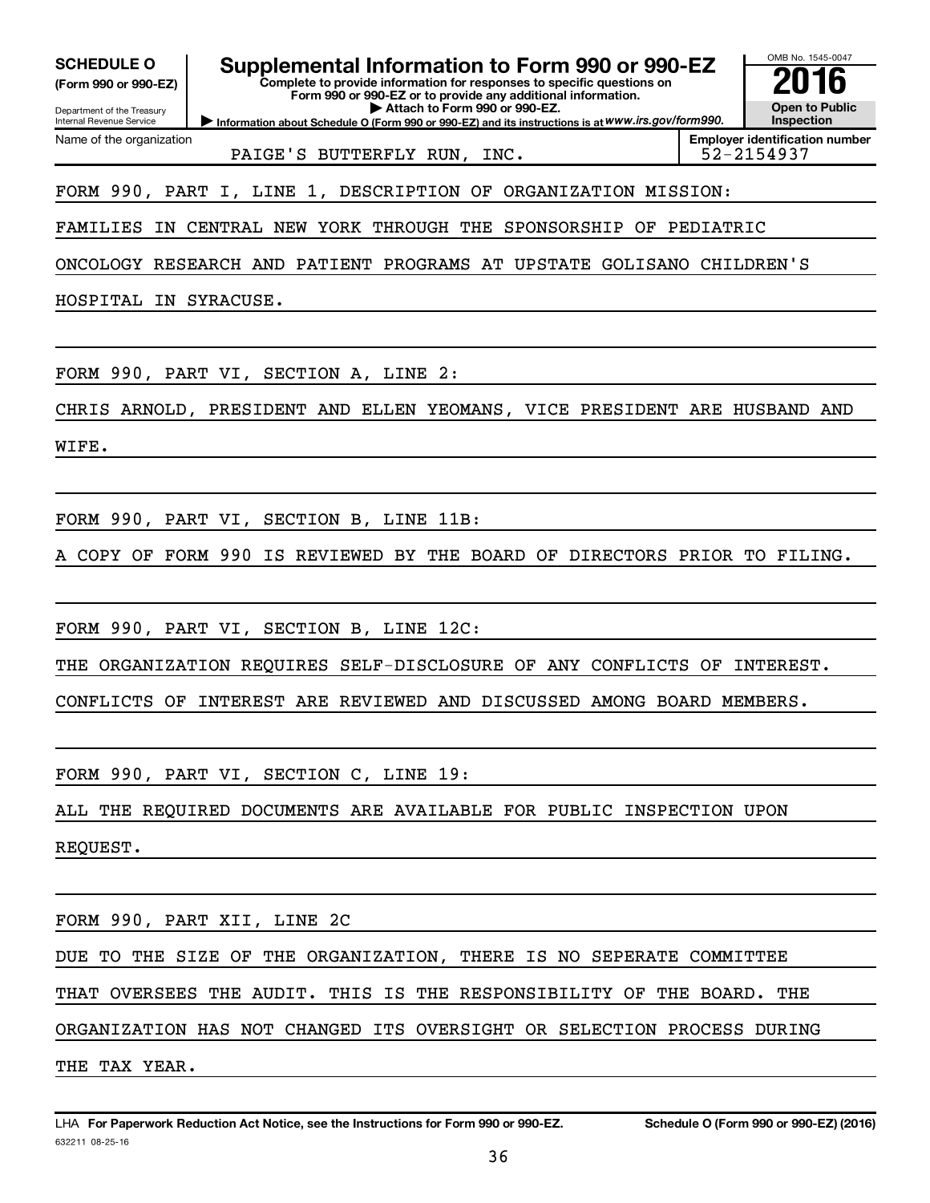**SCHEDULE O**
**(Form 990 or 990-EZ)**

Department of the Treasury
Internal Revenue Service

# Supplemental Information to Form 990 or 990-EZ

**Complete to provide information for responses to specific questions on Form 990 or 990-EZ or to provide any additional information.**
**▶ Attach to Form 990 or 990-EZ.**
**▶ Information about Schedule O (Form 990 or 990-EZ) and its instructions is at *www.irs.gov/form990*.**

OMB No. 1545-0047
**2016**
**Open to Public Inspection**

| Name of the organization | Employer identification number |
|---|---|
| PAIGE'S BUTTERFLY RUN, INC. | 52-2154937 |

FORM 990, PART I, LINE 1, DESCRIPTION OF ORGANIZATION MISSION:

FAMILIES IN CENTRAL NEW YORK THROUGH THE SPONSORSHIP OF PEDIATRIC ONCOLOGY RESEARCH AND PATIENT PROGRAMS AT UPSTATE GOLISANO CHILDREN'S HOSPITAL IN SYRACUSE.

FORM 990, PART VI, SECTION A, LINE 2:

CHRIS ARNOLD, PRESIDENT AND ELLEN YEOMANS, VICE PRESIDENT ARE HUSBAND AND WIFE.

FORM 990, PART VI, SECTION B, LINE 11B:

A COPY OF FORM 990 IS REVIEWED BY THE BOARD OF DIRECTORS PRIOR TO FILING.

FORM 990, PART VI, SECTION B, LINE 12C:

THE ORGANIZATION REQUIRES SELF-DISCLOSURE OF ANY CONFLICTS OF INTEREST. CONFLICTS OF INTEREST ARE REVIEWED AND DISCUSSED AMONG BOARD MEMBERS.

FORM 990, PART VI, SECTION C, LINE 19:

ALL THE REQUIRED DOCUMENTS ARE AVAILABLE FOR PUBLIC INSPECTION UPON REQUEST.

FORM 990, PART XII, LINE 2C

DUE TO THE SIZE OF THE ORGANIZATION, THERE IS NO SEPERATE COMMITTEE THAT OVERSEES THE AUDIT. THIS IS THE RESPONSIBILITY OF THE BOARD. THE ORGANIZATION HAS NOT CHANGED ITS OVERSIGHT OR SELECTION PROCESS DURING THE TAX YEAR.

LHA **For Paperwork Reduction Act Notice, see the Instructions for Form 990 or 990-EZ.** **Schedule O (Form 990 or 990-EZ) (2016)**
632211 08-25-16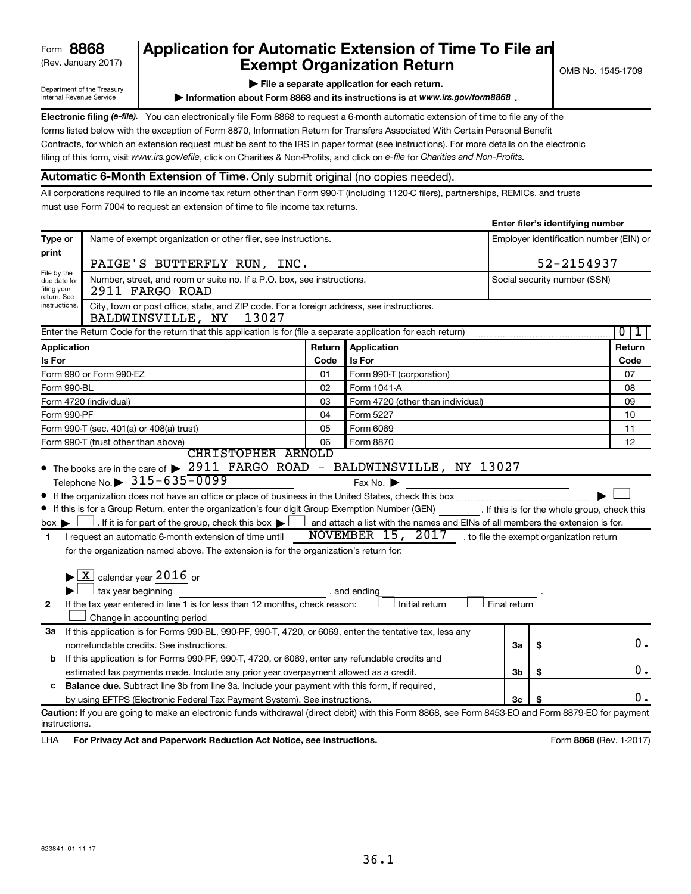Form **8868**
(Rev. January 2017)

Department of the Treasury
Internal Revenue Service

# Application for Automatic Extension of Time To File an Exempt Organization Return

▶ **File a separate application for each return.**

▶ **Information about Form 8868 and its instructions is at** ***www.irs.gov/form8868*** **.**

OMB No. 1545-1709

**Electronic filing** ***(e-file).*** You can electronically file Form 8868 to request a 6-month automatic extension of time to file any of the forms listed below with the exception of Form 8870, Information Return for Transfers Associated With Certain Personal Benefit Contracts, for which an extension request must be sent to the IRS in paper format (see instructions). For more details on the electronic filing of this form, visit *www.irs.gov/efile*, click on Charities & Non-Profits, and click on *e-file* for *Charities and Non-Profits.*

**Automatic 6-Month Extension of Time.** Only submit original (no copies needed).

All corporations required to file an income tax return other than Form 990-T (including 1120-C filers), partnerships, REMICs, and trusts must use Form 7004 to request an extension of time to file income tax returns.

**Enter filer's identifying number**

| **Type or print** | Name of exempt organization or other filer, see instructions. | Employer identification number (EIN) or |
|---|---|---|
| | PAIGE'S BUTTERFLY RUN, INC. | 52-2154937 |
| File by the due date for filing your return. See instructions. | Number, street, and room or suite no. If a P.O. box, see instructions. 2911 FARGO ROAD | Social security number (SSN) |
| | City, town or post office, state, and ZIP code. For a foreign address, see instructions. BALDWINSVILLE, NY 13027 | |

Enter the Return Code for the return that this application is for (file a separate application for each return) 0 1

| **Application Is For** | **Return Code** | **Application Is For** | **Return Code** |
|---|---|---|---|
| Form 990 or Form 990-EZ | 01 | Form 990-T (corporation) | 07 |
| Form 990-BL | 02 | Form 1041-A | 08 |
| Form 4720 (individual) | 03 | Form 4720 (other than individual) | 09 |
| Form 990-PF | 04 | Form 5227 | 10 |
| Form 990-T (sec. 401(a) or 408(a) trust) | 05 | Form 6069 | 11 |
| Form 990-T (trust other than above) | 06 | Form 8870 | 12 |

- The books are in the care of ▶ CHRISTOPHER ARNOLD 2911 FARGO ROAD - BALDWINSVILLE, NY 13027
  Telephone No. ▶ 315-635-0099 Fax No. ▶
- If the organization does not have an office or place of business in the United States, check this box ▶ ☐
- If this is for a Group Return, enter the organization's four digit Group Exemption Number (GEN) ______ . If this is for the whole group, check this box ▶ ☐ . If it is for part of the group, check this box ▶ ☐ and attach a list with the names and EINs of all members the extension is for.

**1** I request an automatic 6-month extension of time until NOVEMBER 15, 2017 , to file the exempt organization return for the organization named above. The extension is for the organization's return for:

▶ ☒ calendar year 2016 or
▶ ☐ tax year beginning ______________, and ending ______________ .

**2** If the tax year entered in line 1 is for less than 12 months, check reason: ☐ Initial return ☐ Final return ☐ Change in accounting period

| | | | |
|---|---|---|---|
| **3a** | If this application is for Forms 990-BL, 990-PF, 990-T, 4720, or 6069, enter the tentative tax, less any nonrefundable credits. See instructions. | **3a** | $ 0. |
| **b** | If this application is for Forms 990-PF, 990-T, 4720, or 6069, enter any refundable credits and estimated tax payments made. Include any prior year overpayment allowed as a credit. | **3b** | $ 0. |
| **c** | **Balance due.** Subtract line 3b from line 3a. Include your payment with this form, if required, by using EFTPS (Electronic Federal Tax Payment System). See instructions. | **3c** | $ 0. |

**Caution:** If you are going to make an electronic funds withdrawal (direct debit) with this Form 8868, see Form 8453-EO and Form 8879-EO for payment instructions.

LHA **For Privacy Act and Paperwork Reduction Act Notice, see instructions.** Form **8868** (Rev. 1-2017)

623841 01-11-17

36.1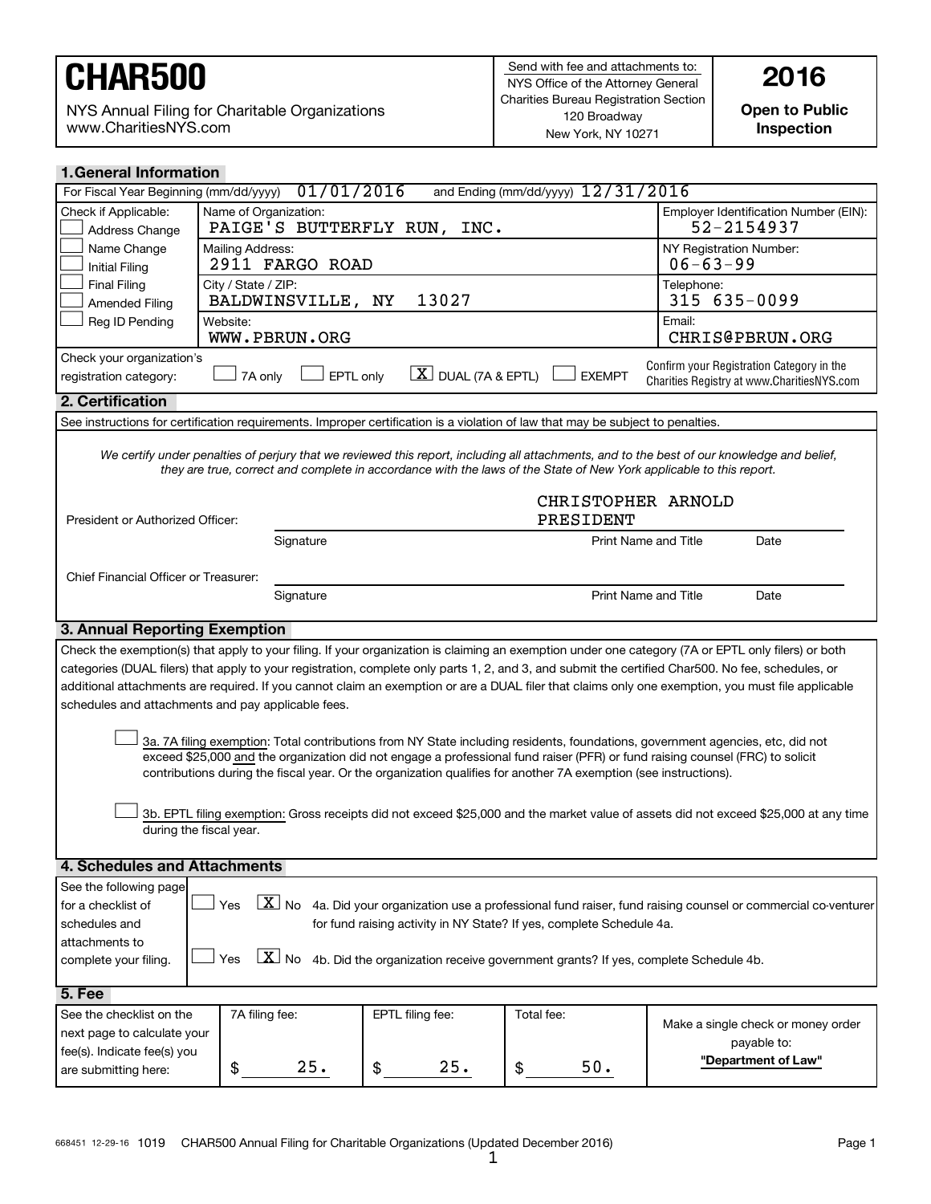# CHAR500

NYS Annual Filing for Charitable Organizations
www.CharitiesNYS.com

Send with fee and attachments to:
NYS Office of the Attorney General
Charities Bureau Registration Section
120 Broadway
New York, NY 10271

**2016**

**Open to Public Inspection**

## 1. General Information

For Fiscal Year Beginning (mm/dd/yyyy) 01/01/2016 and Ending (mm/dd/yyyy) 12/31/2016

| Check if Applicable: | | |
|---|---|---|
| ☐ Address Change<br>☐ Name Change<br>☐ Initial Filing<br>☐ Final Filing<br>☐ Amended Filing<br>☐ Reg ID Pending | Name of Organization: PAIGE'S BUTTERFLY RUN, INC. | Employer Identification Number (EIN): 52-2154937 |
| | Mailing Address: 2911 FARGO ROAD | NY Registration Number: 06-63-99 |
| | City / State / ZIP: BALDWINSVILLE, NY 13027 | Telephone: 315 635-0099 |
| | Website: WWW.PBRUN.ORG | Email: CHRIS@PBRUN.ORG |

Check your organization's registration category: ☐ 7A only ☐ EPTL only [X] DUAL (7A & EPTL) ☐ EXEMPT

Confirm your Registration Category in the Charities Registry at www.CharitiesNYS.com

## 2. Certification

See instructions for certification requirements. Improper certification is a violation of law that may be subject to penalties.

*We certify under penalties of perjury that we reviewed this report, including all attachments, and to the best of our knowledge and belief, they are true, correct and complete in accordance with the laws of the State of New York applicable to this report.*

President or Authorized Officer: ______________________ CHRISTOPHER ARNOLD PRESIDENT ______

Signature | Print Name and Title | Date

Chief Financial Officer or Treasurer: ______________________

Signature | Print Name and Title | Date

## 3. Annual Reporting Exemption

Check the exemption(s) that apply to your filing. If your organization is claiming an exemption under one category (7A or EPTL only filers) or both categories (DUAL filers) that apply to your registration, complete only parts 1, 2, and 3, and submit the certified Char500. No fee, schedules, or additional attachments are required. If you cannot claim an exemption or are a DUAL filer that claims only one exemption, you must file applicable schedules and attachments and pay applicable fees.

☐ 3a. 7A filing exemption: Total contributions from NY State including residents, foundations, government agencies, etc, did not exceed $25,000 and the organization did not engage a professional fund raiser (PFR) or fund raising counsel (FRC) to solicit contributions during the fiscal year. Or the organization qualifies for another 7A exemption (see instructions).

☐ 3b. EPTL filing exemption: Gross receipts did not exceed $25,000 and the market value of assets did not exceed $25,000 at any time during the fiscal year.

## 4. Schedules and Attachments

See the following page for a checklist of schedules and attachments to complete your filing.

☐ Yes [X] No 4a. Did your organization use a professional fund raiser, fund raising counsel or commercial co-venturer for fund raising activity in NY State? If yes, complete Schedule 4a.

☐ Yes [X] No 4b. Did the organization receive government grants? If yes, complete Schedule 4b.

## 5. Fee

| See the checklist on the next page to calculate your fee(s). Indicate fee(s) you are submitting here: | 7A filing fee: | EPTL filing fee: | Total fee: | Make a single check or money order payable to: |
|---|---|---|---|---|
| | $ 25. | $ 25. | $ 50. | **"Department of Law"** |

668451 12-29-16 1019 CHAR500 Annual Filing for Charitable Organizations (Updated December 2016)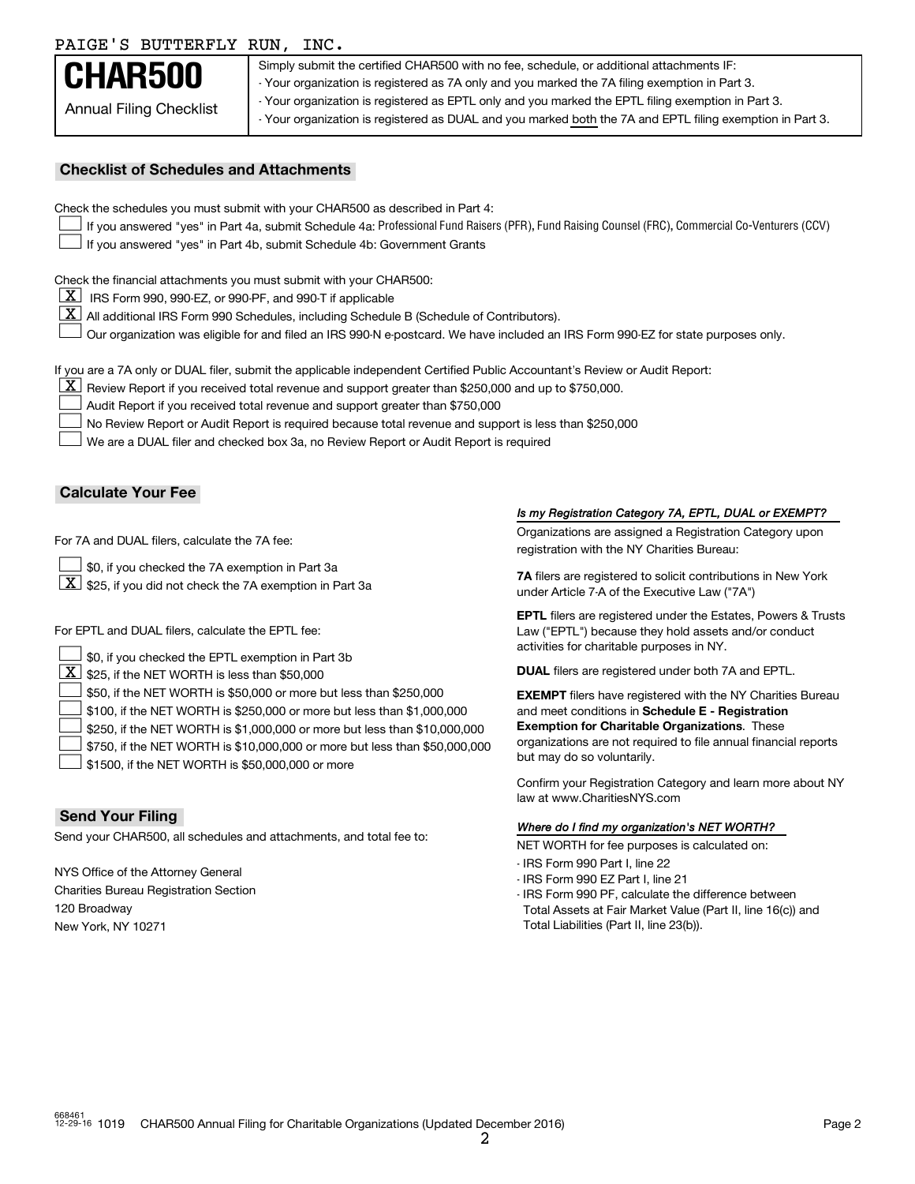PAIGE'S BUTTERFLY RUN, INC.

# CHAR500

Annual Filing Checklist

Simply submit the certified CHAR500 with no fee, schedule, or additional attachments IF:
- Your organization is registered as 7A only and you marked the 7A filing exemption in Part 3.
- Your organization is registered as EPTL only and you marked the EPTL filing exemption in Part 3.
- Your organization is registered as DUAL and you marked both the 7A and EPTL filing exemption in Part 3.

## Checklist of Schedules and Attachments

Check the schedules you must submit with your CHAR500 as described in Part 4:

- [ ] If you answered "yes" in Part 4a, submit Schedule 4a: Professional Fund Raisers (PFR), Fund Raising Counsel (FRC), Commercial Co-Venturers (CCV)
- [ ] If you answered "yes" in Part 4b, submit Schedule 4b: Government Grants

Check the financial attachments you must submit with your CHAR500:

- [X] IRS Form 990, 990-EZ, or 990-PF, and 990-T if applicable
- [X] All additional IRS Form 990 Schedules, including Schedule B (Schedule of Contributors).
- [ ] Our organization was eligible for and filed an IRS 990-N e-postcard. We have included an IRS Form 990-EZ for state purposes only.

If you are a 7A only or DUAL filer, submit the applicable independent Certified Public Accountant's Review or Audit Report:

- [X] Review Report if you received total revenue and support greater than $250,000 and up to $750,000.
- [ ] Audit Report if you received total revenue and support greater than $750,000
- [ ] No Review Report or Audit Report is required because total revenue and support is less than $250,000
- [ ] We are a DUAL filer and checked box 3a, no Review Report or Audit Report is required

## Calculate Your Fee

For 7A and DUAL filers, calculate the 7A fee:

- [ ] $0, if you checked the 7A exemption in Part 3a
- [X] $25, if you did not check the 7A exemption in Part 3a

For EPTL and DUAL filers, calculate the EPTL fee:

- [ ] $0, if you checked the EPTL exemption in Part 3b
- [X] $25, if the NET WORTH is less than $50,000
- [ ] $50, if the NET WORTH is $50,000 or more but less than $250,000
- [ ] $100, if the NET WORTH is $250,000 or more but less than $1,000,000
- [ ] $250, if the NET WORTH is $1,000,000 or more but less than $10,000,000
- [ ] $750, if the NET WORTH is $10,000,000 or more but less than $50,000,000
- [ ] $1500, if the NET WORTH is $50,000,000 or more

## Send Your Filing

Send your CHAR500, all schedules and attachments, and total fee to:

NYS Office of the Attorney General
Charities Bureau Registration Section
120 Broadway
New York, NY 10271

***Is my Registration Category 7A, EPTL, DUAL or EXEMPT?***

Organizations are assigned a Registration Category upon registration with the NY Charities Bureau:

**7A** filers are registered to solicit contributions in New York under Article 7-A of the Executive Law ("7A")

**EPTL** filers are registered under the Estates, Powers & Trusts Law ("EPTL") because they hold assets and/or conduct activities for charitable purposes in NY.

**DUAL** filers are registered under both 7A and EPTL.

**EXEMPT** filers have registered with the NY Charities Bureau and meet conditions in **Schedule E - Registration Exemption for Charitable Organizations**. These organizations are not required to file annual financial reports but may do so voluntarily.

Confirm your Registration Category and learn more about NY law at www.CharitiesNYS.com

***Where do I find my organization's NET WORTH?***

NET WORTH for fee purposes is calculated on:
- IRS Form 990 Part I, line 22
- IRS Form 990 EZ Part I, line 21
- IRS Form 990 PF, calculate the difference between Total Assets at Fair Market Value (Part II, line 16(c)) and Total Liabilities (Part II, line 23(b)).

668461 12-29-16 1019 CHAR500 Annual Filing for Charitable Organizations (Updated December 2016)